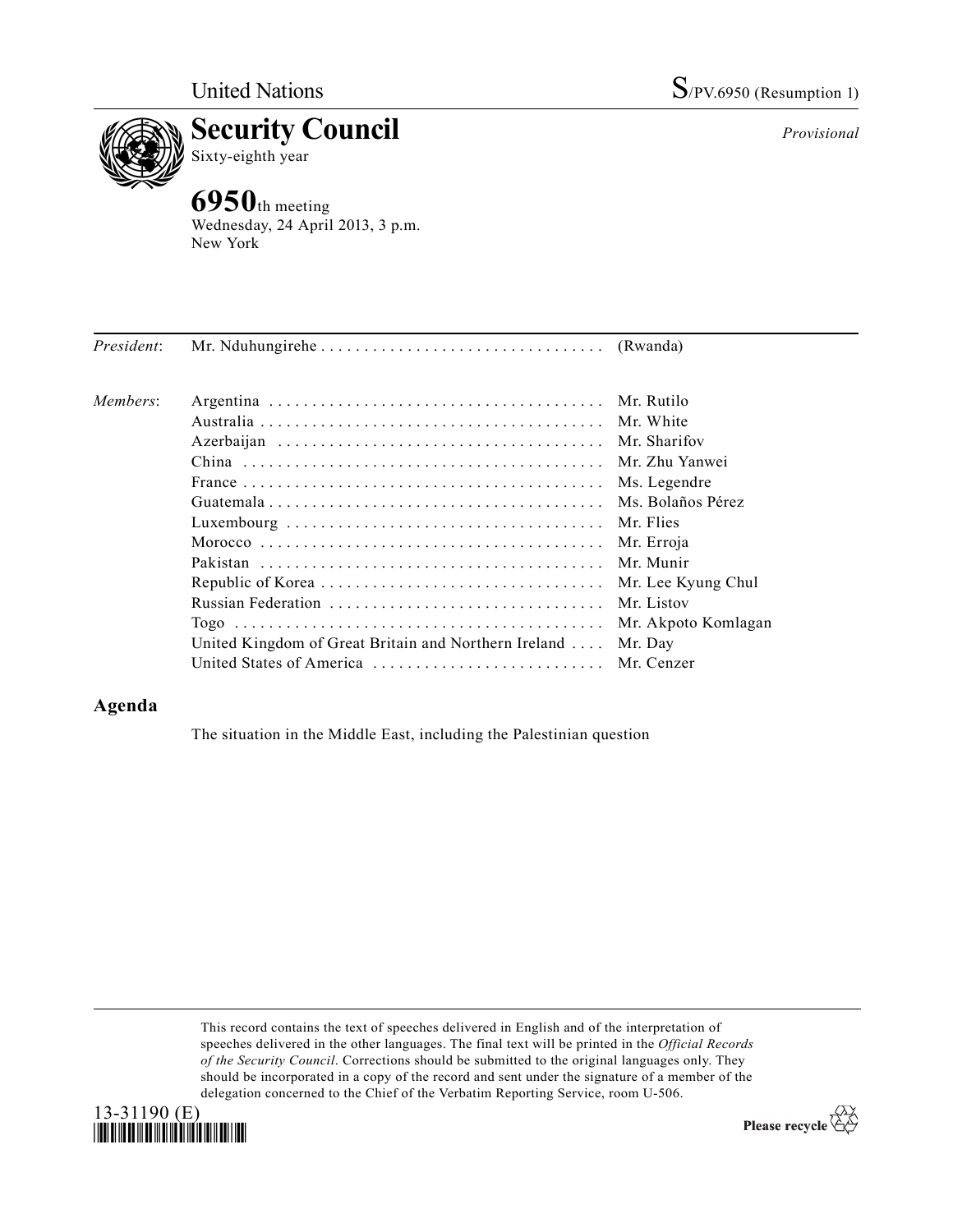United Nations

S/PV.6950 (Resumption 1)

# Security Council

Sixty-eighth year

*Provisional*

## 6950th meeting

Wednesday, 24 April 2013, 3 p.m.
New York

| | | |
|---|---|---|
| *President*: | Mr. Nduhungirehe | (Rwanda) |
| *Members*: | Argentina | Mr. Rutilo |
| | Australia | Mr. White |
| | Azerbaijan | Mr. Sharifov |
| | China | Mr. Zhu Yanwei |
| | France | Ms. Legendre |
| | Guatemala | Ms. Bolaños Pérez |
| | Luxembourg | Mr. Flies |
| | Morocco | Mr. Erroja |
| | Pakistan | Mr. Munir |
| | Republic of Korea | Mr. Lee Kyung Chul |
| | Russian Federation | Mr. Listov |
| | Togo | Mr. Akpoto Komlagan |
| | United Kingdom of Great Britain and Northern Ireland | Mr. Day |
| | United States of America | Mr. Cenzer |

## Agenda

The situation in the Middle East, including the Palestinian question

This record contains the text of speeches delivered in English and of the interpretation of speeches delivered in the other languages. The final text will be printed in the *Official Records of the Security Council*. Corrections should be submitted to the original languages only. They should be incorporated in a copy of the record and sent under the signature of a member of the delegation concerned to the Chief of the Verbatim Reporting Service, room U-506.

13-31190 (E)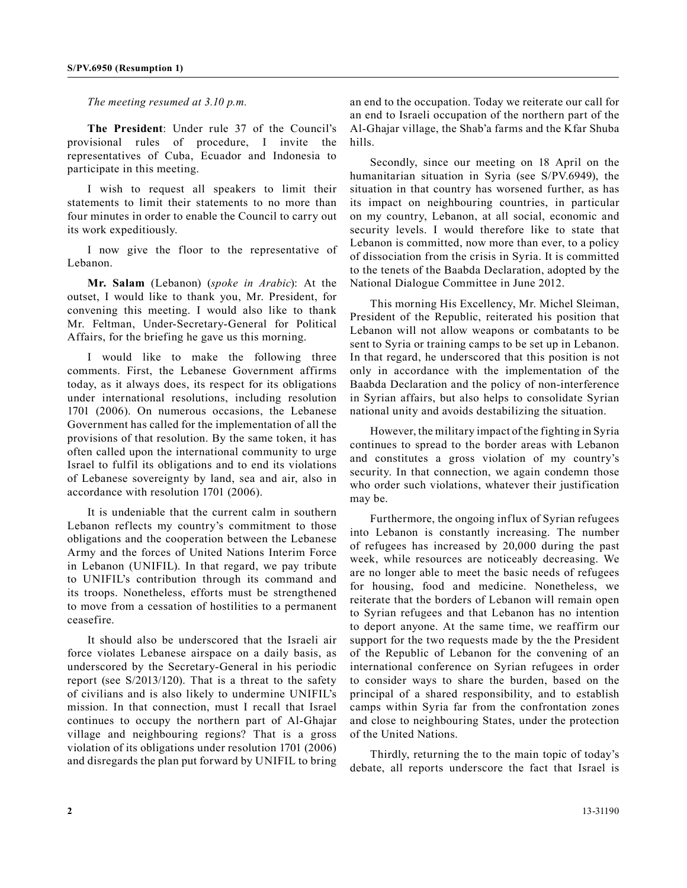*The meeting resumed at 3.10 p.m.*

**The President**: Under rule 37 of the Council's provisional rules of procedure, I invite the representatives of Cuba, Ecuador and Indonesia to participate in this meeting.

I wish to request all speakers to limit their statements to limit their statements to no more than four minutes in order to enable the Council to carry out its work expeditiously.

I now give the floor to the representative of Lebanon.

**Mr. Salam** (Lebanon) (*spoke in Arabic*): At the outset, I would like to thank you, Mr. President, for convening this meeting. I would also like to thank Mr. Feltman, Under-Secretary-General for Political Affairs, for the briefing he gave us this morning.

I would like to make the following three comments. First, the Lebanese Government affirms today, as it always does, its respect for its obligations under international resolutions, including resolution 1701 (2006). On numerous occasions, the Lebanese Government has called for the implementation of all the provisions of that resolution. By the same token, it has often called upon the international community to urge Israel to fulfil its obligations and to end its violations of Lebanese sovereignty by land, sea and air, also in accordance with resolution 1701 (2006).

It is undeniable that the current calm in southern Lebanon reflects my country's commitment to those obligations and the cooperation between the Lebanese Army and the forces of United Nations Interim Force in Lebanon (UNIFIL). In that regard, we pay tribute to UNIFIL's contribution through its command and its troops. Nonetheless, efforts must be strengthened to move from a cessation of hostilities to a permanent ceasefire.

It should also be underscored that the Israeli air force violates Lebanese airspace on a daily basis, as underscored by the Secretary-General in his periodic report (see S/2013/120). That is a threat to the safety of civilians and is also likely to undermine UNIFIL's mission. In that connection, must I recall that Israel continues to occupy the northern part of Al-Ghajar village and neighbouring regions? That is a gross violation of its obligations under resolution 1701 (2006) and disregards the plan put forward by UNIFIL to bring an end to the occupation. Today we reiterate our call for an end to Israeli occupation of the northern part of the Al-Ghajar village, the Shab'a farms and the Kfar Shuba hills.

Secondly, since our meeting on 18 April on the humanitarian situation in Syria (see S/PV.6949), the situation in that country has worsened further, as has its impact on neighbouring countries, in particular on my country, Lebanon, at all social, economic and security levels. I would therefore like to state that Lebanon is committed, now more than ever, to a policy of dissociation from the crisis in Syria. It is committed to the tenets of the Baabda Declaration, adopted by the National Dialogue Committee in June 2012.

This morning His Excellency, Mr. Michel Sleiman, President of the Republic, reiterated his position that Lebanon will not allow weapons or combatants to be sent to Syria or training camps to be set up in Lebanon. In that regard, he underscored that this position is not only in accordance with the implementation of the Baabda Declaration and the policy of non-interference in Syrian affairs, but also helps to consolidate Syrian national unity and avoids destabilizing the situation.

However, the military impact of the fighting in Syria continues to spread to the border areas with Lebanon and constitutes a gross violation of my country's security. In that connection, we again condemn those who order such violations, whatever their justification may be.

Furthermore, the ongoing influx of Syrian refugees into Lebanon is constantly increasing. The number of refugees has increased by 20,000 during the past week, while resources are noticeably decreasing. We are no longer able to meet the basic needs of refugees for housing, food and medicine. Nonetheless, we reiterate that the borders of Lebanon will remain open to Syrian refugees and that Lebanon has no intention to deport anyone. At the same time, we reaffirm our support for the two requests made by the the President of the Republic of Lebanon for the convening of an international conference on Syrian refugees in order to consider ways to share the burden, based on the principal of a shared responsibility, and to establish camps within Syria far from the confrontation zones and close to neighbouring States, under the protection of the United Nations.

Thirdly, returning the to the main topic of today's debate, all reports underscore the fact that Israel is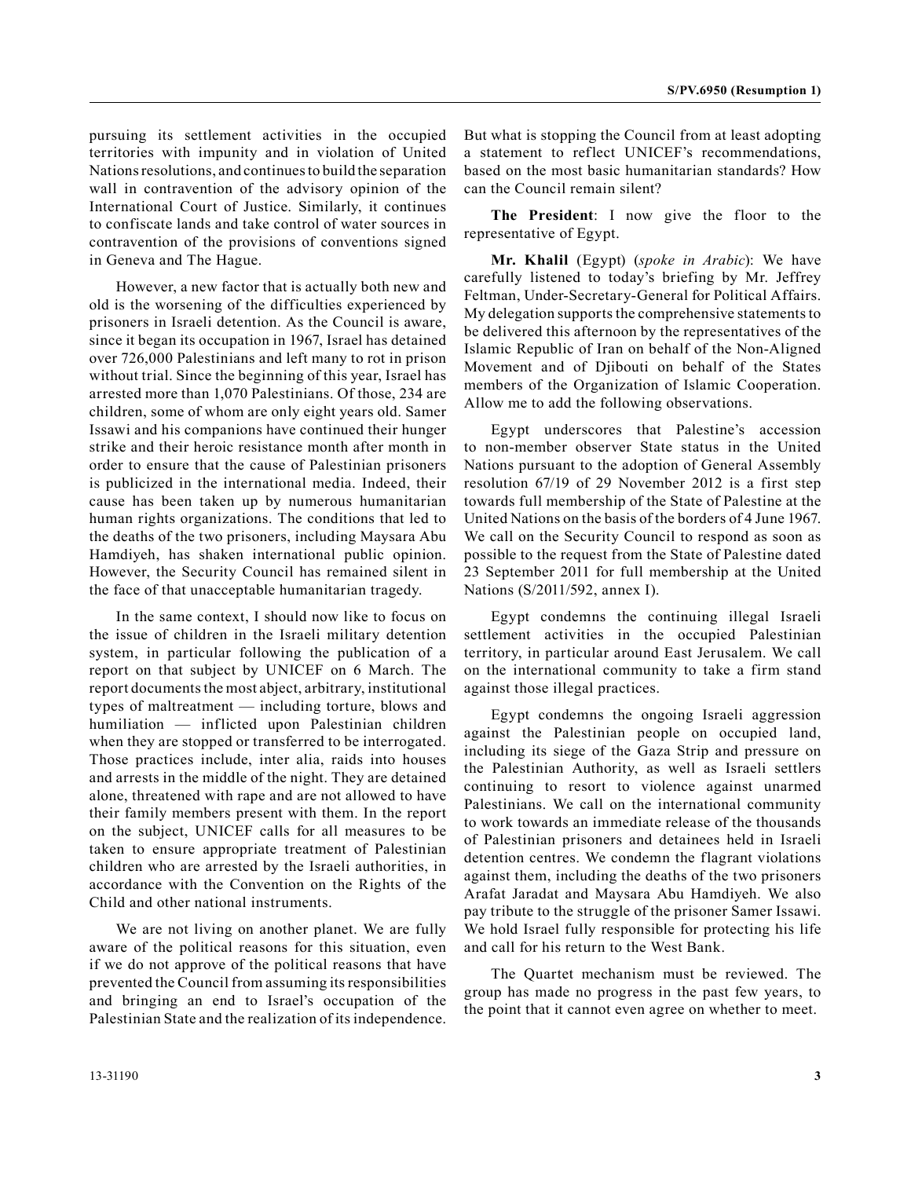pursuing its settlement activities in the occupied territories with impunity and in violation of United Nations resolutions, and continues to build the separation wall in contravention of the advisory opinion of the International Court of Justice. Similarly, it continues to confiscate lands and take control of water sources in contravention of the provisions of conventions signed in Geneva and The Hague.

However, a new factor that is actually both new and old is the worsening of the difficulties experienced by prisoners in Israeli detention. As the Council is aware, since it began its occupation in 1967, Israel has detained over 726,000 Palestinians and left many to rot in prison without trial. Since the beginning of this year, Israel has arrested more than 1,070 Palestinians. Of those, 234 are children, some of whom are only eight years old. Samer Issawi and his companions have continued their hunger strike and their heroic resistance month after month in order to ensure that the cause of Palestinian prisoners is publicized in the international media. Indeed, their cause has been taken up by numerous humanitarian human rights organizations. The conditions that led to the deaths of the two prisoners, including Maysara Abu Hamdiyeh, has shaken international public opinion. However, the Security Council has remained silent in the face of that unacceptable humanitarian tragedy.

In the same context, I should now like to focus on the issue of children in the Israeli military detention system, in particular following the publication of a report on that subject by UNICEF on 6 March. The report documents the most abject, arbitrary, institutional types of maltreatment — including torture, blows and humiliation — inflicted upon Palestinian children when they are stopped or transferred to be interrogated. Those practices include, inter alia, raids into houses and arrests in the middle of the night. They are detained alone, threatened with rape and are not allowed to have their family members present with them. In the report on the subject, UNICEF calls for all measures to be taken to ensure appropriate treatment of Palestinian children who are arrested by the Israeli authorities, in accordance with the Convention on the Rights of the Child and other national instruments.

We are not living on another planet. We are fully aware of the political reasons for this situation, even if we do not approve of the political reasons that have prevented the Council from assuming its responsibilities and bringing an end to Israel's occupation of the Palestinian State and the realization of its independence. But what is stopping the Council from at least adopting a statement to reflect UNICEF's recommendations, based on the most basic humanitarian standards? How can the Council remain silent?

**The President**: I now give the floor to the representative of Egypt.

**Mr. Khalil** (Egypt) (*spoke in Arabic*): We have carefully listened to today's briefing by Mr. Jeffrey Feltman, Under-Secretary-General for Political Affairs. My delegation supports the comprehensive statements to be delivered this afternoon by the representatives of the Islamic Republic of Iran on behalf of the Non-Aligned Movement and of Djibouti on behalf of the States members of the Organization of Islamic Cooperation. Allow me to add the following observations.

Egypt underscores that Palestine's accession to non-member observer State status in the United Nations pursuant to the adoption of General Assembly resolution 67/19 of 29 November 2012 is a first step towards full membership of the State of Palestine at the United Nations on the basis of the borders of 4 June 1967. We call on the Security Council to respond as soon as possible to the request from the State of Palestine dated 23 September 2011 for full membership at the United Nations (S/2011/592, annex I).

Egypt condemns the continuing illegal Israeli settlement activities in the occupied Palestinian territory, in particular around East Jerusalem. We call on the international community to take a firm stand against those illegal practices.

Egypt condemns the ongoing Israeli aggression against the Palestinian people on occupied land, including its siege of the Gaza Strip and pressure on the Palestinian Authority, as well as Israeli settlers continuing to resort to violence against unarmed Palestinians. We call on the international community to work towards an immediate release of the thousands of Palestinian prisoners and detainees held in Israeli detention centres. We condemn the flagrant violations against them, including the deaths of the two prisoners Arafat Jaradat and Maysara Abu Hamdiyeh. We also pay tribute to the struggle of the prisoner Samer Issawi. We hold Israel fully responsible for protecting his life and call for his return to the West Bank.

The Quartet mechanism must be reviewed. The group has made no progress in the past few years, to the point that it cannot even agree on whether to meet.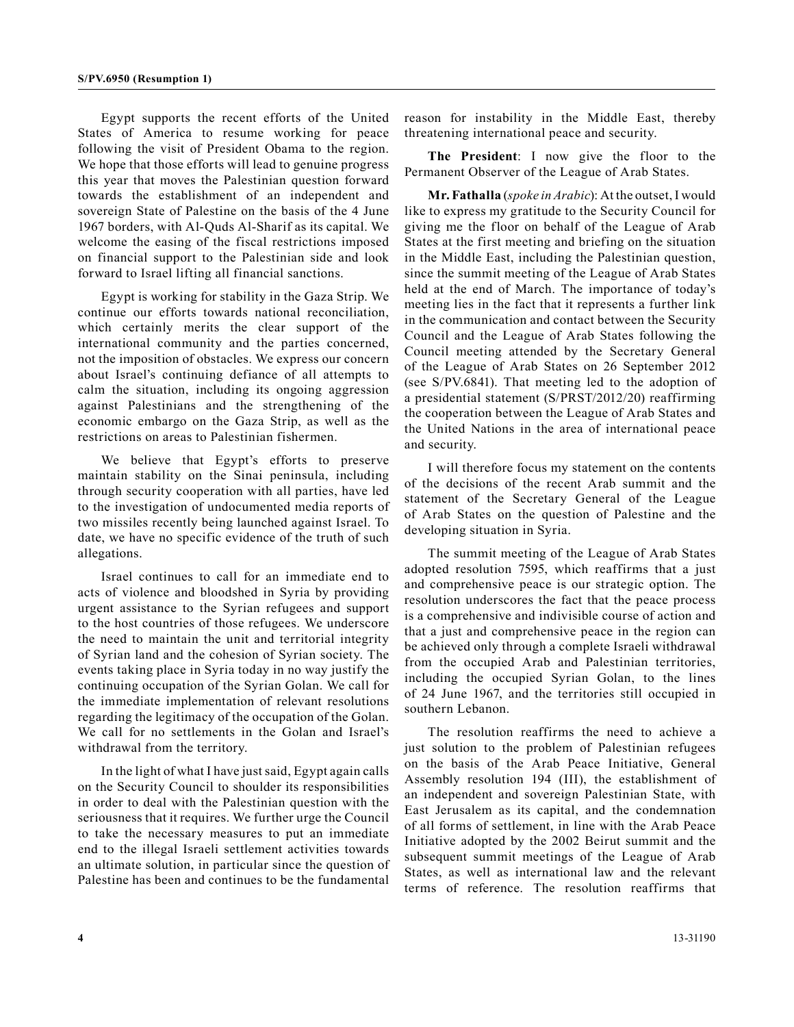Egypt supports the recent efforts of the United States of America to resume working for peace following the visit of President Obama to the region. We hope that those efforts will lead to genuine progress this year that moves the Palestinian question forward towards the establishment of an independent and sovereign State of Palestine on the basis of the 4 June 1967 borders, with Al-Quds Al-Sharif as its capital. We welcome the easing of the fiscal restrictions imposed on financial support to the Palestinian side and look forward to Israel lifting all financial sanctions.

Egypt is working for stability in the Gaza Strip. We continue our efforts towards national reconciliation, which certainly merits the clear support of the international community and the parties concerned, not the imposition of obstacles. We express our concern about Israel's continuing defiance of all attempts to calm the situation, including its ongoing aggression against Palestinians and the strengthening of the economic embargo on the Gaza Strip, as well as the restrictions on areas to Palestinian fishermen.

We believe that Egypt's efforts to preserve maintain stability on the Sinai peninsula, including through security cooperation with all parties, have led to the investigation of undocumented media reports of two missiles recently being launched against Israel. To date, we have no specific evidence of the truth of such allegations.

Israel continues to call for an immediate end to acts of violence and bloodshed in Syria by providing urgent assistance to the Syrian refugees and support to the host countries of those refugees. We underscore the need to maintain the unit and territorial integrity of Syrian land and the cohesion of Syrian society. The events taking place in Syria today in no way justify the continuing occupation of the Syrian Golan. We call for the immediate implementation of relevant resolutions regarding the legitimacy of the occupation of the Golan. We call for no settlements in the Golan and Israel's withdrawal from the territory.

In the light of what I have just said, Egypt again calls on the Security Council to shoulder its responsibilities in order to deal with the Palestinian question with the seriousness that it requires. We further urge the Council to take the necessary measures to put an immediate end to the illegal Israeli settlement activities towards an ultimate solution, in particular since the question of Palestine has been and continues to be the fundamental reason for instability in the Middle East, thereby threatening international peace and security.

**The President**: I now give the floor to the Permanent Observer of the League of Arab States.

**Mr. Fathalla** (*spoke in Arabic*): At the outset, I would like to express my gratitude to the Security Council for giving me the floor on behalf of the League of Arab States at the first meeting and briefing on the situation in the Middle East, including the Palestinian question, since the summit meeting of the League of Arab States held at the end of March. The importance of today's meeting lies in the fact that it represents a further link in the communication and contact between the Security Council and the League of Arab States following the Council meeting attended by the Secretary General of the League of Arab States on 26 September 2012 (see S/PV.6841). That meeting led to the adoption of a presidential statement (S/PRST/2012/20) reaffirming the cooperation between the League of Arab States and the United Nations in the area of international peace and security.

I will therefore focus my statement on the contents of the decisions of the recent Arab summit and the statement of the Secretary General of the League of Arab States on the question of Palestine and the developing situation in Syria.

The summit meeting of the League of Arab States adopted resolution 7595, which reaffirms that a just and comprehensive peace is our strategic option. The resolution underscores the fact that the peace process is a comprehensive and indivisible course of action and that a just and comprehensive peace in the region can be achieved only through a complete Israeli withdrawal from the occupied Arab and Palestinian territories, including the occupied Syrian Golan, to the lines of 24 June 1967, and the territories still occupied in southern Lebanon.

The resolution reaffirms the need to achieve a just solution to the problem of Palestinian refugees on the basis of the Arab Peace Initiative, General Assembly resolution 194 (III), the establishment of an independent and sovereign Palestinian State, with East Jerusalem as its capital, and the condemnation of all forms of settlement, in line with the Arab Peace Initiative adopted by the 2002 Beirut summit and the subsequent summit meetings of the League of Arab States, as well as international law and the relevant terms of reference. The resolution reaffirms that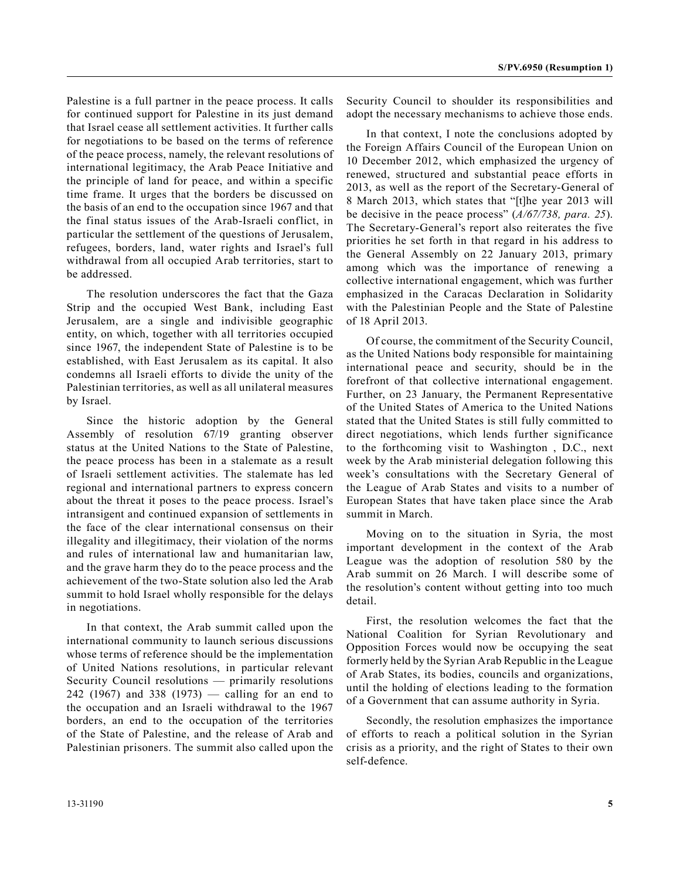Palestine is a full partner in the peace process. It calls for continued support for Palestine in its just demand that Israel cease all settlement activities. It further calls for negotiations to be based on the terms of reference of the peace process, namely, the relevant resolutions of international legitimacy, the Arab Peace Initiative and the principle of land for peace, and within a specific time frame. It urges that the borders be discussed on the basis of an end to the occupation since 1967 and that the final status issues of the Arab-Israeli conflict, in particular the settlement of the questions of Jerusalem, refugees, borders, land, water rights and Israel's full withdrawal from all occupied Arab territories, start to be addressed.

The resolution underscores the fact that the Gaza Strip and the occupied West Bank, including East Jerusalem, are a single and indivisible geographic entity, on which, together with all territories occupied since 1967, the independent State of Palestine is to be established, with East Jerusalem as its capital. It also condemns all Israeli efforts to divide the unity of the Palestinian territories, as well as all unilateral measures by Israel.

Since the historic adoption by the General Assembly of resolution 67/19 granting observer status at the United Nations to the State of Palestine, the peace process has been in a stalemate as a result of Israeli settlement activities. The stalemate has led regional and international partners to express concern about the threat it poses to the peace process. Israel's intransigent and continued expansion of settlements in the face of the clear international consensus on their illegality and illegitimacy, their violation of the norms and rules of international law and humanitarian law, and the grave harm they do to the peace process and the achievement of the two-State solution also led the Arab summit to hold Israel wholly responsible for the delays in negotiations.

In that context, the Arab summit called upon the international community to launch serious discussions whose terms of reference should be the implementation of United Nations resolutions, in particular relevant Security Council resolutions — primarily resolutions 242 (1967) and 338 (1973) — calling for an end to the occupation and an Israeli withdrawal to the 1967 borders, an end to the occupation of the territories of the State of Palestine, and the release of Arab and Palestinian prisoners. The summit also called upon the Security Council to shoulder its responsibilities and adopt the necessary mechanisms to achieve those ends.

In that context, I note the conclusions adopted by the Foreign Affairs Council of the European Union on 10 December 2012, which emphasized the urgency of renewed, structured and substantial peace efforts in 2013, as well as the report of the Secretary-General of 8 March 2013, which states that "[t]he year 2013 will be decisive in the peace process" (*A/67/738, para. 25*). The Secretary-General's report also reiterates the five priorities he set forth in that regard in his address to the General Assembly on 22 January 2013, primary among which was the importance of renewing a collective international engagement, which was further emphasized in the Caracas Declaration in Solidarity with the Palestinian People and the State of Palestine of 18 April 2013.

Of course, the commitment of the Security Council, as the United Nations body responsible for maintaining international peace and security, should be in the forefront of that collective international engagement. Further, on 23 January, the Permanent Representative of the United States of America to the United Nations stated that the United States is still fully committed to direct negotiations, which lends further significance to the forthcoming visit to Washington , D.C., next week by the Arab ministerial delegation following this week's consultations with the Secretary General of the League of Arab States and visits to a number of European States that have taken place since the Arab summit in March.

Moving on to the situation in Syria, the most important development in the context of the Arab League was the adoption of resolution 580 by the Arab summit on 26 March. I will describe some of the resolution's content without getting into too much detail.

First, the resolution welcomes the fact that the National Coalition for Syrian Revolutionary and Opposition Forces would now be occupying the seat formerly held by the Syrian Arab Republic in the League of Arab States, its bodies, councils and organizations, until the holding of elections leading to the formation of a Government that can assume authority in Syria.

Secondly, the resolution emphasizes the importance of efforts to reach a political solution in the Syrian crisis as a priority, and the right of States to their own self-defence.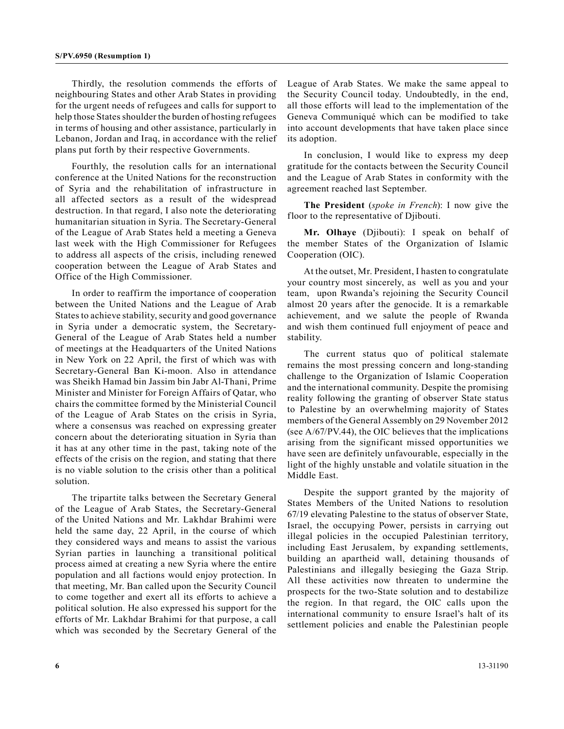Thirdly, the resolution commends the efforts of neighbouring States and other Arab States in providing for the urgent needs of refugees and calls for support to help those States shoulder the burden of hosting refugees in terms of housing and other assistance, particularly in Lebanon, Jordan and Iraq, in accordance with the relief plans put forth by their respective Governments.

Fourthly, the resolution calls for an international conference at the United Nations for the reconstruction of Syria and the rehabilitation of infrastructure in all affected sectors as a result of the widespread destruction. In that regard, I also note the deteriorating humanitarian situation in Syria. The Secretary-General of the League of Arab States held a meeting a Geneva last week with the High Commissioner for Refugees to address all aspects of the crisis, including renewed cooperation between the League of Arab States and Office of the High Commissioner.

In order to reaffirm the importance of cooperation between the United Nations and the League of Arab States to achieve stability, security and good governance in Syria under a democratic system, the Secretary-General of the League of Arab States held a number of meetings at the Headquarters of the United Nations in New York on 22 April, the first of which was with Secretary-General Ban Ki-moon. Also in attendance was Sheikh Hamad bin Jassim bin Jabr Al-Thani, Prime Minister and Minister for Foreign Affairs of Qatar, who chairs the committee formed by the Ministerial Council of the League of Arab States on the crisis in Syria, where a consensus was reached on expressing greater concern about the deteriorating situation in Syria than it has at any other time in the past, taking note of the effects of the crisis on the region, and stating that there is no viable solution to the crisis other than a political solution.

The tripartite talks between the Secretary General of the League of Arab States, the Secretary-General of the United Nations and Mr. Lakhdar Brahimi were held the same day, 22 April, in the course of which they considered ways and means to assist the various Syrian parties in launching a transitional political process aimed at creating a new Syria where the entire population and all factions would enjoy protection. In that meeting, Mr. Ban called upon the Security Council to come together and exert all its efforts to achieve a political solution. He also expressed his support for the efforts of Mr. Lakhdar Brahimi for that purpose, a call which was seconded by the Secretary General of the League of Arab States. We make the same appeal to the Security Council today. Undoubtedly, in the end, all those efforts will lead to the implementation of the Geneva Communiqué which can be modified to take into account developments that have taken place since its adoption.

In conclusion, I would like to express my deep gratitude for the contacts between the Security Council and the League of Arab States in conformity with the agreement reached last September.

**The President** (*spoke in French*): I now give the floor to the representative of Djibouti.

**Mr. Olhaye** (Djibouti): I speak on behalf of the member States of the Organization of Islamic Cooperation (OIC).

At the outset, Mr. President, I hasten to congratulate your country most sincerely, as well as you and your team, upon Rwanda's rejoining the Security Council almost 20 years after the genocide. It is a remarkable achievement, and we salute the people of Rwanda and wish them continued full enjoyment of peace and stability.

The current status quo of political stalemate remains the most pressing concern and long-standing challenge to the Organization of Islamic Cooperation and the international community. Despite the promising reality following the granting of observer State status to Palestine by an overwhelming majority of States members of the General Assembly on 29 November 2012 (see A/67/PV.44), the OIC believes that the implications arising from the significant missed opportunities we have seen are definitely unfavourable, especially in the light of the highly unstable and volatile situation in the Middle East.

Despite the support granted by the majority of States Members of the United Nations to resolution 67/19 elevating Palestine to the status of observer State, Israel, the occupying Power, persists in carrying out illegal policies in the occupied Palestinian territory, including East Jerusalem, by expanding settlements, building an apartheid wall, detaining thousands of Palestinians and illegally besieging the Gaza Strip. All these activities now threaten to undermine the prospects for the two-State solution and to destabilize the region. In that regard, the OIC calls upon the international community to ensure Israel's halt of its settlement policies and enable the Palestinian people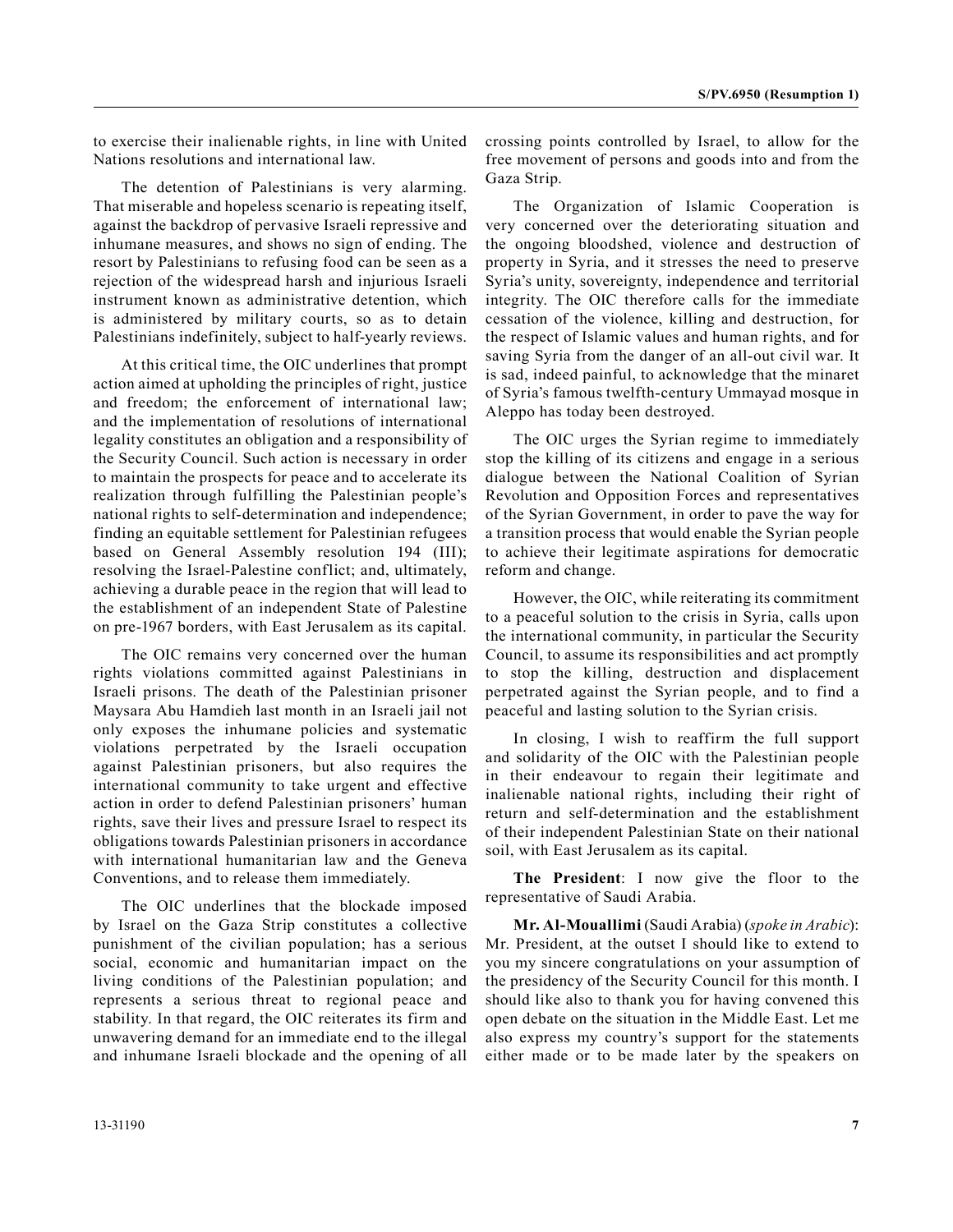to exercise their inalienable rights, in line with United Nations resolutions and international law.

The detention of Palestinians is very alarming. That miserable and hopeless scenario is repeating itself, against the backdrop of pervasive Israeli repressive and inhumane measures, and shows no sign of ending. The resort by Palestinians to refusing food can be seen as a rejection of the widespread harsh and injurious Israeli instrument known as administrative detention, which is administered by military courts, so as to detain Palestinians indefinitely, subject to half-yearly reviews.

At this critical time, the OIC underlines that prompt action aimed at upholding the principles of right, justice and freedom; the enforcement of international law; and the implementation of resolutions of international legality constitutes an obligation and a responsibility of the Security Council. Such action is necessary in order to maintain the prospects for peace and to accelerate its realization through fulfilling the Palestinian people's national rights to self-determination and independence; finding an equitable settlement for Palestinian refugees based on General Assembly resolution 194 (III); resolving the Israel-Palestine conflict; and, ultimately, achieving a durable peace in the region that will lead to the establishment of an independent State of Palestine on pre-1967 borders, with East Jerusalem as its capital.

The OIC remains very concerned over the human rights violations committed against Palestinians in Israeli prisons. The death of the Palestinian prisoner Maysara Abu Hamdieh last month in an Israeli jail not only exposes the inhumane policies and systematic violations perpetrated by the Israeli occupation against Palestinian prisoners, but also requires the international community to take urgent and effective action in order to defend Palestinian prisoners' human rights, save their lives and pressure Israel to respect its obligations towards Palestinian prisoners in accordance with international humanitarian law and the Geneva Conventions, and to release them immediately.

The OIC underlines that the blockade imposed by Israel on the Gaza Strip constitutes a collective punishment of the civilian population; has a serious social, economic and humanitarian impact on the living conditions of the Palestinian population; and represents a serious threat to regional peace and stability. In that regard, the OIC reiterates its firm and unwavering demand for an immediate end to the illegal and inhumane Israeli blockade and the opening of all crossing points controlled by Israel, to allow for the free movement of persons and goods into and from the Gaza Strip.

The Organization of Islamic Cooperation is very concerned over the deteriorating situation and the ongoing bloodshed, violence and destruction of property in Syria, and it stresses the need to preserve Syria's unity, sovereignty, independence and territorial integrity. The OIC therefore calls for the immediate cessation of the violence, killing and destruction, for the respect of Islamic values and human rights, and for saving Syria from the danger of an all-out civil war. It is sad, indeed painful, to acknowledge that the minaret of Syria's famous twelfth-century Ummayad mosque in Aleppo has today been destroyed.

The OIC urges the Syrian regime to immediately stop the killing of its citizens and engage in a serious dialogue between the National Coalition of Syrian Revolution and Opposition Forces and representatives of the Syrian Government, in order to pave the way for a transition process that would enable the Syrian people to achieve their legitimate aspirations for democratic reform and change.

However, the OIC, while reiterating its commitment to a peaceful solution to the crisis in Syria, calls upon the international community, in particular the Security Council, to assume its responsibilities and act promptly to stop the killing, destruction and displacement perpetrated against the Syrian people, and to find a peaceful and lasting solution to the Syrian crisis.

In closing, I wish to reaffirm the full support and solidarity of the OIC with the Palestinian people in their endeavour to regain their legitimate and inalienable national rights, including their right of return and self-determination and the establishment of their independent Palestinian State on their national soil, with East Jerusalem as its capital.

**The President**: I now give the floor to the representative of Saudi Arabia.

**Mr. Al-Mouallimi** (Saudi Arabia) (*spoke in Arabic*): Mr. President, at the outset I should like to extend to you my sincere congratulations on your assumption of the presidency of the Security Council for this month. I should like also to thank you for having convened this open debate on the situation in the Middle East. Let me also express my country's support for the statements either made or to be made later by the speakers on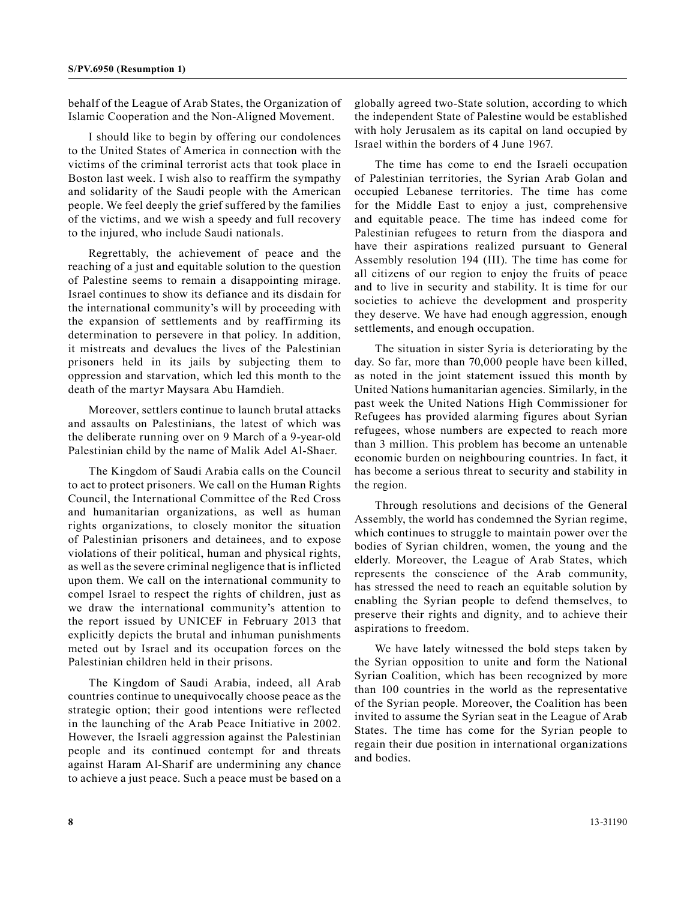behalf of the League of Arab States, the Organization of Islamic Cooperation and the Non-Aligned Movement.

I should like to begin by offering our condolences to the United States of America in connection with the victims of the criminal terrorist acts that took place in Boston last week. I wish also to reaffirm the sympathy and solidarity of the Saudi people with the American people. We feel deeply the grief suffered by the families of the victims, and we wish a speedy and full recovery to the injured, who include Saudi nationals.

Regrettably, the achievement of peace and the reaching of a just and equitable solution to the question of Palestine seems to remain a disappointing mirage. Israel continues to show its defiance and its disdain for the international community's will by proceeding with the expansion of settlements and by reaffirming its determination to persevere in that policy. In addition, it mistreats and devalues the lives of the Palestinian prisoners held in its jails by subjecting them to oppression and starvation, which led this month to the death of the martyr Maysara Abu Hamdieh.

Moreover, settlers continue to launch brutal attacks and assaults on Palestinians, the latest of which was the deliberate running over on 9 March of a 9-year-old Palestinian child by the name of Malik Adel Al-Shaer.

The Kingdom of Saudi Arabia calls on the Council to act to protect prisoners. We call on the Human Rights Council, the International Committee of the Red Cross and humanitarian organizations, as well as human rights organizations, to closely monitor the situation of Palestinian prisoners and detainees, and to expose violations of their political, human and physical rights, as well as the severe criminal negligence that is inflicted upon them. We call on the international community to compel Israel to respect the rights of children, just as we draw the international community's attention to the report issued by UNICEF in February 2013 that explicitly depicts the brutal and inhuman punishments meted out by Israel and its occupation forces on the Palestinian children held in their prisons.

The Kingdom of Saudi Arabia, indeed, all Arab countries continue to unequivocally choose peace as the strategic option; their good intentions were reflected in the launching of the Arab Peace Initiative in 2002. However, the Israeli aggression against the Palestinian people and its continued contempt for and threats against Haram Al-Sharif are undermining any chance to achieve a just peace. Such a peace must be based on a globally agreed two-State solution, according to which the independent State of Palestine would be established with holy Jerusalem as its capital on land occupied by Israel within the borders of 4 June 1967.

The time has come to end the Israeli occupation of Palestinian territories, the Syrian Arab Golan and occupied Lebanese territories. The time has come for the Middle East to enjoy a just, comprehensive and equitable peace. The time has indeed come for Palestinian refugees to return from the diaspora and have their aspirations realized pursuant to General Assembly resolution 194 (III). The time has come for all citizens of our region to enjoy the fruits of peace and to live in security and stability. It is time for our societies to achieve the development and prosperity they deserve. We have had enough aggression, enough settlements, and enough occupation.

The situation in sister Syria is deteriorating by the day. So far, more than 70,000 people have been killed, as noted in the joint statement issued this month by United Nations humanitarian agencies. Similarly, in the past week the United Nations High Commissioner for Refugees has provided alarming figures about Syrian refugees, whose numbers are expected to reach more than 3 million. This problem has become an untenable economic burden on neighbouring countries. In fact, it has become a serious threat to security and stability in the region.

Through resolutions and decisions of the General Assembly, the world has condemned the Syrian regime, which continues to struggle to maintain power over the bodies of Syrian children, women, the young and the elderly. Moreover, the League of Arab States, which represents the conscience of the Arab community, has stressed the need to reach an equitable solution by enabling the Syrian people to defend themselves, to preserve their rights and dignity, and to achieve their aspirations to freedom.

We have lately witnessed the bold steps taken by the Syrian opposition to unite and form the National Syrian Coalition, which has been recognized by more than 100 countries in the world as the representative of the Syrian people. Moreover, the Coalition has been invited to assume the Syrian seat in the League of Arab States. The time has come for the Syrian people to regain their due position in international organizations and bodies.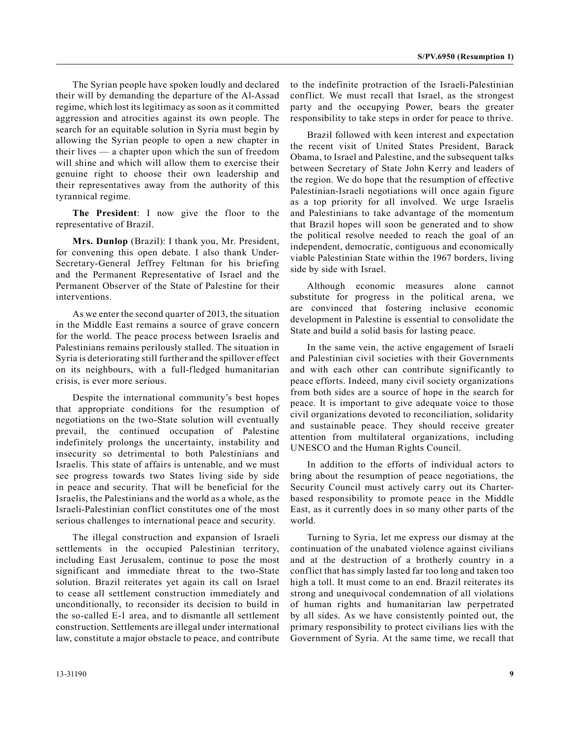The Syrian people have spoken loudly and declared their will by demanding the departure of the Al-Assad regime, which lost its legitimacy as soon as it committed aggression and atrocities against its own people. The search for an equitable solution in Syria must begin by allowing the Syrian people to open a new chapter in their lives — a chapter upon which the sun of freedom will shine and which will allow them to exercise their genuine right to choose their own leadership and their representatives away from the authority of this tyrannical regime.

**The President**: I now give the floor to the representative of Brazil.

**Mrs. Dunlop** (Brazil): I thank you, Mr. President, for convening this open debate. I also thank Under-Secretary-General Jeffrey Feltman for his briefing and the Permanent Representative of Israel and the Permanent Observer of the State of Palestine for their interventions.

As we enter the second quarter of 2013, the situation in the Middle East remains a source of grave concern for the world. The peace process between Israelis and Palestinians remains perilously stalled. The situation in Syria is deteriorating still further and the spillover effect on its neighbours, with a full-fledged humanitarian crisis, is ever more serious.

Despite the international community's best hopes that appropriate conditions for the resumption of negotiations on the two-State solution will eventually prevail, the continued occupation of Palestine indefinitely prolongs the uncertainty, instability and insecurity so detrimental to both Palestinians and Israelis. This state of affairs is untenable, and we must see progress towards two States living side by side in peace and security. That will be beneficial for the Israelis, the Palestinians and the world as a whole, as the Israeli-Palestinian conflict constitutes one of the most serious challenges to international peace and security.

The illegal construction and expansion of Israeli settlements in the occupied Palestinian territory, including East Jerusalem, continue to pose the most significant and immediate threat to the two-State solution. Brazil reiterates yet again its call on Israel to cease all settlement construction immediately and unconditionally, to reconsider its decision to build in the so-called E-1 area, and to dismantle all settlement construction. Settlements are illegal under international law, constitute a major obstacle to peace, and contribute to the indefinite protraction of the Israeli-Palestinian conflict. We must recall that Israel, as the strongest party and the occupying Power, bears the greater responsibility to take steps in order for peace to thrive.

Brazil followed with keen interest and expectation the recent visit of United States President, Barack Obama, to Israel and Palestine, and the subsequent talks between Secretary of State John Kerry and leaders of the region. We do hope that the resumption of effective Palestinian-Israeli negotiations will once again figure as a top priority for all involved. We urge Israelis and Palestinians to take advantage of the momentum that Brazil hopes will soon be generated and to show the political resolve needed to reach the goal of an independent, democratic, contiguous and economically viable Palestinian State within the 1967 borders, living side by side with Israel.

Although economic measures alone cannot substitute for progress in the political arena, we are convinced that fostering inclusive economic development in Palestine is essential to consolidate the State and build a solid basis for lasting peace.

In the same vein, the active engagement of Israeli and Palestinian civil societies with their Governments and with each other can contribute significantly to peace efforts. Indeed, many civil society organizations from both sides are a source of hope in the search for peace. It is important to give adequate voice to those civil organizations devoted to reconciliation, solidarity and sustainable peace. They should receive greater attention from multilateral organizations, including UNESCO and the Human Rights Council.

In addition to the efforts of individual actors to bring about the resumption of peace negotiations, the Security Council must actively carry out its Charter-based responsibility to promote peace in the Middle East, as it currently does in so many other parts of the world.

Turning to Syria, let me express our dismay at the continuation of the unabated violence against civilians and at the destruction of a brotherly country in a conflict that has simply lasted far too long and taken too high a toll. It must come to an end. Brazil reiterates its strong and unequivocal condemnation of all violations of human rights and humanitarian law perpetrated by all sides. As we have consistently pointed out, the primary responsibility to protect civilians lies with the Government of Syria. At the same time, we recall that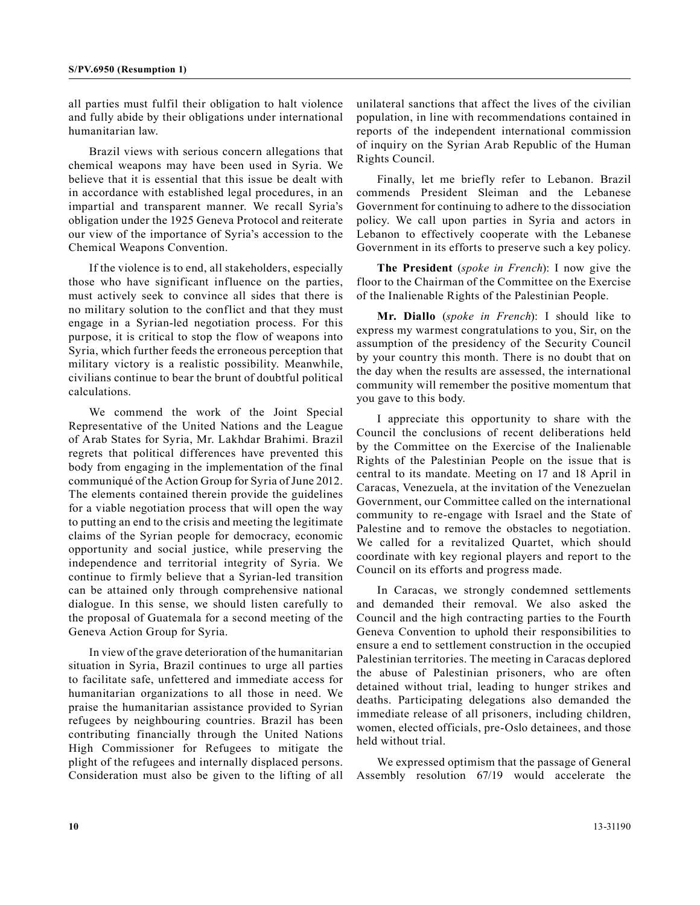all parties must fulfil their obligation to halt violence and fully abide by their obligations under international humanitarian law.

Brazil views with serious concern allegations that chemical weapons may have been used in Syria. We believe that it is essential that this issue be dealt with in accordance with established legal procedures, in an impartial and transparent manner. We recall Syria's obligation under the 1925 Geneva Protocol and reiterate our view of the importance of Syria's accession to the Chemical Weapons Convention.

If the violence is to end, all stakeholders, especially those who have significant influence on the parties, must actively seek to convince all sides that there is no military solution to the conflict and that they must engage in a Syrian-led negotiation process. For this purpose, it is critical to stop the flow of weapons into Syria, which further feeds the erroneous perception that military victory is a realistic possibility. Meanwhile, civilians continue to bear the brunt of doubtful political calculations.

We commend the work of the Joint Special Representative of the United Nations and the League of Arab States for Syria, Mr. Lakhdar Brahimi. Brazil regrets that political differences have prevented this body from engaging in the implementation of the final communiqué of the Action Group for Syria of June 2012. The elements contained therein provide the guidelines for a viable negotiation process that will open the way to putting an end to the crisis and meeting the legitimate claims of the Syrian people for democracy, economic opportunity and social justice, while preserving the independence and territorial integrity of Syria. We continue to firmly believe that a Syrian-led transition can be attained only through comprehensive national dialogue. In this sense, we should listen carefully to the proposal of Guatemala for a second meeting of the Geneva Action Group for Syria.

In view of the grave deterioration of the humanitarian situation in Syria, Brazil continues to urge all parties to facilitate safe, unfettered and immediate access for humanitarian organizations to all those in need. We praise the humanitarian assistance provided to Syrian refugees by neighbouring countries. Brazil has been contributing financially through the United Nations High Commissioner for Refugees to mitigate the plight of the refugees and internally displaced persons. Consideration must also be given to the lifting of all unilateral sanctions that affect the lives of the civilian population, in line with recommendations contained in reports of the independent international commission of inquiry on the Syrian Arab Republic of the Human Rights Council.

Finally, let me briefly refer to Lebanon. Brazil commends President Sleiman and the Lebanese Government for continuing to adhere to the dissociation policy. We call upon parties in Syria and actors in Lebanon to effectively cooperate with the Lebanese Government in its efforts to preserve such a key policy.

**The President** (*spoke in French*): I now give the floor to the Chairman of the Committee on the Exercise of the Inalienable Rights of the Palestinian People.

**Mr. Diallo** (*spoke in French*): I should like to express my warmest congratulations to you, Sir, on the assumption of the presidency of the Security Council by your country this month. There is no doubt that on the day when the results are assessed, the international community will remember the positive momentum that you gave to this body.

I appreciate this opportunity to share with the Council the conclusions of recent deliberations held by the Committee on the Exercise of the Inalienable Rights of the Palestinian People on the issue that is central to its mandate. Meeting on 17 and 18 April in Caracas, Venezuela, at the invitation of the Venezuelan Government, our Committee called on the international community to re-engage with Israel and the State of Palestine and to remove the obstacles to negotiation. We called for a revitalized Quartet, which should coordinate with key regional players and report to the Council on its efforts and progress made.

In Caracas, we strongly condemned settlements and demanded their removal. We also asked the Council and the high contracting parties to the Fourth Geneva Convention to uphold their responsibilities to ensure a end to settlement construction in the occupied Palestinian territories. The meeting in Caracas deplored the abuse of Palestinian prisoners, who are often detained without trial, leading to hunger strikes and deaths. Participating delegations also demanded the immediate release of all prisoners, including children, women, elected officials, pre-Oslo detainees, and those held without trial.

We expressed optimism that the passage of General Assembly resolution 67/19 would accelerate the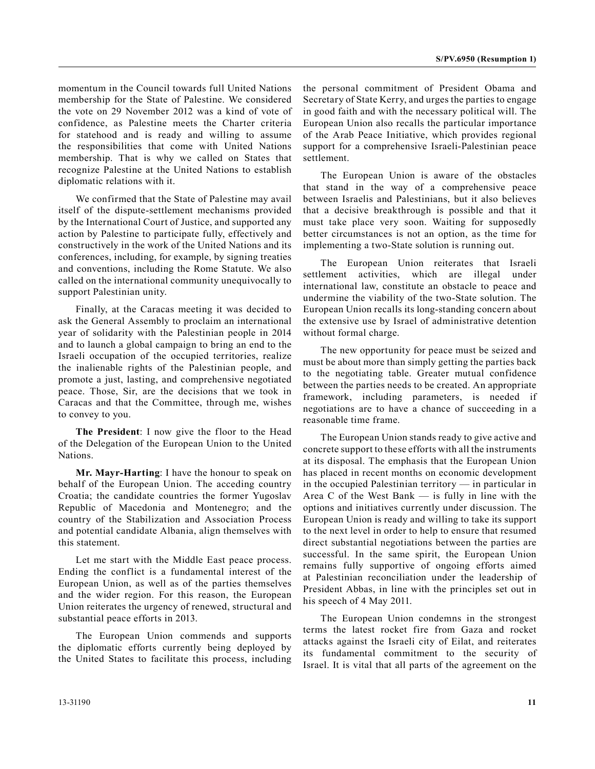momentum in the Council towards full United Nations membership for the State of Palestine. We considered the vote on 29 November 2012 was a kind of vote of confidence, as Palestine meets the Charter criteria for statehood and is ready and willing to assume the responsibilities that come with United Nations membership. That is why we called on States that recognize Palestine at the United Nations to establish diplomatic relations with it.

We confirmed that the State of Palestine may avail itself of the dispute-settlement mechanisms provided by the International Court of Justice, and supported any action by Palestine to participate fully, effectively and constructively in the work of the United Nations and its conferences, including, for example, by signing treaties and conventions, including the Rome Statute. We also called on the international community unequivocally to support Palestinian unity.

Finally, at the Caracas meeting it was decided to ask the General Assembly to proclaim an international year of solidarity with the Palestinian people in 2014 and to launch a global campaign to bring an end to the Israeli occupation of the occupied territories, realize the inalienable rights of the Palestinian people, and promote a just, lasting, and comprehensive negotiated peace. Those, Sir, are the decisions that we took in Caracas and that the Committee, through me, wishes to convey to you.

**The President**: I now give the floor to the Head of the Delegation of the European Union to the United Nations.

**Mr. Mayr-Harting**: I have the honour to speak on behalf of the European Union. The acceding country Croatia; the candidate countries the former Yugoslav Republic of Macedonia and Montenegro; and the country of the Stabilization and Association Process and potential candidate Albania, align themselves with this statement.

Let me start with the Middle East peace process. Ending the conflict is a fundamental interest of the European Union, as well as of the parties themselves and the wider region. For this reason, the European Union reiterates the urgency of renewed, structural and substantial peace efforts in 2013.

The European Union commends and supports the diplomatic efforts currently being deployed by the United States to facilitate this process, including the personal commitment of President Obama and Secretary of State Kerry, and urges the parties to engage in good faith and with the necessary political will. The European Union also recalls the particular importance of the Arab Peace Initiative, which provides regional support for a comprehensive Israeli-Palestinian peace settlement.

The European Union is aware of the obstacles that stand in the way of a comprehensive peace between Israelis and Palestinians, but it also believes that a decisive breakthrough is possible and that it must take place very soon. Waiting for supposedly better circumstances is not an option, as the time for implementing a two-State solution is running out.

The European Union reiterates that Israeli settlement activities, which are illegal under international law, constitute an obstacle to peace and undermine the viability of the two-State solution. The European Union recalls its long-standing concern about the extensive use by Israel of administrative detention without formal charge.

The new opportunity for peace must be seized and must be about more than simply getting the parties back to the negotiating table. Greater mutual confidence between the parties needs to be created. An appropriate framework, including parameters, is needed if negotiations are to have a chance of succeeding in a reasonable time frame.

The European Union stands ready to give active and concrete support to these efforts with all the instruments at its disposal. The emphasis that the European Union has placed in recent months on economic development in the occupied Palestinian territory — in particular in Area C of the West Bank — is fully in line with the options and initiatives currently under discussion. The European Union is ready and willing to take its support to the next level in order to help to ensure that resumed direct substantial negotiations between the parties are successful. In the same spirit, the European Union remains fully supportive of ongoing efforts aimed at Palestinian reconciliation under the leadership of President Abbas, in line with the principles set out in his speech of 4 May 2011.

The European Union condemns in the strongest terms the latest rocket fire from Gaza and rocket attacks against the Israeli city of Eilat, and reiterates its fundamental commitment to the security of Israel. It is vital that all parts of the agreement on the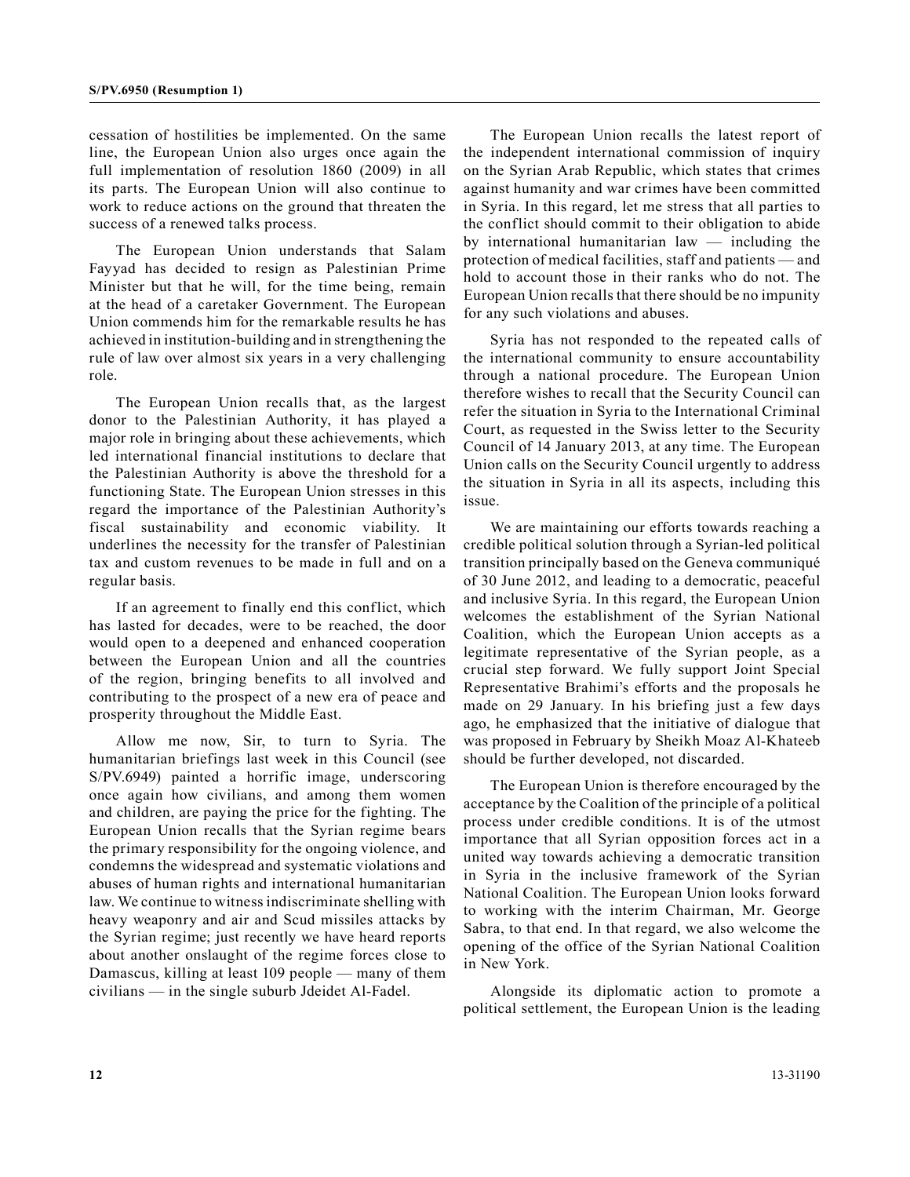cessation of hostilities be implemented. On the same line, the European Union also urges once again the full implementation of resolution 1860 (2009) in all its parts. The European Union will also continue to work to reduce actions on the ground that threaten the success of a renewed talks process.

The European Union understands that Salam Fayyad has decided to resign as Palestinian Prime Minister but that he will, for the time being, remain at the head of a caretaker Government. The European Union commends him for the remarkable results he has achieved in institution-building and in strengthening the rule of law over almost six years in a very challenging role.

The European Union recalls that, as the largest donor to the Palestinian Authority, it has played a major role in bringing about these achievements, which led international financial institutions to declare that the Palestinian Authority is above the threshold for a functioning State. The European Union stresses in this regard the importance of the Palestinian Authority's fiscal sustainability and economic viability. It underlines the necessity for the transfer of Palestinian tax and custom revenues to be made in full and on a regular basis.

If an agreement to finally end this conflict, which has lasted for decades, were to be reached, the door would open to a deepened and enhanced cooperation between the European Union and all the countries of the region, bringing benefits to all involved and contributing to the prospect of a new era of peace and prosperity throughout the Middle East.

Allow me now, Sir, to turn to Syria. The humanitarian briefings last week in this Council (see S/PV.6949) painted a horrific image, underscoring once again how civilians, and among them women and children, are paying the price for the fighting. The European Union recalls that the Syrian regime bears the primary responsibility for the ongoing violence, and condemns the widespread and systematic violations and abuses of human rights and international humanitarian law. We continue to witness indiscriminate shelling with heavy weaponry and air and Scud missiles attacks by the Syrian regime; just recently we have heard reports about another onslaught of the regime forces close to Damascus, killing at least 109 people — many of them civilians — in the single suburb Jdeidet Al-Fadel.

The European Union recalls the latest report of the independent international commission of inquiry on the Syrian Arab Republic, which states that crimes against humanity and war crimes have been committed in Syria. In this regard, let me stress that all parties to the conflict should commit to their obligation to abide by international humanitarian law — including the protection of medical facilities, staff and patients — and hold to account those in their ranks who do not. The European Union recalls that there should be no impunity for any such violations and abuses.

Syria has not responded to the repeated calls of the international community to ensure accountability through a national procedure. The European Union therefore wishes to recall that the Security Council can refer the situation in Syria to the International Criminal Court, as requested in the Swiss letter to the Security Council of 14 January 2013, at any time. The European Union calls on the Security Council urgently to address the situation in Syria in all its aspects, including this issue.

We are maintaining our efforts towards reaching a credible political solution through a Syrian-led political transition principally based on the Geneva communiqué of 30 June 2012, and leading to a democratic, peaceful and inclusive Syria. In this regard, the European Union welcomes the establishment of the Syrian National Coalition, which the European Union accepts as a legitimate representative of the Syrian people, as a crucial step forward. We fully support Joint Special Representative Brahimi's efforts and the proposals he made on 29 January. In his briefing just a few days ago, he emphasized that the initiative of dialogue that was proposed in February by Sheikh Moaz Al-Khateeb should be further developed, not discarded.

The European Union is therefore encouraged by the acceptance by the Coalition of the principle of a political process under credible conditions. It is of the utmost importance that all Syrian opposition forces act in a united way towards achieving a democratic transition in Syria in the inclusive framework of the Syrian National Coalition. The European Union looks forward to working with the interim Chairman, Mr. George Sabra, to that end. In that regard, we also welcome the opening of the office of the Syrian National Coalition in New York.

Alongside its diplomatic action to promote a political settlement, the European Union is the leading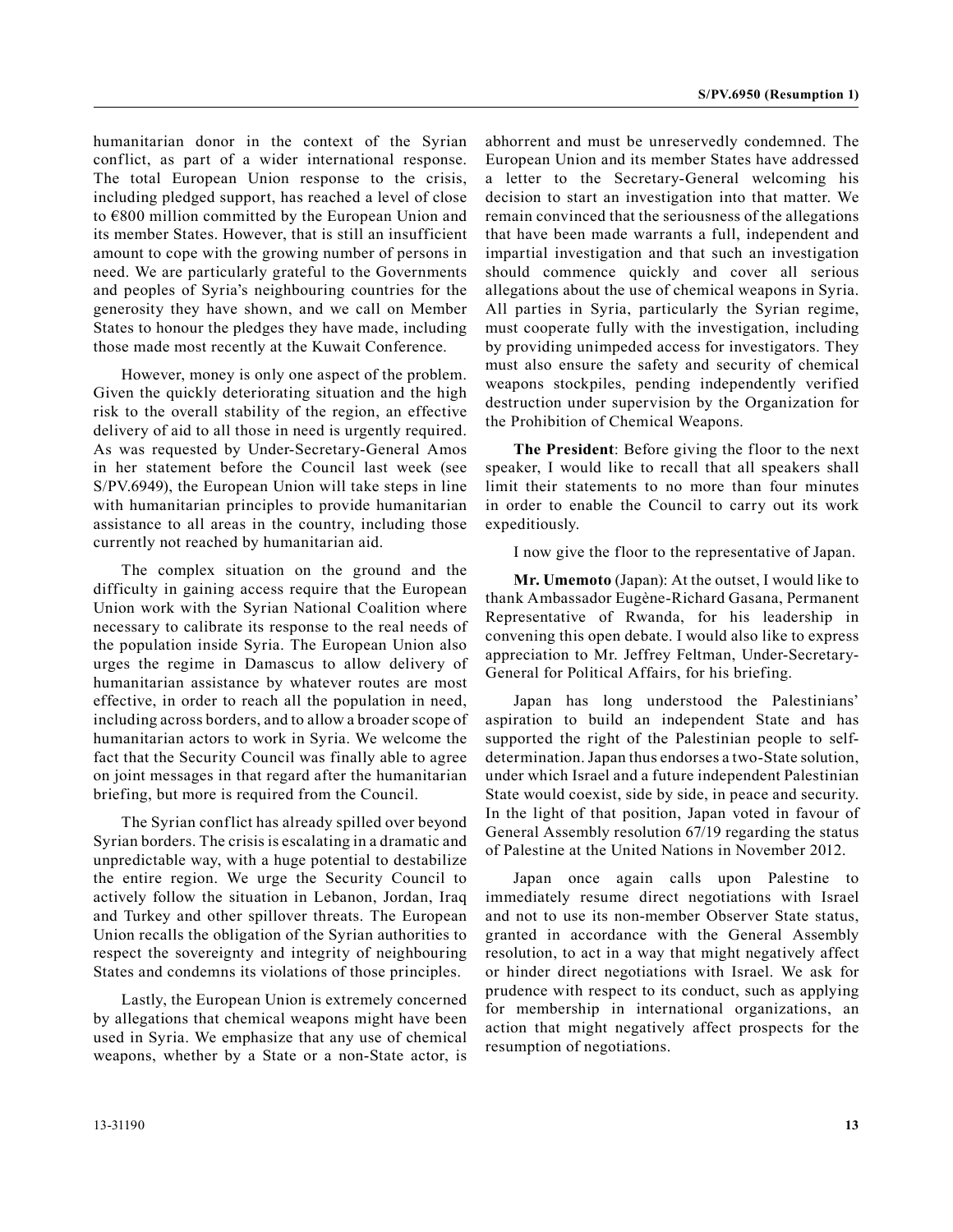humanitarian donor in the context of the Syrian conflict, as part of a wider international response. The total European Union response to the crisis, including pledged support, has reached a level of close to €800 million committed by the European Union and its member States. However, that is still an insufficient amount to cope with the growing number of persons in need. We are particularly grateful to the Governments and peoples of Syria's neighbouring countries for the generosity they have shown, and we call on Member States to honour the pledges they have made, including those made most recently at the Kuwait Conference.

However, money is only one aspect of the problem. Given the quickly deteriorating situation and the high risk to the overall stability of the region, an effective delivery of aid to all those in need is urgently required. As was requested by Under-Secretary-General Amos in her statement before the Council last week (see S/PV.6949), the European Union will take steps in line with humanitarian principles to provide humanitarian assistance to all areas in the country, including those currently not reached by humanitarian aid.

The complex situation on the ground and the difficulty in gaining access require that the European Union work with the Syrian National Coalition where necessary to calibrate its response to the real needs of the population inside Syria. The European Union also urges the regime in Damascus to allow delivery of humanitarian assistance by whatever routes are most effective, in order to reach all the population in need, including across borders, and to allow a broader scope of humanitarian actors to work in Syria. We welcome the fact that the Security Council was finally able to agree on joint messages in that regard after the humanitarian briefing, but more is required from the Council.

The Syrian conflict has already spilled over beyond Syrian borders. The crisis is escalating in a dramatic and unpredictable way, with a huge potential to destabilize the entire region. We urge the Security Council to actively follow the situation in Lebanon, Jordan, Iraq and Turkey and other spillover threats. The European Union recalls the obligation of the Syrian authorities to respect the sovereignty and integrity of neighbouring States and condemns its violations of those principles.

Lastly, the European Union is extremely concerned by allegations that chemical weapons might have been used in Syria. We emphasize that any use of chemical weapons, whether by a State or a non-State actor, is abhorrent and must be unreservedly condemned. The European Union and its member States have addressed a letter to the Secretary-General welcoming his decision to start an investigation into that matter. We remain convinced that the seriousness of the allegations that have been made warrants a full, independent and impartial investigation and that such an investigation should commence quickly and cover all serious allegations about the use of chemical weapons in Syria. All parties in Syria, particularly the Syrian regime, must cooperate fully with the investigation, including by providing unimpeded access for investigators. They must also ensure the safety and security of chemical weapons stockpiles, pending independently verified destruction under supervision by the Organization for the Prohibition of Chemical Weapons.

**The President**: Before giving the floor to the next speaker, I would like to recall that all speakers shall limit their statements to no more than four minutes in order to enable the Council to carry out its work expeditiously.

I now give the floor to the representative of Japan.

**Mr. Umemoto** (Japan): At the outset, I would like to thank Ambassador Eugène-Richard Gasana, Permanent Representative of Rwanda, for his leadership in convening this open debate. I would also like to express appreciation to Mr. Jeffrey Feltman, Under-Secretary-General for Political Affairs, for his briefing.

Japan has long understood the Palestinians' aspiration to build an independent State and has supported the right of the Palestinian people to self-determination. Japan thus endorses a two-State solution, under which Israel and a future independent Palestinian State would coexist, side by side, in peace and security. In the light of that position, Japan voted in favour of General Assembly resolution 67/19 regarding the status of Palestine at the United Nations in November 2012.

Japan once again calls upon Palestine to immediately resume direct negotiations with Israel and not to use its non-member Observer State status, granted in accordance with the General Assembly resolution, to act in a way that might negatively affect or hinder direct negotiations with Israel. We ask for prudence with respect to its conduct, such as applying for membership in international organizations, an action that might negatively affect prospects for the resumption of negotiations.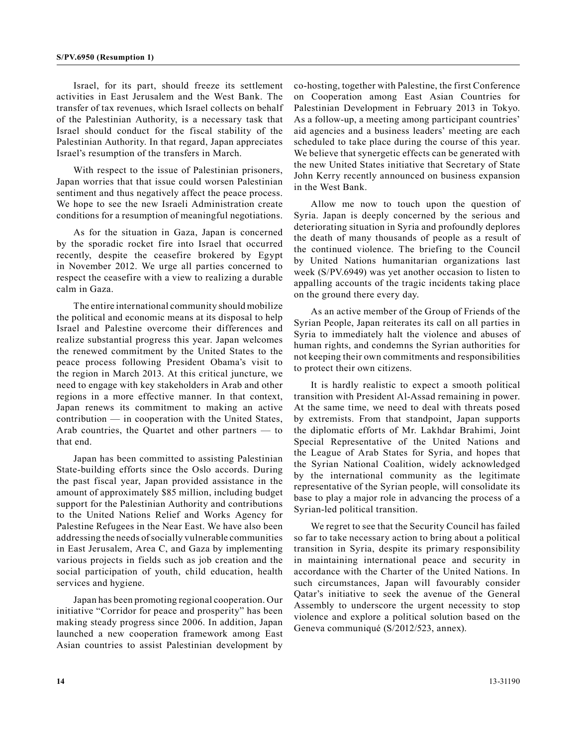Israel, for its part, should freeze its settlement activities in East Jerusalem and the West Bank. The transfer of tax revenues, which Israel collects on behalf of the Palestinian Authority, is a necessary task that Israel should conduct for the fiscal stability of the Palestinian Authority. In that regard, Japan appreciates Israel's resumption of the transfers in March.

With respect to the issue of Palestinian prisoners, Japan worries that that issue could worsen Palestinian sentiment and thus negatively affect the peace process. We hope to see the new Israeli Administration create conditions for a resumption of meaningful negotiations.

As for the situation in Gaza, Japan is concerned by the sporadic rocket fire into Israel that occurred recently, despite the ceasefire brokered by Egypt in November 2012. We urge all parties concerned to respect the ceasefire with a view to realizing a durable calm in Gaza.

The entire international community should mobilize the political and economic means at its disposal to help Israel and Palestine overcome their differences and realize substantial progress this year. Japan welcomes the renewed commitment by the United States to the peace process following President Obama's visit to the region in March 2013. At this critical juncture, we need to engage with key stakeholders in Arab and other regions in a more effective manner. In that context, Japan renews its commitment to making an active contribution — in cooperation with the United States, Arab countries, the Quartet and other partners — to that end.

Japan has been committed to assisting Palestinian State-building efforts since the Oslo accords. During the past fiscal year, Japan provided assistance in the amount of approximately $85 million, including budget support for the Palestinian Authority and contributions to the United Nations Relief and Works Agency for Palestine Refugees in the Near East. We have also been addressing the needs of socially vulnerable communities in East Jerusalem, Area C, and Gaza by implementing various projects in fields such as job creation and the social participation of youth, child education, health services and hygiene.

Japan has been promoting regional cooperation. Our initiative "Corridor for peace and prosperity" has been making steady progress since 2006. In addition, Japan launched a new cooperation framework among East Asian countries to assist Palestinian development by co-hosting, together with Palestine, the first Conference on Cooperation among East Asian Countries for Palestinian Development in February 2013 in Tokyo. As a follow-up, a meeting among participant countries' aid agencies and a business leaders' meeting are each scheduled to take place during the course of this year. We believe that synergetic effects can be generated with the new United States initiative that Secretary of State John Kerry recently announced on business expansion in the West Bank.

Allow me now to touch upon the question of Syria. Japan is deeply concerned by the serious and deteriorating situation in Syria and profoundly deplores the death of many thousands of people as a result of the continued violence. The briefing to the Council by United Nations humanitarian organizations last week (S/PV.6949) was yet another occasion to listen to appalling accounts of the tragic incidents taking place on the ground there every day.

As an active member of the Group of Friends of the Syrian People, Japan reiterates its call on all parties in Syria to immediately halt the violence and abuses of human rights, and condemns the Syrian authorities for not keeping their own commitments and responsibilities to protect their own citizens.

It is hardly realistic to expect a smooth political transition with President Al-Assad remaining in power. At the same time, we need to deal with threats posed by extremists. From that standpoint, Japan supports the diplomatic efforts of Mr. Lakhdar Brahimi, Joint Special Representative of the United Nations and the League of Arab States for Syria, and hopes that the Syrian National Coalition, widely acknowledged by the international community as the legitimate representative of the Syrian people, will consolidate its base to play a major role in advancing the process of a Syrian-led political transition.

We regret to see that the Security Council has failed so far to take necessary action to bring about a political transition in Syria, despite its primary responsibility in maintaining international peace and security in accordance with the Charter of the United Nations. In such circumstances, Japan will favourably consider Qatar's initiative to seek the avenue of the General Assembly to underscore the urgent necessity to stop violence and explore a political solution based on the Geneva communiqué (S/2012/523, annex).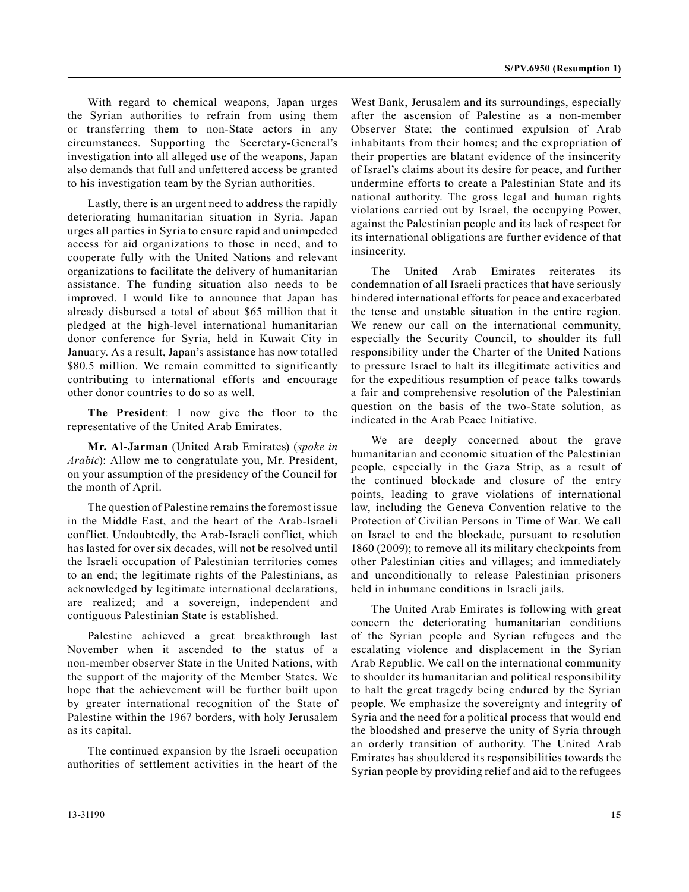With regard to chemical weapons, Japan urges the Syrian authorities to refrain from using them or transferring them to non-State actors in any circumstances. Supporting the Secretary-General's investigation into all alleged use of the weapons, Japan also demands that full and unfettered access be granted to his investigation team by the Syrian authorities.

Lastly, there is an urgent need to address the rapidly deteriorating humanitarian situation in Syria. Japan urges all parties in Syria to ensure rapid and unimpeded access for aid organizations to those in need, and to cooperate fully with the United Nations and relevant organizations to facilitate the delivery of humanitarian assistance. The funding situation also needs to be improved. I would like to announce that Japan has already disbursed a total of about $65 million that it pledged at the high-level international humanitarian donor conference for Syria, held in Kuwait City in January. As a result, Japan's assistance has now totalled $80.5 million. We remain committed to significantly contributing to international efforts and encourage other donor countries to do so as well.

**The President**: I now give the floor to the representative of the United Arab Emirates.

**Mr. Al-Jarman** (United Arab Emirates) (*spoke in Arabic*): Allow me to congratulate you, Mr. President, on your assumption of the presidency of the Council for the month of April.

The question of Palestine remains the foremost issue in the Middle East, and the heart of the Arab-Israeli conflict. Undoubtedly, the Arab-Israeli conflict, which has lasted for over six decades, will not be resolved until the Israeli occupation of Palestinian territories comes to an end; the legitimate rights of the Palestinians, as acknowledged by legitimate international declarations, are realized; and a sovereign, independent and contiguous Palestinian State is established.

Palestine achieved a great breakthrough last November when it ascended to the status of a non-member observer State in the United Nations, with the support of the majority of the Member States. We hope that the achievement will be further built upon by greater international recognition of the State of Palestine within the 1967 borders, with holy Jerusalem as its capital.

The continued expansion by the Israeli occupation authorities of settlement activities in the heart of the West Bank, Jerusalem and its surroundings, especially after the ascension of Palestine as a non-member Observer State; the continued expulsion of Arab inhabitants from their homes; and the expropriation of their properties are blatant evidence of the insincerity of Israel's claims about its desire for peace, and further undermine efforts to create a Palestinian State and its national authority. The gross legal and human rights violations carried out by Israel, the occupying Power, against the Palestinian people and its lack of respect for its international obligations are further evidence of that insincerity.

The United Arab Emirates reiterates its condemnation of all Israeli practices that have seriously hindered international efforts for peace and exacerbated the tense and unstable situation in the entire region. We renew our call on the international community, especially the Security Council, to shoulder its full responsibility under the Charter of the United Nations to pressure Israel to halt its illegitimate activities and for the expeditious resumption of peace talks towards a fair and comprehensive resolution of the Palestinian question on the basis of the two-State solution, as indicated in the Arab Peace Initiative.

We are deeply concerned about the grave humanitarian and economic situation of the Palestinian people, especially in the Gaza Strip, as a result of the continued blockade and closure of the entry points, leading to grave violations of international law, including the Geneva Convention relative to the Protection of Civilian Persons in Time of War. We call on Israel to end the blockade, pursuant to resolution 1860 (2009); to remove all its military checkpoints from other Palestinian cities and villages; and immediately and unconditionally to release Palestinian prisoners held in inhumane conditions in Israeli jails.

The United Arab Emirates is following with great concern the deteriorating humanitarian conditions of the Syrian people and Syrian refugees and the escalating violence and displacement in the Syrian Arab Republic. We call on the international community to shoulder its humanitarian and political responsibility to halt the great tragedy being endured by the Syrian people. We emphasize the sovereignty and integrity of Syria and the need for a political process that would end the bloodshed and preserve the unity of Syria through an orderly transition of authority. The United Arab Emirates has shouldered its responsibilities towards the Syrian people by providing relief and aid to the refugees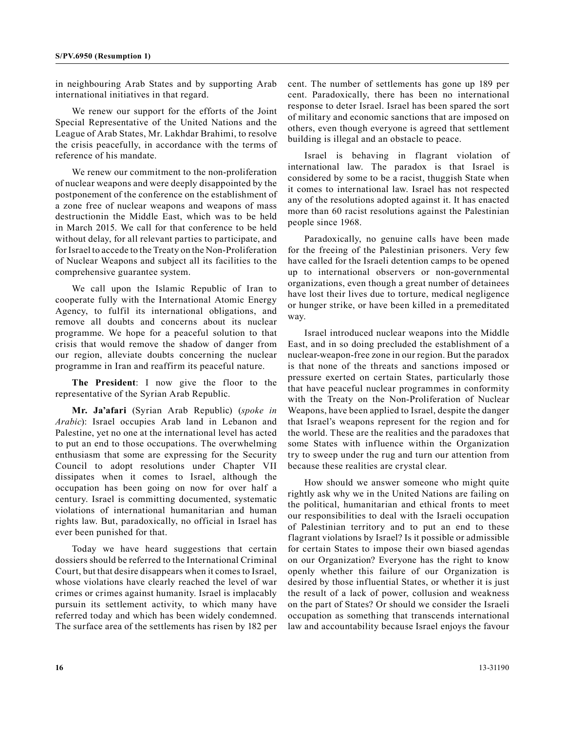in neighbouring Arab States and by supporting Arab international initiatives in that regard.

We renew our support for the efforts of the Joint Special Representative of the United Nations and the League of Arab States, Mr. Lakhdar Brahimi, to resolve the crisis peacefully, in accordance with the terms of reference of his mandate.

We renew our commitment to the non-proliferation of nuclear weapons and were deeply disappointed by the postponement of the conference on the establishment of a zone free of nuclear weapons and weapons of mass destructionin the Middle East, which was to be held in March 2015. We call for that conference to be held without delay, for all relevant parties to participate, and for Israel to accede to the Treaty on the Non-Proliferation of Nuclear Weapons and subject all its facilities to the comprehensive guarantee system.

We call upon the Islamic Republic of Iran to cooperate fully with the International Atomic Energy Agency, to fulfil its international obligations, and remove all doubts and concerns about its nuclear programme. We hope for a peaceful solution to that crisis that would remove the shadow of danger from our region, alleviate doubts concerning the nuclear programme in Iran and reaffirm its peaceful nature.

**The President**: I now give the floor to the representative of the Syrian Arab Republic.

**Mr. Ja'afari** (Syrian Arab Republic) (*spoke in Arabic*): Israel occupies Arab land in Lebanon and Palestine, yet no one at the international level has acted to put an end to those occupations. The overwhelming enthusiasm that some are expressing for the Security Council to adopt resolutions under Chapter VII dissipates when it comes to Israel, although the occupation has been going on now for over half a century. Israel is committing documented, systematic violations of international humanitarian and human rights law. But, paradoxically, no official in Israel has ever been punished for that.

Today we have heard suggestions that certain dossiers should be referred to the International Criminal Court, but that desire disappears when it comes to Israel, whose violations have clearly reached the level of war crimes or crimes against humanity. Israel is implacably pursuin its settlement activity, to which many have referred today and which has been widely condemned. The surface area of the settlements has risen by 182 per cent. The number of settlements has gone up 189 per cent. Paradoxically, there has been no international response to deter Israel. Israel has been spared the sort of military and economic sanctions that are imposed on others, even though everyone is agreed that settlement building is illegal and an obstacle to peace.

Israel is behaving in flagrant violation of international law. The paradox is that Israel is considered by some to be a racist, thuggish State when it comes to international law. Israel has not respected any of the resolutions adopted against it. It has enacted more than 60 racist resolutions against the Palestinian people since 1968.

Paradoxically, no genuine calls have been made for the freeing of the Palestinian prisoners. Very few have called for the Israeli detention camps to be opened up to international observers or non-governmental organizations, even though a great number of detainees have lost their lives due to torture, medical negligence or hunger strike, or have been killed in a premeditated way.

Israel introduced nuclear weapons into the Middle East, and in so doing precluded the establishment of a nuclear-weapon-free zone in our region. But the paradox is that none of the threats and sanctions imposed or pressure exerted on certain States, particularly those that have peaceful nuclear programmes in conformity with the Treaty on the Non-Proliferation of Nuclear Weapons, have been applied to Israel, despite the danger that Israel's weapons represent for the region and for the world. These are the realities and the paradoxes that some States with influence within the Organization try to sweep under the rug and turn our attention from because these realities are crystal clear.

How should we answer someone who might quite rightly ask why we in the United Nations are failing on the political, humanitarian and ethical fronts to meet our responsibilities to deal with the Israeli occupation of Palestinian territory and to put an end to these flagrant violations by Israel? Is it possible or admissible for certain States to impose their own biased agendas on our Organization? Everyone has the right to know openly whether this failure of our Organization is desired by those influential States, or whether it is just the result of a lack of power, collusion and weakness on the part of States? Or should we consider the Israeli occupation as something that transcends international law and accountability because Israel enjoys the favour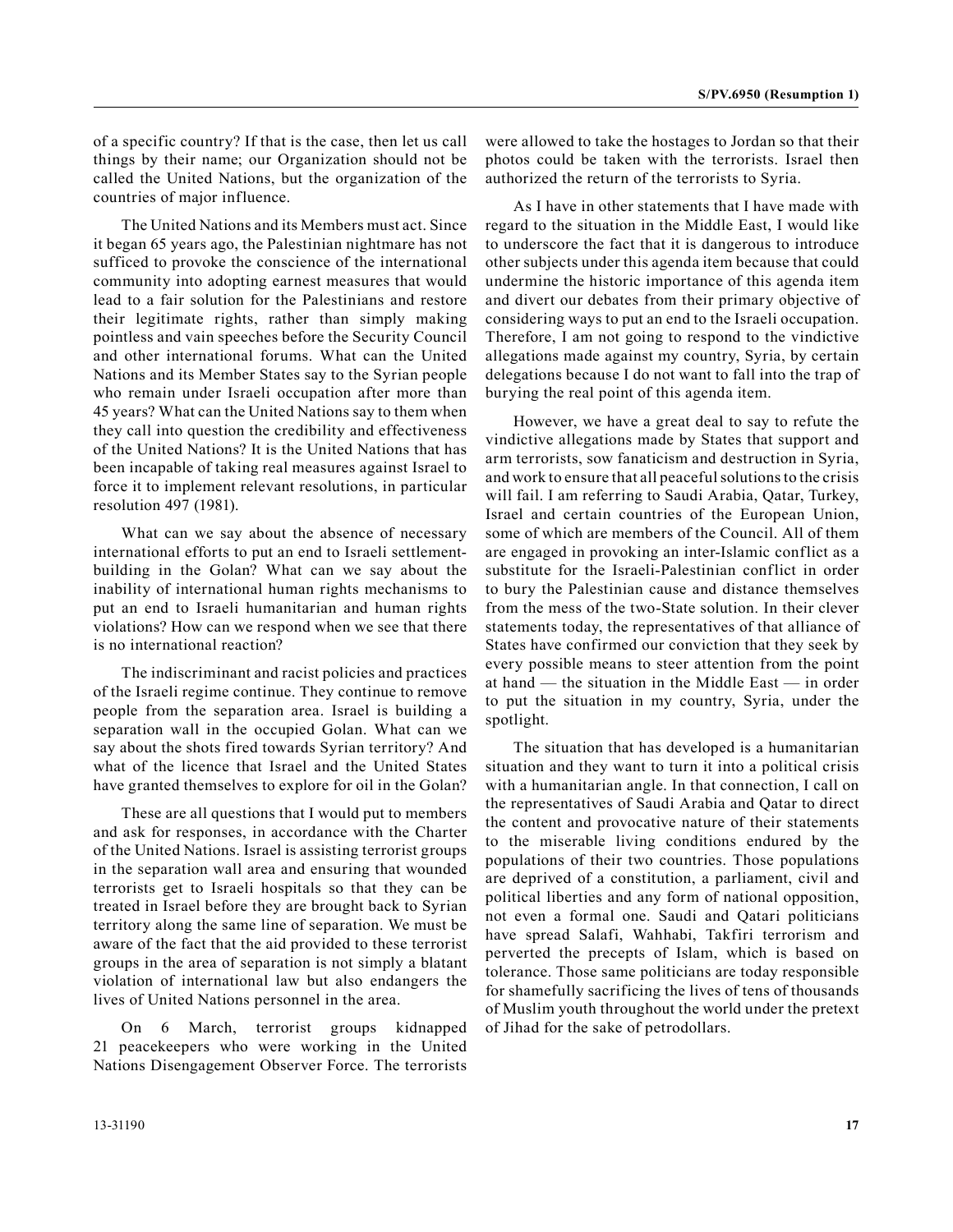of a specific country? If that is the case, then let us call things by their name; our Organization should not be called the United Nations, but the organization of the countries of major influence.

The United Nations and its Members must act. Since it began 65 years ago, the Palestinian nightmare has not sufficed to provoke the conscience of the international community into adopting earnest measures that would lead to a fair solution for the Palestinians and restore their legitimate rights, rather than simply making pointless and vain speeches before the Security Council and other international forums. What can the United Nations and its Member States say to the Syrian people who remain under Israeli occupation after more than 45 years? What can the United Nations say to them when they call into question the credibility and effectiveness of the United Nations? It is the United Nations that has been incapable of taking real measures against Israel to force it to implement relevant resolutions, in particular resolution 497 (1981).

What can we say about the absence of necessary international efforts to put an end to Israeli settlement-building in the Golan? What can we say about the inability of international human rights mechanisms to put an end to Israeli humanitarian and human rights violations? How can we respond when we see that there is no international reaction?

The indiscriminant and racist policies and practices of the Israeli regime continue. They continue to remove people from the separation area. Israel is building a separation wall in the occupied Golan. What can we say about the shots fired towards Syrian territory? And what of the licence that Israel and the United States have granted themselves to explore for oil in the Golan?

These are all questions that I would put to members and ask for responses, in accordance with the Charter of the United Nations. Israel is assisting terrorist groups in the separation wall area and ensuring that wounded terrorists get to Israeli hospitals so that they can be treated in Israel before they are brought back to Syrian territory along the same line of separation. We must be aware of the fact that the aid provided to these terrorist groups in the area of separation is not simply a blatant violation of international law but also endangers the lives of United Nations personnel in the area.

On 6 March, terrorist groups kidnapped 21 peacekeepers who were working in the United Nations Disengagement Observer Force. The terrorists were allowed to take the hostages to Jordan so that their photos could be taken with the terrorists. Israel then authorized the return of the terrorists to Syria.

As I have in other statements that I have made with regard to the situation in the Middle East, I would like to underscore the fact that it is dangerous to introduce other subjects under this agenda item because that could undermine the historic importance of this agenda item and divert our debates from their primary objective of considering ways to put an end to the Israeli occupation. Therefore, I am not going to respond to the vindictive allegations made against my country, Syria, by certain delegations because I do not want to fall into the trap of burying the real point of this agenda item.

However, we have a great deal to say to refute the vindictive allegations made by States that support and arm terrorists, sow fanaticism and destruction in Syria, and work to ensure that all peaceful solutions to the crisis will fail. I am referring to Saudi Arabia, Qatar, Turkey, Israel and certain countries of the European Union, some of which are members of the Council. All of them are engaged in provoking an inter-Islamic conflict as a substitute for the Israeli-Palestinian conflict in order to bury the Palestinian cause and distance themselves from the mess of the two-State solution. In their clever statements today, the representatives of that alliance of States have confirmed our conviction that they seek by every possible means to steer attention from the point at hand — the situation in the Middle East — in order to put the situation in my country, Syria, under the spotlight.

The situation that has developed is a humanitarian situation and they want to turn it into a political crisis with a humanitarian angle. In that connection, I call on the representatives of Saudi Arabia and Qatar to direct the content and provocative nature of their statements to the miserable living conditions endured by the populations of their two countries. Those populations are deprived of a constitution, a parliament, civil and political liberties and any form of national opposition, not even a formal one. Saudi and Qatari politicians have spread Salafi, Wahhabi, Takfiri terrorism and perverted the precepts of Islam, which is based on tolerance. Those same politicians are today responsible for shamefully sacrificing the lives of tens of thousands of Muslim youth throughout the world under the pretext of Jihad for the sake of petrodollars.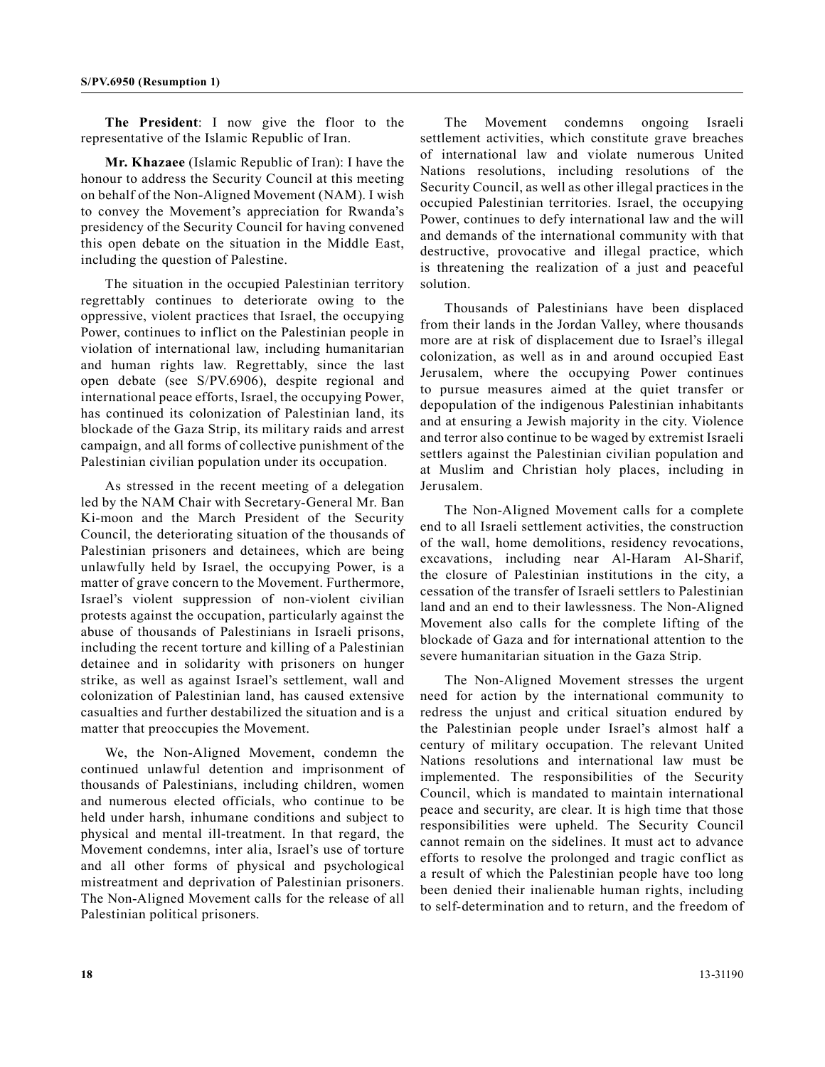**The President**: I now give the floor to the representative of the Islamic Republic of Iran.

**Mr. Khazaee** (Islamic Republic of Iran): I have the honour to address the Security Council at this meeting on behalf of the Non-Aligned Movement (NAM). I wish to convey the Movement's appreciation for Rwanda's presidency of the Security Council for having convened this open debate on the situation in the Middle East, including the question of Palestine.

The situation in the occupied Palestinian territory regrettably continues to deteriorate owing to the oppressive, violent practices that Israel, the occupying Power, continues to inflict on the Palestinian people in violation of international law, including humanitarian and human rights law. Regrettably, since the last open debate (see S/PV.6906), despite regional and international peace efforts, Israel, the occupying Power, has continued its colonization of Palestinian land, its blockade of the Gaza Strip, its military raids and arrest campaign, and all forms of collective punishment of the Palestinian civilian population under its occupation.

As stressed in the recent meeting of a delegation led by the NAM Chair with Secretary-General Mr. Ban Ki-moon and the March President of the Security Council, the deteriorating situation of the thousands of Palestinian prisoners and detainees, which are being unlawfully held by Israel, the occupying Power, is a matter of grave concern to the Movement. Furthermore, Israel's violent suppression of non-violent civilian protests against the occupation, particularly against the abuse of thousands of Palestinians in Israeli prisons, including the recent torture and killing of a Palestinian detainee and in solidarity with prisoners on hunger strike, as well as against Israel's settlement, wall and colonization of Palestinian land, has caused extensive casualties and further destabilized the situation and is a matter that preoccupies the Movement.

We, the Non-Aligned Movement, condemn the continued unlawful detention and imprisonment of thousands of Palestinians, including children, women and numerous elected officials, who continue to be held under harsh, inhumane conditions and subject to physical and mental ill-treatment. In that regard, the Movement condemns, inter alia, Israel's use of torture and all other forms of physical and psychological mistreatment and deprivation of Palestinian prisoners. The Non-Aligned Movement calls for the release of all Palestinian political prisoners.

The Movement condemns ongoing Israeli settlement activities, which constitute grave breaches of international law and violate numerous United Nations resolutions, including resolutions of the Security Council, as well as other illegal practices in the occupied Palestinian territories. Israel, the occupying Power, continues to defy international law and the will and demands of the international community with that destructive, provocative and illegal practice, which is threatening the realization of a just and peaceful solution.

Thousands of Palestinians have been displaced from their lands in the Jordan Valley, where thousands more are at risk of displacement due to Israel's illegal colonization, as well as in and around occupied East Jerusalem, where the occupying Power continues to pursue measures aimed at the quiet transfer or depopulation of the indigenous Palestinian inhabitants and at ensuring a Jewish majority in the city. Violence and terror also continue to be waged by extremist Israeli settlers against the Palestinian civilian population and at Muslim and Christian holy places, including in Jerusalem.

The Non-Aligned Movement calls for a complete end to all Israeli settlement activities, the construction of the wall, home demolitions, residency revocations, excavations, including near Al-Haram Al-Sharif, the closure of Palestinian institutions in the city, a cessation of the transfer of Israeli settlers to Palestinian land and an end to their lawlessness. The Non-Aligned Movement also calls for the complete lifting of the blockade of Gaza and for international attention to the severe humanitarian situation in the Gaza Strip.

The Non-Aligned Movement stresses the urgent need for action by the international community to redress the unjust and critical situation endured by the Palestinian people under Israel's almost half a century of military occupation. The relevant United Nations resolutions and international law must be implemented. The responsibilities of the Security Council, which is mandated to maintain international peace and security, are clear. It is high time that those responsibilities were upheld. The Security Council cannot remain on the sidelines. It must act to advance efforts to resolve the prolonged and tragic conflict as a result of which the Palestinian people have too long been denied their inalienable human rights, including to self-determination and to return, and the freedom of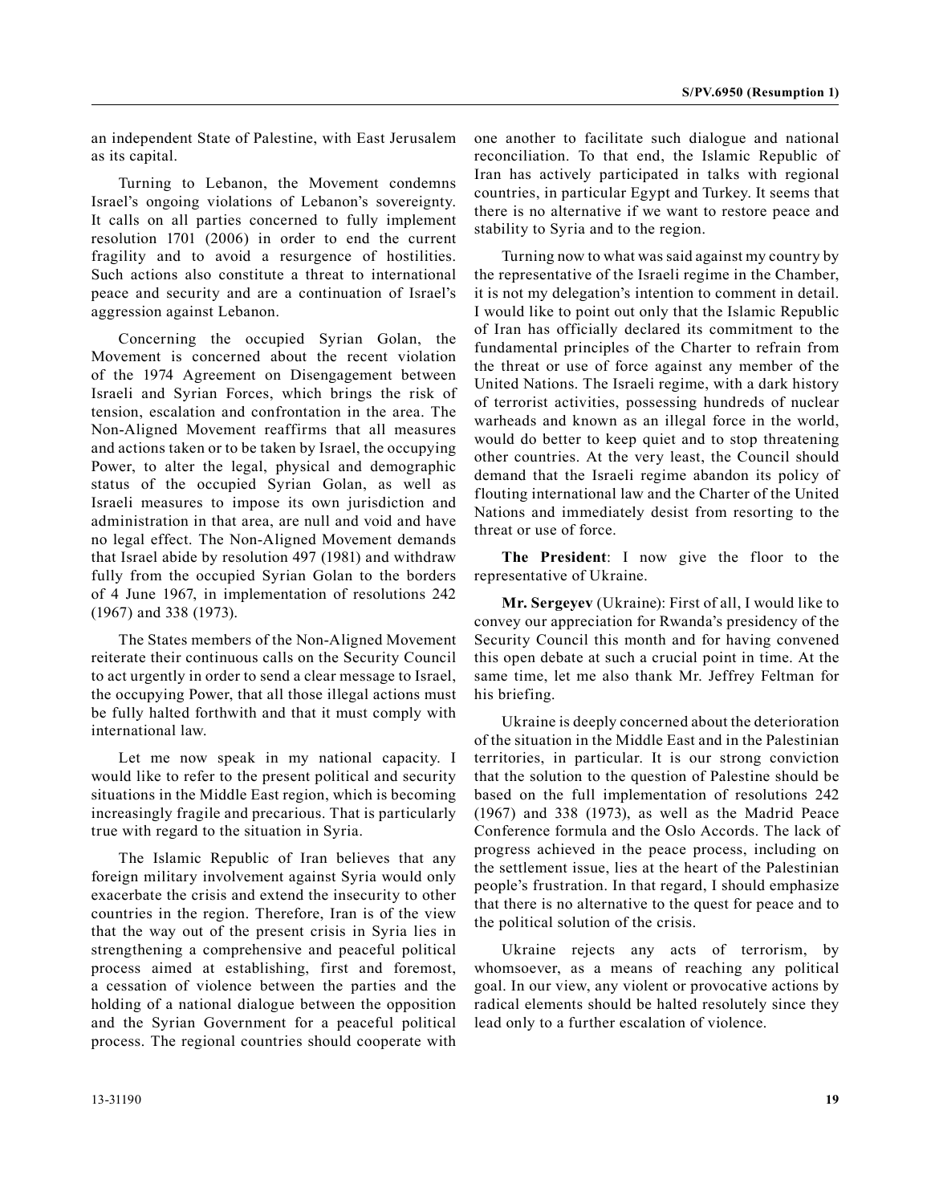an independent State of Palestine, with East Jerusalem as its capital.

Turning to Lebanon, the Movement condemns Israel's ongoing violations of Lebanon's sovereignty. It calls on all parties concerned to fully implement resolution 1701 (2006) in order to end the current fragility and to avoid a resurgence of hostilities. Such actions also constitute a threat to international peace and security and are a continuation of Israel's aggression against Lebanon.

Concerning the occupied Syrian Golan, the Movement is concerned about the recent violation of the 1974 Agreement on Disengagement between Israeli and Syrian Forces, which brings the risk of tension, escalation and confrontation in the area. The Non-Aligned Movement reaffirms that all measures and actions taken or to be taken by Israel, the occupying Power, to alter the legal, physical and demographic status of the occupied Syrian Golan, as well as Israeli measures to impose its own jurisdiction and administration in that area, are null and void and have no legal effect. The Non-Aligned Movement demands that Israel abide by resolution 497 (1981) and withdraw fully from the occupied Syrian Golan to the borders of 4 June 1967, in implementation of resolutions 242 (1967) and 338 (1973).

The States members of the Non-Aligned Movement reiterate their continuous calls on the Security Council to act urgently in order to send a clear message to Israel, the occupying Power, that all those illegal actions must be fully halted forthwith and that it must comply with international law.

Let me now speak in my national capacity. I would like to refer to the present political and security situations in the Middle East region, which is becoming increasingly fragile and precarious. That is particularly true with regard to the situation in Syria.

The Islamic Republic of Iran believes that any foreign military involvement against Syria would only exacerbate the crisis and extend the insecurity to other countries in the region. Therefore, Iran is of the view that the way out of the present crisis in Syria lies in strengthening a comprehensive and peaceful political process aimed at establishing, first and foremost, a cessation of violence between the parties and the holding of a national dialogue between the opposition and the Syrian Government for a peaceful political process. The regional countries should cooperate with one another to facilitate such dialogue and national reconciliation. To that end, the Islamic Republic of Iran has actively participated in talks with regional countries, in particular Egypt and Turkey. It seems that there is no alternative if we want to restore peace and stability to Syria and to the region.

Turning now to what was said against my country by the representative of the Israeli regime in the Chamber, it is not my delegation's intention to comment in detail. I would like to point out only that the Islamic Republic of Iran has officially declared its commitment to the fundamental principles of the Charter to refrain from the threat or use of force against any member of the United Nations. The Israeli regime, with a dark history of terrorist activities, possessing hundreds of nuclear warheads and known as an illegal force in the world, would do better to keep quiet and to stop threatening other countries. At the very least, the Council should demand that the Israeli regime abandon its policy of flouting international law and the Charter of the United Nations and immediately desist from resorting to the threat or use of force.

**The President**: I now give the floor to the representative of Ukraine.

**Mr. Sergeyev** (Ukraine): First of all, I would like to convey our appreciation for Rwanda's presidency of the Security Council this month and for having convened this open debate at such a crucial point in time. At the same time, let me also thank Mr. Jeffrey Feltman for his briefing.

Ukraine is deeply concerned about the deterioration of the situation in the Middle East and in the Palestinian territories, in particular. It is our strong conviction that the solution to the question of Palestine should be based on the full implementation of resolutions 242 (1967) and 338 (1973), as well as the Madrid Peace Conference formula and the Oslo Accords. The lack of progress achieved in the peace process, including on the settlement issue, lies at the heart of the Palestinian people's frustration. In that regard, I should emphasize that there is no alternative to the quest for peace and to the political solution of the crisis.

Ukraine rejects any acts of terrorism, by whomsoever, as a means of reaching any political goal. In our view, any violent or provocative actions by radical elements should be halted resolutely since they lead only to a further escalation of violence.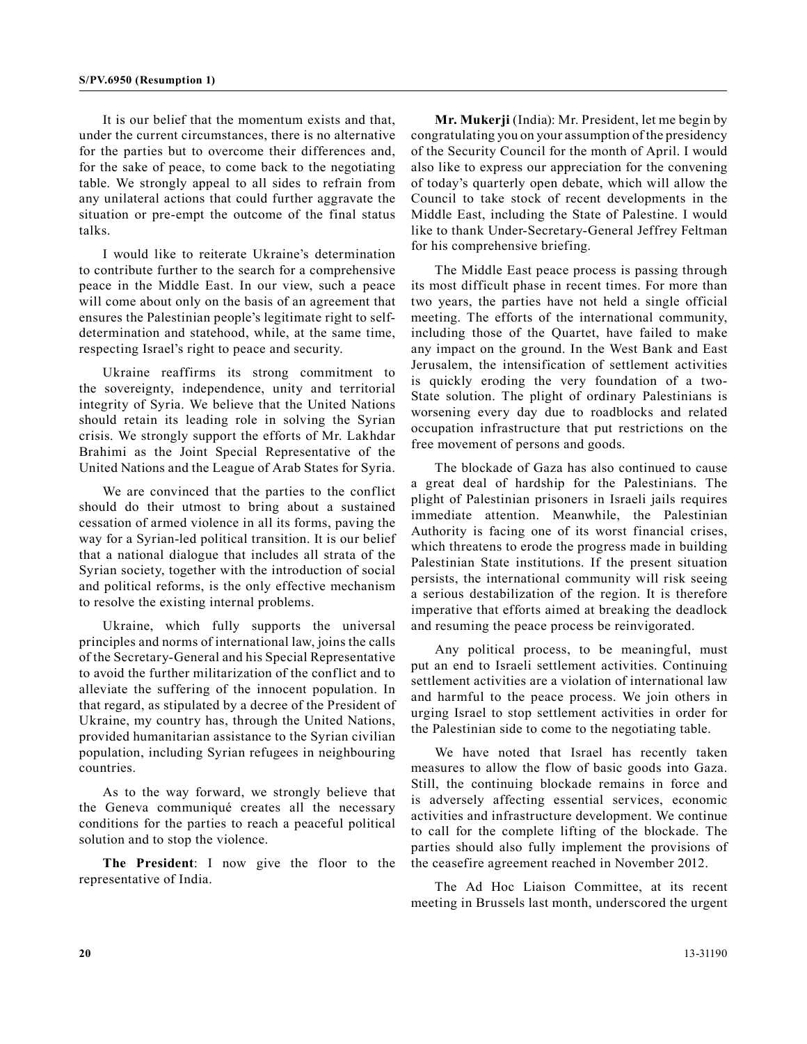It is our belief that the momentum exists and that, under the current circumstances, there is no alternative for the parties but to overcome their differences and, for the sake of peace, to come back to the negotiating table. We strongly appeal to all sides to refrain from any unilateral actions that could further aggravate the situation or pre-empt the outcome of the final status talks.

I would like to reiterate Ukraine's determination to contribute further to the search for a comprehensive peace in the Middle East. In our view, such a peace will come about only on the basis of an agreement that ensures the Palestinian people's legitimate right to self-determination and statehood, while, at the same time, respecting Israel's right to peace and security.

Ukraine reaffirms its strong commitment to the sovereignty, independence, unity and territorial integrity of Syria. We believe that the United Nations should retain its leading role in solving the Syrian crisis. We strongly support the efforts of Mr. Lakhdar Brahimi as the Joint Special Representative of the United Nations and the League of Arab States for Syria.

We are convinced that the parties to the conflict should do their utmost to bring about a sustained cessation of armed violence in all its forms, paving the way for a Syrian-led political transition. It is our belief that a national dialogue that includes all strata of the Syrian society, together with the introduction of social and political reforms, is the only effective mechanism to resolve the existing internal problems.

Ukraine, which fully supports the universal principles and norms of international law, joins the calls of the Secretary-General and his Special Representative to avoid the further militarization of the conflict and to alleviate the suffering of the innocent population. In that regard, as stipulated by a decree of the President of Ukraine, my country has, through the United Nations, provided humanitarian assistance to the Syrian civilian population, including Syrian refugees in neighbouring countries.

As to the way forward, we strongly believe that the Geneva communiqué creates all the necessary conditions for the parties to reach a peaceful political solution and to stop the violence.

**The President**: I now give the floor to the representative of India.

**Mr. Mukerji** (India): Mr. President, let me begin by congratulating you on your assumption of the presidency of the Security Council for the month of April. I would also like to express our appreciation for the convening of today's quarterly open debate, which will allow the Council to take stock of recent developments in the Middle East, including the State of Palestine. I would like to thank Under-Secretary-General Jeffrey Feltman for his comprehensive briefing.

The Middle East peace process is passing through its most difficult phase in recent times. For more than two years, the parties have not held a single official meeting. The efforts of the international community, including those of the Quartet, have failed to make any impact on the ground. In the West Bank and East Jerusalem, the intensification of settlement activities is quickly eroding the very foundation of a two-State solution. The plight of ordinary Palestinians is worsening every day due to roadblocks and related occupation infrastructure that put restrictions on the free movement of persons and goods.

The blockade of Gaza has also continued to cause a great deal of hardship for the Palestinians. The plight of Palestinian prisoners in Israeli jails requires immediate attention. Meanwhile, the Palestinian Authority is facing one of its worst financial crises, which threatens to erode the progress made in building Palestinian State institutions. If the present situation persists, the international community will risk seeing a serious destabilization of the region. It is therefore imperative that efforts aimed at breaking the deadlock and resuming the peace process be reinvigorated.

Any political process, to be meaningful, must put an end to Israeli settlement activities. Continuing settlement activities are a violation of international law and harmful to the peace process. We join others in urging Israel to stop settlement activities in order for the Palestinian side to come to the negotiating table.

We have noted that Israel has recently taken measures to allow the flow of basic goods into Gaza. Still, the continuing blockade remains in force and is adversely affecting essential services, economic activities and infrastructure development. We continue to call for the complete lifting of the blockade. The parties should also fully implement the provisions of the ceasefire agreement reached in November 2012.

The Ad Hoc Liaison Committee, at its recent meeting in Brussels last month, underscored the urgent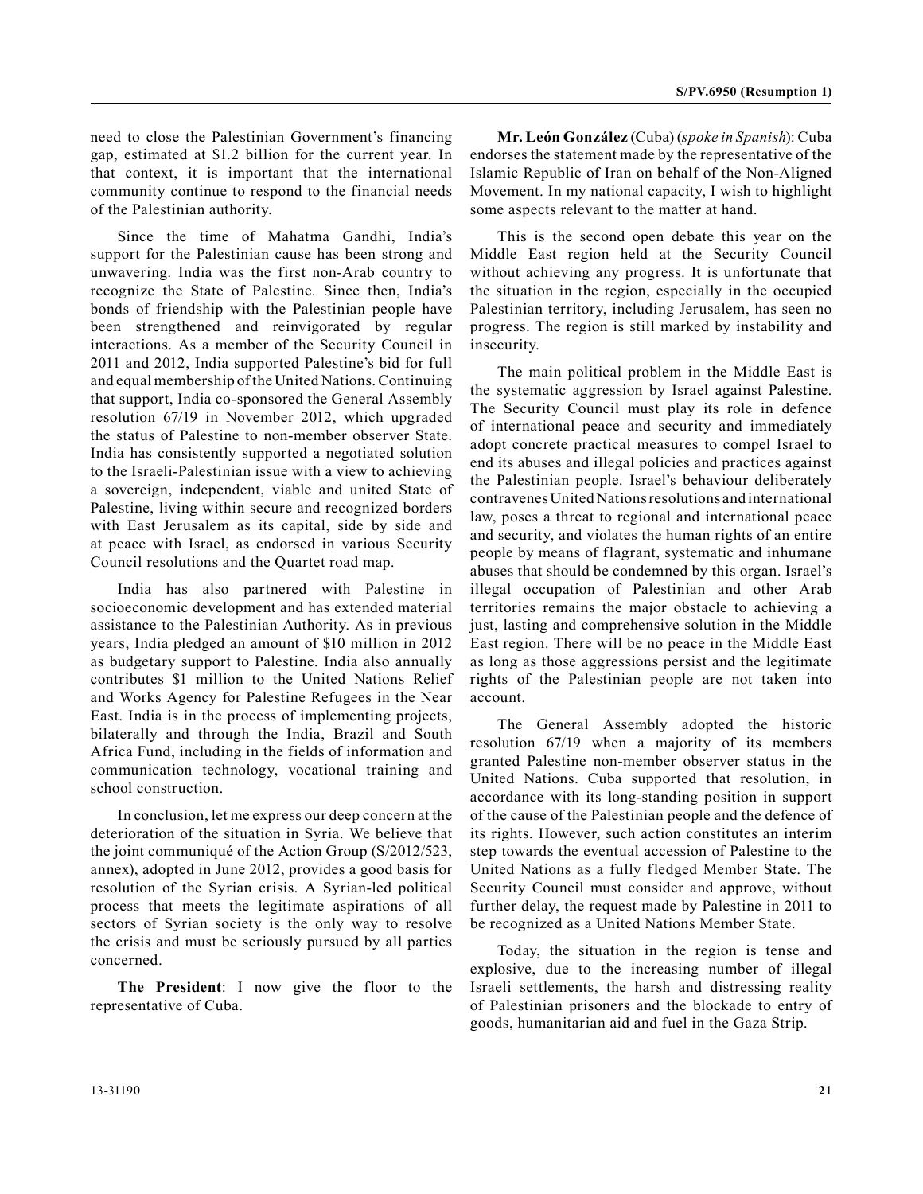need to close the Palestinian Government's financing gap, estimated at $1.2 billion for the current year. In that context, it is important that the international community continue to respond to the financial needs of the Palestinian authority.

Since the time of Mahatma Gandhi, India's support for the Palestinian cause has been strong and unwavering. India was the first non-Arab country to recognize the State of Palestine. Since then, India's bonds of friendship with the Palestinian people have been strengthened and reinvigorated by regular interactions. As a member of the Security Council in 2011 and 2012, India supported Palestine's bid for full and equal membership of the United Nations. Continuing that support, India co-sponsored the General Assembly resolution 67/19 in November 2012, which upgraded the status of Palestine to non-member observer State. India has consistently supported a negotiated solution to the Israeli-Palestinian issue with a view to achieving a sovereign, independent, viable and united State of Palestine, living within secure and recognized borders with East Jerusalem as its capital, side by side and at peace with Israel, as endorsed in various Security Council resolutions and the Quartet road map.

India has also partnered with Palestine in socioeconomic development and has extended material assistance to the Palestinian Authority. As in previous years, India pledged an amount of $10 million in 2012 as budgetary support to Palestine. India also annually contributes $1 million to the United Nations Relief and Works Agency for Palestine Refugees in the Near East. India is in the process of implementing projects, bilaterally and through the India, Brazil and South Africa Fund, including in the fields of information and communication technology, vocational training and school construction.

In conclusion, let me express our deep concern at the deterioration of the situation in Syria. We believe that the joint communiqué of the Action Group (S/2012/523, annex), adopted in June 2012, provides a good basis for resolution of the Syrian crisis. A Syrian-led political process that meets the legitimate aspirations of all sectors of Syrian society is the only way to resolve the crisis and must be seriously pursued by all parties concerned.

**The President**: I now give the floor to the representative of Cuba.

**Mr. León González** (Cuba) (*spoke in Spanish*): Cuba endorses the statement made by the representative of the Islamic Republic of Iran on behalf of the Non-Aligned Movement. In my national capacity, I wish to highlight some aspects relevant to the matter at hand.

This is the second open debate this year on the Middle East region held at the Security Council without achieving any progress. It is unfortunate that the situation in the region, especially in the occupied Palestinian territory, including Jerusalem, has seen no progress. The region is still marked by instability and insecurity.

The main political problem in the Middle East is the systematic aggression by Israel against Palestine. The Security Council must play its role in defence of international peace and security and immediately adopt concrete practical measures to compel Israel to end its abuses and illegal policies and practices against the Palestinian people. Israel's behaviour deliberately contravenes United Nations resolutions and international law, poses a threat to regional and international peace and security, and violates the human rights of an entire people by means of flagrant, systematic and inhumane abuses that should be condemned by this organ. Israel's illegal occupation of Palestinian and other Arab territories remains the major obstacle to achieving a just, lasting and comprehensive solution in the Middle East region. There will be no peace in the Middle East as long as those aggressions persist and the legitimate rights of the Palestinian people are not taken into account.

The General Assembly adopted the historic resolution 67/19 when a majority of its members granted Palestine non-member observer status in the United Nations. Cuba supported that resolution, in accordance with its long-standing position in support of the cause of the Palestinian people and the defence of its rights. However, such action constitutes an interim step towards the eventual accession of Palestine to the United Nations as a fully fledged Member State. The Security Council must consider and approve, without further delay, the request made by Palestine in 2011 to be recognized as a United Nations Member State.

Today, the situation in the region is tense and explosive, due to the increasing number of illegal Israeli settlements, the harsh and distressing reality of Palestinian prisoners and the blockade to entry of goods, humanitarian aid and fuel in the Gaza Strip.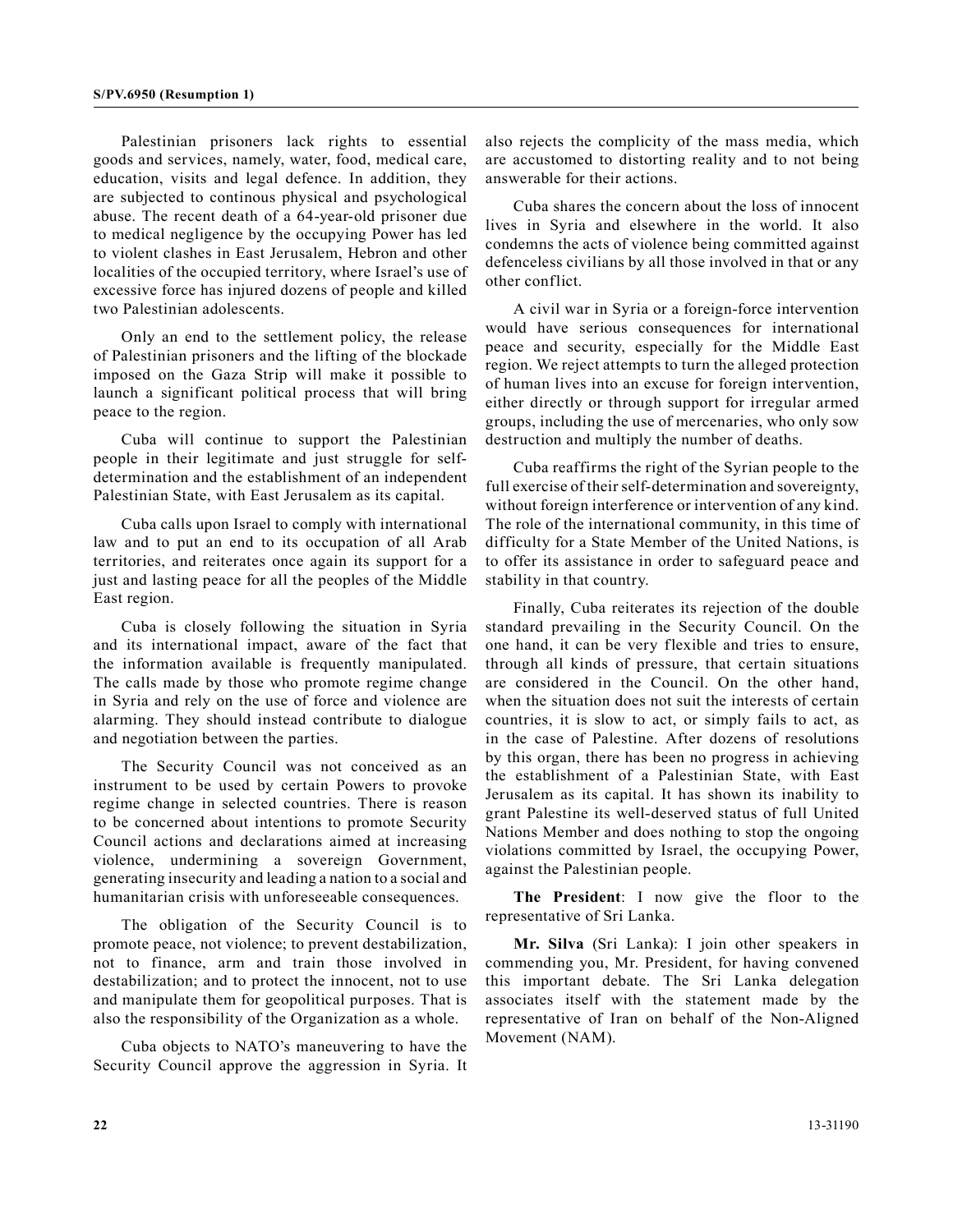Palestinian prisoners lack rights to essential goods and services, namely, water, food, medical care, education, visits and legal defence. In addition, they are subjected to continous physical and psychological abuse. The recent death of a 64-year-old prisoner due to medical negligence by the occupying Power has led to violent clashes in East Jerusalem, Hebron and other localities of the occupied territory, where Israel's use of excessive force has injured dozens of people and killed two Palestinian adolescents.

Only an end to the settlement policy, the release of Palestinian prisoners and the lifting of the blockade imposed on the Gaza Strip will make it possible to launch a significant political process that will bring peace to the region.

Cuba will continue to support the Palestinian people in their legitimate and just struggle for self-determination and the establishment of an independent Palestinian State, with East Jerusalem as its capital.

Cuba calls upon Israel to comply with international law and to put an end to its occupation of all Arab territories, and reiterates once again its support for a just and lasting peace for all the peoples of the Middle East region.

Cuba is closely following the situation in Syria and its international impact, aware of the fact that the information available is frequently manipulated. The calls made by those who promote regime change in Syria and rely on the use of force and violence are alarming. They should instead contribute to dialogue and negotiation between the parties.

The Security Council was not conceived as an instrument to be used by certain Powers to provoke regime change in selected countries. There is reason to be concerned about intentions to promote Security Council actions and declarations aimed at increasing violence, undermining a sovereign Government, generating insecurity and leading a nation to a social and humanitarian crisis with unforeseeable consequences.

The obligation of the Security Council is to promote peace, not violence; to prevent destabilization, not to finance, arm and train those involved in destabilization; and to protect the innocent, not to use and manipulate them for geopolitical purposes. That is also the responsibility of the Organization as a whole.

Cuba objects to NATO's maneuvering to have the Security Council approve the aggression in Syria. It also rejects the complicity of the mass media, which are accustomed to distorting reality and to not being answerable for their actions.

Cuba shares the concern about the loss of innocent lives in Syria and elsewhere in the world. It also condemns the acts of violence being committed against defenceless civilians by all those involved in that or any other conflict.

A civil war in Syria or a foreign-force intervention would have serious consequences for international peace and security, especially for the Middle East region. We reject attempts to turn the alleged protection of human lives into an excuse for foreign intervention, either directly or through support for irregular armed groups, including the use of mercenaries, who only sow destruction and multiply the number of deaths.

Cuba reaffirms the right of the Syrian people to the full exercise of their self-determination and sovereignty, without foreign interference or intervention of any kind. The role of the international community, in this time of difficulty for a State Member of the United Nations, is to offer its assistance in order to safeguard peace and stability in that country.

Finally, Cuba reiterates its rejection of the double standard prevailing in the Security Council. On the one hand, it can be very flexible and tries to ensure, through all kinds of pressure, that certain situations are considered in the Council. On the other hand, when the situation does not suit the interests of certain countries, it is slow to act, or simply fails to act, as in the case of Palestine. After dozens of resolutions by this organ, there has been no progress in achieving the establishment of a Palestinian State, with East Jerusalem as its capital. It has shown its inability to grant Palestine its well-deserved status of full United Nations Member and does nothing to stop the ongoing violations committed by Israel, the occupying Power, against the Palestinian people.

**The President**: I now give the floor to the representative of Sri Lanka.

**Mr. Silva** (Sri Lanka): I join other speakers in commending you, Mr. President, for having convened this important debate. The Sri Lanka delegation associates itself with the statement made by the representative of Iran on behalf of the Non-Aligned Movement (NAM).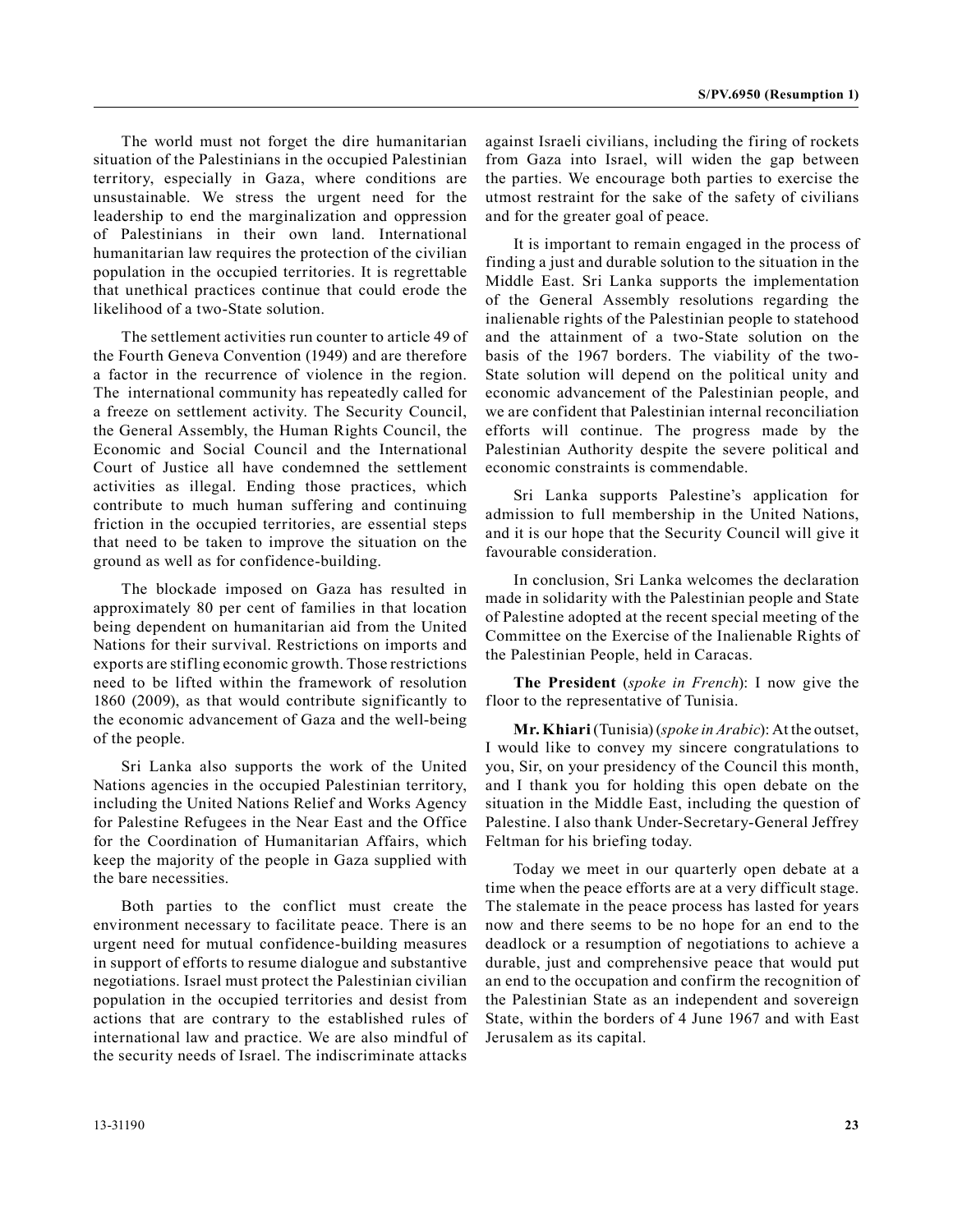The world must not forget the dire humanitarian situation of the Palestinians in the occupied Palestinian territory, especially in Gaza, where conditions are unsustainable. We stress the urgent need for the leadership to end the marginalization and oppression of Palestinians in their own land. International humanitarian law requires the protection of the civilian population in the occupied territories. It is regrettable that unethical practices continue that could erode the likelihood of a two-State solution.

The settlement activities run counter to article 49 of the Fourth Geneva Convention (1949) and are therefore a factor in the recurrence of violence in the region. The international community has repeatedly called for a freeze on settlement activity. The Security Council, the General Assembly, the Human Rights Council, the Economic and Social Council and the International Court of Justice all have condemned the settlement activities as illegal. Ending those practices, which contribute to much human suffering and continuing friction in the occupied territories, are essential steps that need to be taken to improve the situation on the ground as well as for confidence-building.

The blockade imposed on Gaza has resulted in approximately 80 per cent of families in that location being dependent on humanitarian aid from the United Nations for their survival. Restrictions on imports and exports are stifling economic growth. Those restrictions need to be lifted within the framework of resolution 1860 (2009), as that would contribute significantly to the economic advancement of Gaza and the well-being of the people.

Sri Lanka also supports the work of the United Nations agencies in the occupied Palestinian territory, including the United Nations Relief and Works Agency for Palestine Refugees in the Near East and the Office for the Coordination of Humanitarian Affairs, which keep the majority of the people in Gaza supplied with the bare necessities.

Both parties to the conflict must create the environment necessary to facilitate peace. There is an urgent need for mutual confidence-building measures in support of efforts to resume dialogue and substantive negotiations. Israel must protect the Palestinian civilian population in the occupied territories and desist from actions that are contrary to the established rules of international law and practice. We are also mindful of the security needs of Israel. The indiscriminate attacks against Israeli civilians, including the firing of rockets from Gaza into Israel, will widen the gap between the parties. We encourage both parties to exercise the utmost restraint for the sake of the safety of civilians and for the greater goal of peace.

It is important to remain engaged in the process of finding a just and durable solution to the situation in the Middle East. Sri Lanka supports the implementation of the General Assembly resolutions regarding the inalienable rights of the Palestinian people to statehood and the attainment of a two-State solution on the basis of the 1967 borders. The viability of the two-State solution will depend on the political unity and economic advancement of the Palestinian people, and we are confident that Palestinian internal reconciliation efforts will continue. The progress made by the Palestinian Authority despite the severe political and economic constraints is commendable.

Sri Lanka supports Palestine's application for admission to full membership in the United Nations, and it is our hope that the Security Council will give it favourable consideration.

In conclusion, Sri Lanka welcomes the declaration made in solidarity with the Palestinian people and State of Palestine adopted at the recent special meeting of the Committee on the Exercise of the Inalienable Rights of the Palestinian People, held in Caracas.

**The President** (*spoke in French*): I now give the floor to the representative of Tunisia.

**Mr. Khiari** (Tunisia) (*spoke in Arabic*): At the outset, I would like to convey my sincere congratulations to you, Sir, on your presidency of the Council this month, and I thank you for holding this open debate on the situation in the Middle East, including the question of Palestine. I also thank Under-Secretary-General Jeffrey Feltman for his briefing today.

Today we meet in our quarterly open debate at a time when the peace efforts are at a very difficult stage. The stalemate in the peace process has lasted for years now and there seems to be no hope for an end to the deadlock or a resumption of negotiations to achieve a durable, just and comprehensive peace that would put an end to the occupation and confirm the recognition of the Palestinian State as an independent and sovereign State, within the borders of 4 June 1967 and with East Jerusalem as its capital.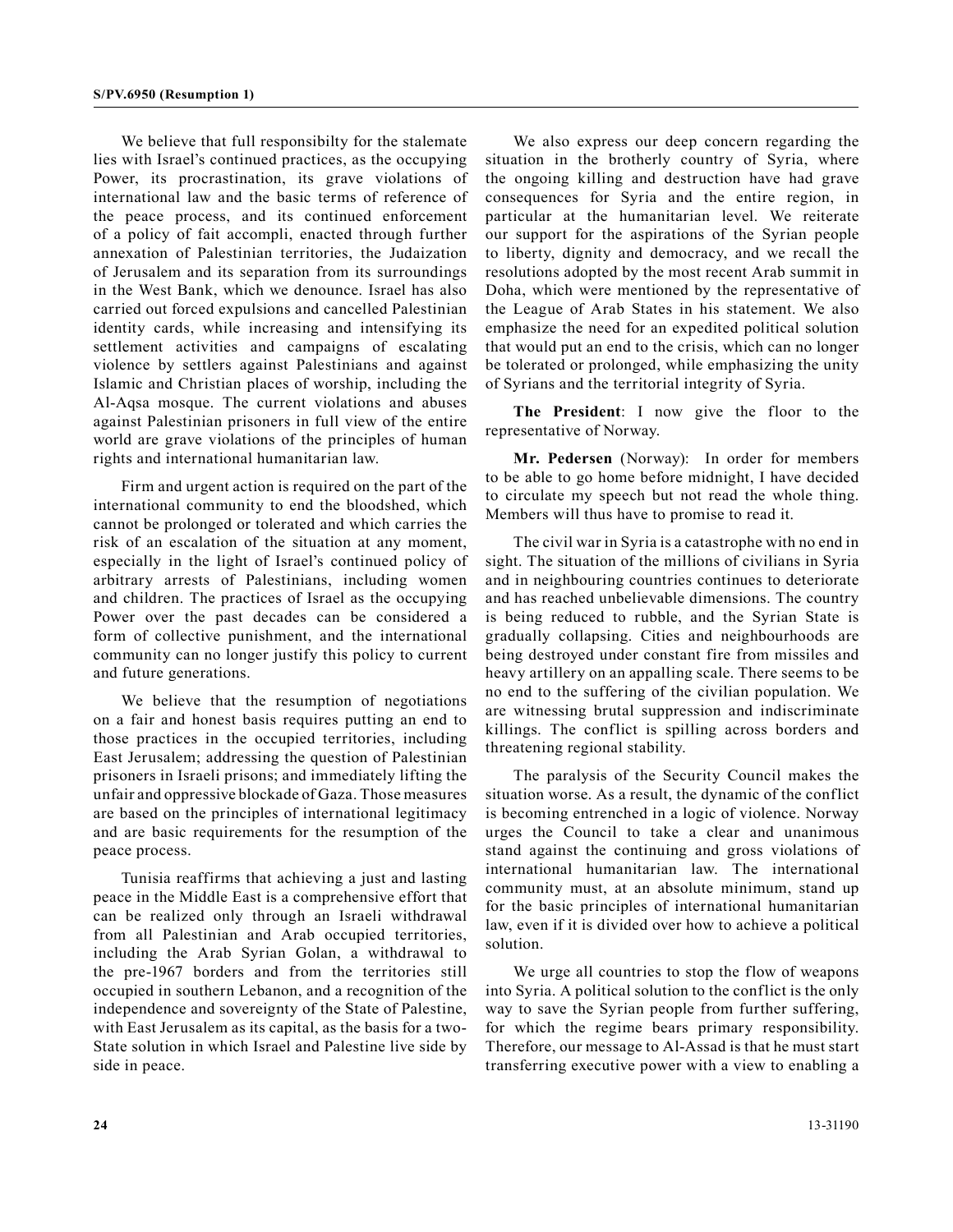We believe that full responsibilty for the stalemate lies with Israel's continued practices, as the occupying Power, its procrastination, its grave violations of international law and the basic terms of reference of the peace process, and its continued enforcement of a policy of fait accompli, enacted through further annexation of Palestinian territories, the Judaization of Jerusalem and its separation from its surroundings in the West Bank, which we denounce. Israel has also carried out forced expulsions and cancelled Palestinian identity cards, while increasing and intensifying its settlement activities and campaigns of escalating violence by settlers against Palestinians and against Islamic and Christian places of worship, including the Al-Aqsa mosque. The current violations and abuses against Palestinian prisoners in full view of the entire world are grave violations of the principles of human rights and international humanitarian law.

Firm and urgent action is required on the part of the international community to end the bloodshed, which cannot be prolonged or tolerated and which carries the risk of an escalation of the situation at any moment, especially in the light of Israel's continued policy of arbitrary arrests of Palestinians, including women and children. The practices of Israel as the occupying Power over the past decades can be considered a form of collective punishment, and the international community can no longer justify this policy to current and future generations.

We believe that the resumption of negotiations on a fair and honest basis requires putting an end to those practices in the occupied territories, including East Jerusalem; addressing the question of Palestinian prisoners in Israeli prisons; and immediately lifting the unfair and oppressive blockade of Gaza. Those measures are based on the principles of international legitimacy and are basic requirements for the resumption of the peace process.

Tunisia reaffirms that achieving a just and lasting peace in the Middle East is a comprehensive effort that can be realized only through an Israeli withdrawal from all Palestinian and Arab occupied territories, including the Arab Syrian Golan, a withdrawal to the pre-1967 borders and from the territories still occupied in southern Lebanon, and a recognition of the independence and sovereignty of the State of Palestine, with East Jerusalem as its capital, as the basis for a two-State solution in which Israel and Palestine live side by side in peace.

We also express our deep concern regarding the situation in the brotherly country of Syria, where the ongoing killing and destruction have had grave consequences for Syria and the entire region, in particular at the humanitarian level. We reiterate our support for the aspirations of the Syrian people to liberty, dignity and democracy, and we recall the resolutions adopted by the most recent Arab summit in Doha, which were mentioned by the representative of the League of Arab States in his statement. We also emphasize the need for an expedited political solution that would put an end to the crisis, which can no longer be tolerated or prolonged, while emphasizing the unity of Syrians and the territorial integrity of Syria.

**The President**: I now give the floor to the representative of Norway.

**Mr. Pedersen** (Norway): In order for members to be able to go home before midnight, I have decided to circulate my speech but not read the whole thing. Members will thus have to promise to read it.

The civil war in Syria is a catastrophe with no end in sight. The situation of the millions of civilians in Syria and in neighbouring countries continues to deteriorate and has reached unbelievable dimensions. The country is being reduced to rubble, and the Syrian State is gradually collapsing. Cities and neighbourhoods are being destroyed under constant fire from missiles and heavy artillery on an appalling scale. There seems to be no end to the suffering of the civilian population. We are witnessing brutal suppression and indiscriminate killings. The conflict is spilling across borders and threatening regional stability.

The paralysis of the Security Council makes the situation worse. As a result, the dynamic of the conflict is becoming entrenched in a logic of violence. Norway urges the Council to take a clear and unanimous stand against the continuing and gross violations of international humanitarian law. The international community must, at an absolute minimum, stand up for the basic principles of international humanitarian law, even if it is divided over how to achieve a political solution.

We urge all countries to stop the flow of weapons into Syria. A political solution to the conflict is the only way to save the Syrian people from further suffering, for which the regime bears primary responsibility. Therefore, our message to Al-Assad is that he must start transferring executive power with a view to enabling a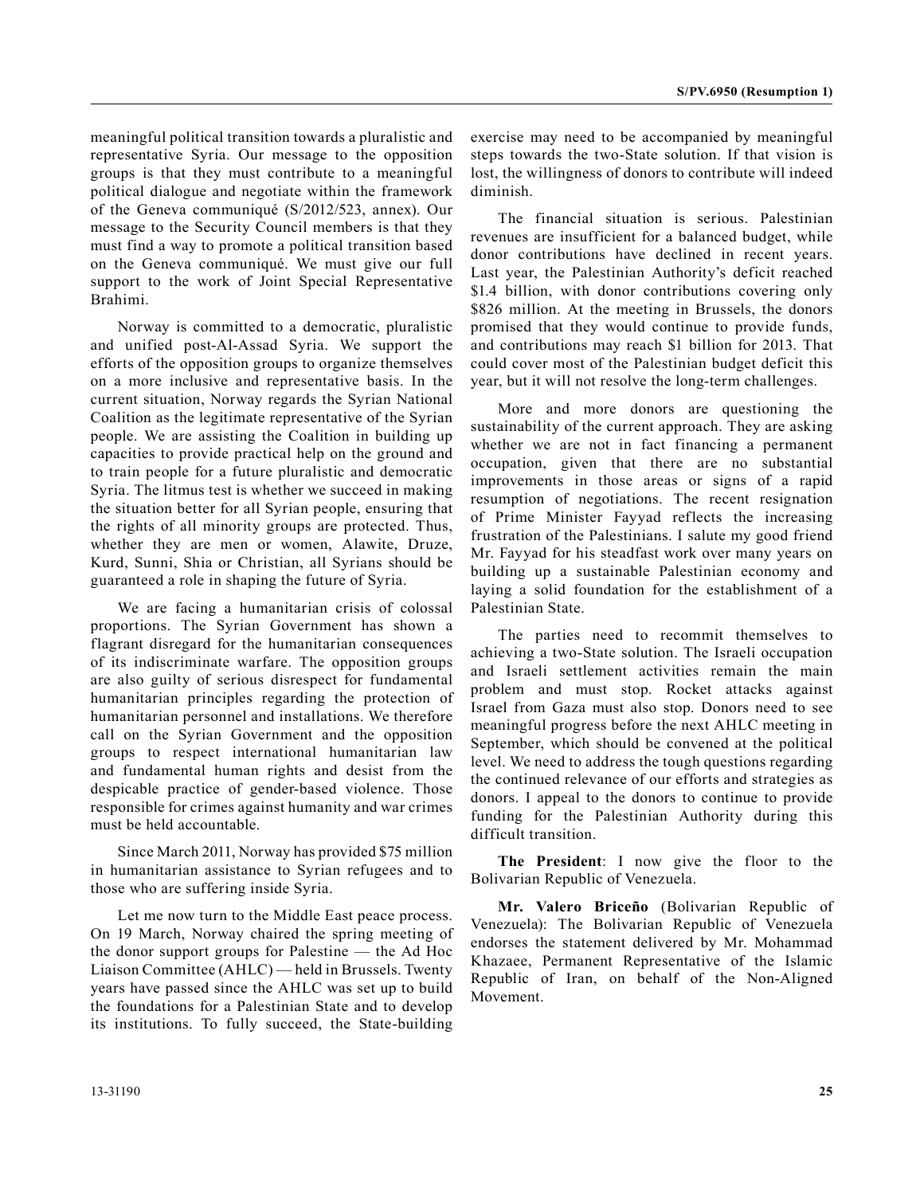meaningful political transition towards a pluralistic and representative Syria. Our message to the opposition groups is that they must contribute to a meaningful political dialogue and negotiate within the framework of the Geneva communiqué (S/2012/523, annex). Our message to the Security Council members is that they must find a way to promote a political transition based on the Geneva communiqué. We must give our full support to the work of Joint Special Representative Brahimi.

Norway is committed to a democratic, pluralistic and unified post-Al-Assad Syria. We support the efforts of the opposition groups to organize themselves on a more inclusive and representative basis. In the current situation, Norway regards the Syrian National Coalition as the legitimate representative of the Syrian people. We are assisting the Coalition in building up capacities to provide practical help on the ground and to train people for a future pluralistic and democratic Syria. The litmus test is whether we succeed in making the situation better for all Syrian people, ensuring that the rights of all minority groups are protected. Thus, whether they are men or women, Alawite, Druze, Kurd, Sunni, Shia or Christian, all Syrians should be guaranteed a role in shaping the future of Syria.

We are facing a humanitarian crisis of colossal proportions. The Syrian Government has shown a flagrant disregard for the humanitarian consequences of its indiscriminate warfare. The opposition groups are also guilty of serious disrespect for fundamental humanitarian principles regarding the protection of humanitarian personnel and installations. We therefore call on the Syrian Government and the opposition groups to respect international humanitarian law and fundamental human rights and desist from the despicable practice of gender-based violence. Those responsible for crimes against humanity and war crimes must be held accountable.

Since March 2011, Norway has provided \$75 million in humanitarian assistance to Syrian refugees and to those who are suffering inside Syria.

Let me now turn to the Middle East peace process. On 19 March, Norway chaired the spring meeting of the donor support groups for Palestine — the Ad Hoc Liaison Committee (AHLC) — held in Brussels. Twenty years have passed since the AHLC was set up to build the foundations for a Palestinian State and to develop its institutions. To fully succeed, the State-building exercise may need to be accompanied by meaningful steps towards the two-State solution. If that vision is lost, the willingness of donors to contribute will indeed diminish.

The financial situation is serious. Palestinian revenues are insufficient for a balanced budget, while donor contributions have declined in recent years. Last year, the Palestinian Authority's deficit reached \$1.4 billion, with donor contributions covering only \$826 million. At the meeting in Brussels, the donors promised that they would continue to provide funds, and contributions may reach \$1 billion for 2013. That could cover most of the Palestinian budget deficit this year, but it will not resolve the long-term challenges.

More and more donors are questioning the sustainability of the current approach. They are asking whether we are not in fact financing a permanent occupation, given that there are no substantial improvements in those areas or signs of a rapid resumption of negotiations. The recent resignation of Prime Minister Fayyad reflects the increasing frustration of the Palestinians. I salute my good friend Mr. Fayyad for his steadfast work over many years on building up a sustainable Palestinian economy and laying a solid foundation for the establishment of a Palestinian State.

The parties need to recommit themselves to achieving a two-State solution. The Israeli occupation and Israeli settlement activities remain the main problem and must stop. Rocket attacks against Israel from Gaza must also stop. Donors need to see meaningful progress before the next AHLC meeting in September, which should be convened at the political level. We need to address the tough questions regarding the continued relevance of our efforts and strategies as donors. I appeal to the donors to continue to provide funding for the Palestinian Authority during this difficult transition.

**The President**: I now give the floor to the Bolivarian Republic of Venezuela.

**Mr. Valero Briceño** (Bolivarian Republic of Venezuela): The Bolivarian Republic of Venezuela endorses the statement delivered by Mr. Mohammad Khazaee, Permanent Representative of the Islamic Republic of Iran, on behalf of the Non-Aligned Movement.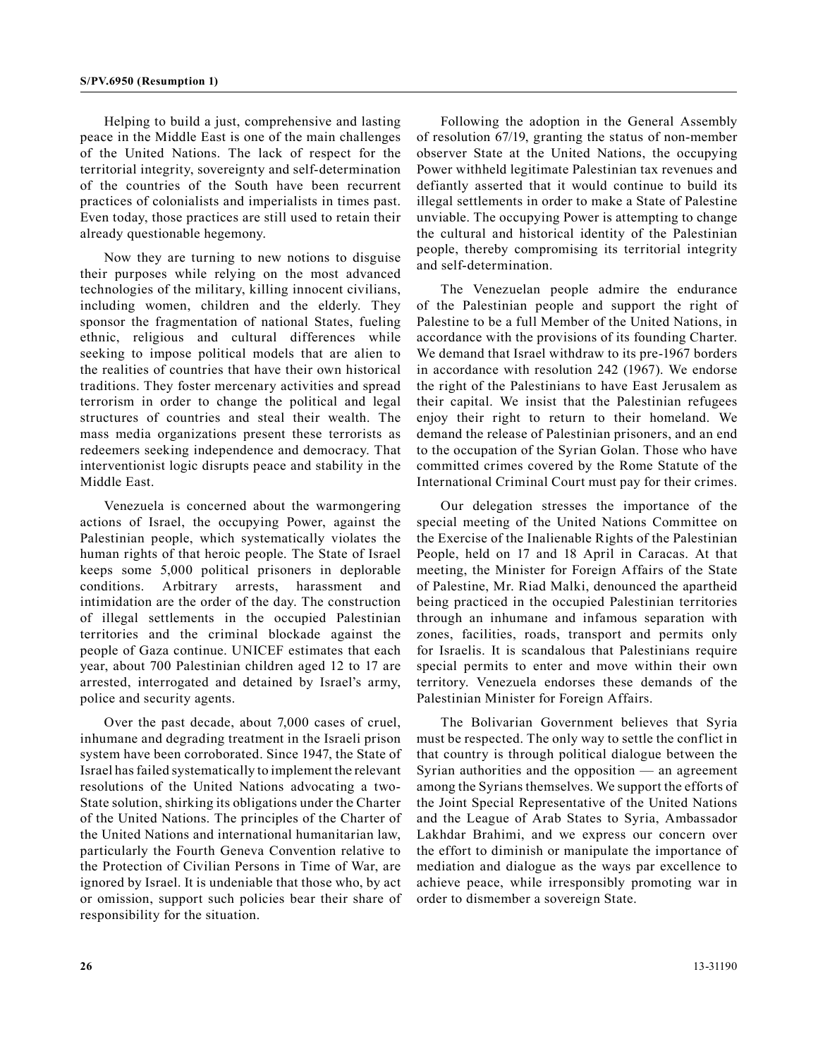Helping to build a just, comprehensive and lasting peace in the Middle East is one of the main challenges of the United Nations. The lack of respect for the territorial integrity, sovereignty and self-determination of the countries of the South have been recurrent practices of colonialists and imperialists in times past. Even today, those practices are still used to retain their already questionable hegemony.

Now they are turning to new notions to disguise their purposes while relying on the most advanced technologies of the military, killing innocent civilians, including women, children and the elderly. They sponsor the fragmentation of national States, fueling ethnic, religious and cultural differences while seeking to impose political models that are alien to the realities of countries that have their own historical traditions. They foster mercenary activities and spread terrorism in order to change the political and legal structures of countries and steal their wealth. The mass media organizations present these terrorists as redeemers seeking independence and democracy. That interventionist logic disrupts peace and stability in the Middle East.

Venezuela is concerned about the warmongering actions of Israel, the occupying Power, against the Palestinian people, which systematically violates the human rights of that heroic people. The State of Israel keeps some 5,000 political prisoners in deplorable conditions. Arbitrary arrests, harassment and intimidation are the order of the day. The construction of illegal settlements in the occupied Palestinian territories and the criminal blockade against the people of Gaza continue. UNICEF estimates that each year, about 700 Palestinian children aged 12 to 17 are arrested, interrogated and detained by Israel's army, police and security agents.

Over the past decade, about 7,000 cases of cruel, inhumane and degrading treatment in the Israeli prison system have been corroborated. Since 1947, the State of Israel has failed systematically to implement the relevant resolutions of the United Nations advocating a two-State solution, shirking its obligations under the Charter of the United Nations. The principles of the Charter of the United Nations and international humanitarian law, particularly the Fourth Geneva Convention relative to the Protection of Civilian Persons in Time of War, are ignored by Israel. It is undeniable that those who, by act or omission, support such policies bear their share of responsibility for the situation.

Following the adoption in the General Assembly of resolution 67/19, granting the status of non-member observer State at the United Nations, the occupying Power withheld legitimate Palestinian tax revenues and defiantly asserted that it would continue to build its illegal settlements in order to make a State of Palestine unviable. The occupying Power is attempting to change the cultural and historical identity of the Palestinian people, thereby compromising its territorial integrity and self-determination.

The Venezuelan people admire the endurance of the Palestinian people and support the right of Palestine to be a full Member of the United Nations, in accordance with the provisions of its founding Charter. We demand that Israel withdraw to its pre-1967 borders in accordance with resolution 242 (1967). We endorse the right of the Palestinians to have East Jerusalem as their capital. We insist that the Palestinian refugees enjoy their right to return to their homeland. We demand the release of Palestinian prisoners, and an end to the occupation of the Syrian Golan. Those who have committed crimes covered by the Rome Statute of the International Criminal Court must pay for their crimes.

Our delegation stresses the importance of the special meeting of the United Nations Committee on the Exercise of the Inalienable Rights of the Palestinian People, held on 17 and 18 April in Caracas. At that meeting, the Minister for Foreign Affairs of the State of Palestine, Mr. Riad Malki, denounced the apartheid being practiced in the occupied Palestinian territories through an inhumane and infamous separation with zones, facilities, roads, transport and permits only for Israelis. It is scandalous that Palestinians require special permits to enter and move within their own territory. Venezuela endorses these demands of the Palestinian Minister for Foreign Affairs.

The Bolivarian Government believes that Syria must be respected. The only way to settle the conflict in that country is through political dialogue between the Syrian authorities and the opposition — an agreement among the Syrians themselves. We support the efforts of the Joint Special Representative of the United Nations and the League of Arab States to Syria, Ambassador Lakhdar Brahimi, and we express our concern over the effort to diminish or manipulate the importance of mediation and dialogue as the ways par excellence to achieve peace, while irresponsibly promoting war in order to dismember a sovereign State.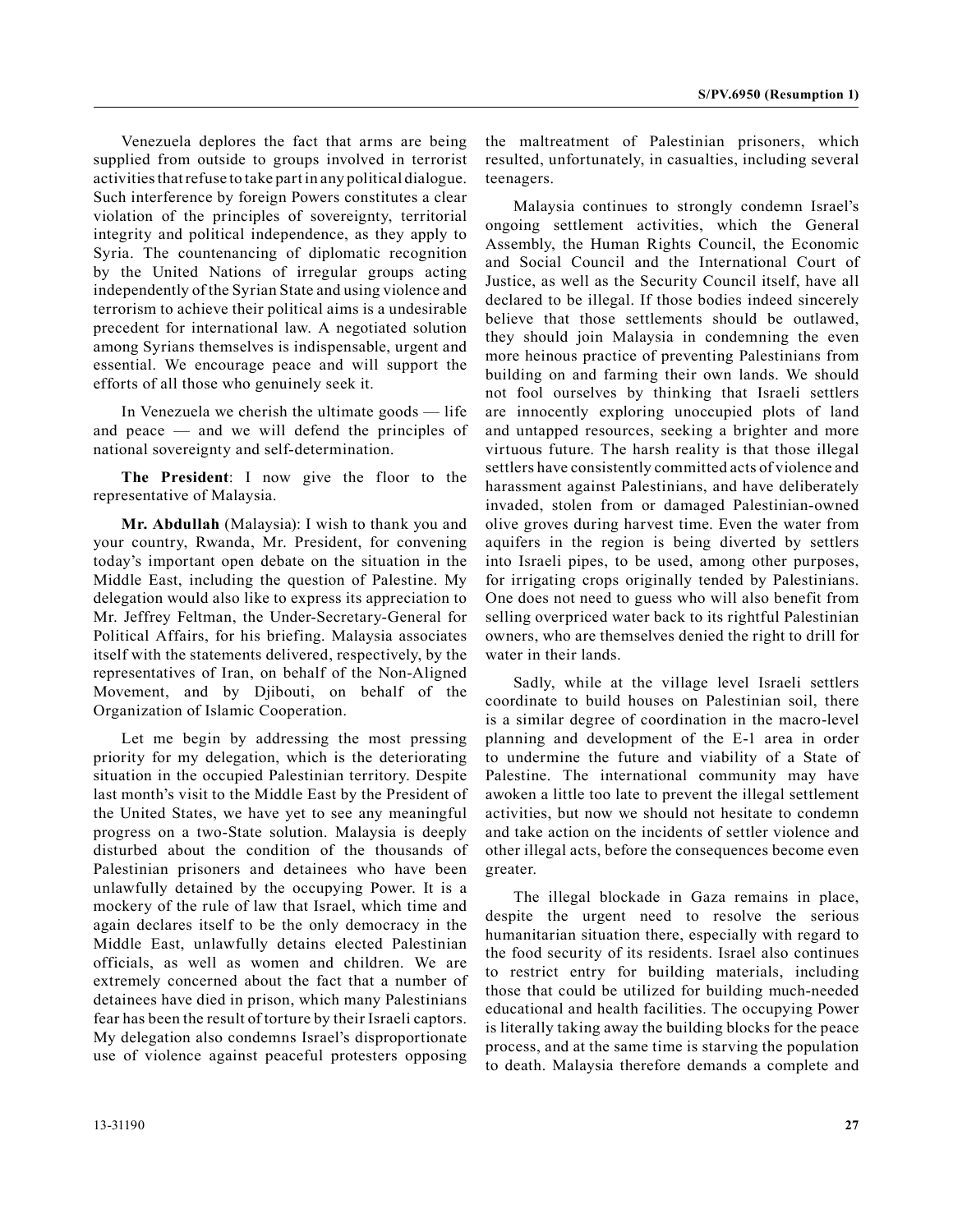Venezuela deplores the fact that arms are being supplied from outside to groups involved in terrorist activities that refuse to take part in any political dialogue. Such interference by foreign Powers constitutes a clear violation of the principles of sovereignty, territorial integrity and political independence, as they apply to Syria. The countenancing of diplomatic recognition by the United Nations of irregular groups acting independently of the Syrian State and using violence and terrorism to achieve their political aims is a undesirable precedent for international law. A negotiated solution among Syrians themselves is indispensable, urgent and essential. We encourage peace and will support the efforts of all those who genuinely seek it.

In Venezuela we cherish the ultimate goods — life and peace — and we will defend the principles of national sovereignty and self-determination.

**The President**: I now give the floor to the representative of Malaysia.

**Mr. Abdullah** (Malaysia): I wish to thank you and your country, Rwanda, Mr. President, for convening today's important open debate on the situation in the Middle East, including the question of Palestine. My delegation would also like to express its appreciation to Mr. Jeffrey Feltman, the Under-Secretary-General for Political Affairs, for his briefing. Malaysia associates itself with the statements delivered, respectively, by the representatives of Iran, on behalf of the Non-Aligned Movement, and by Djibouti, on behalf of the Organization of Islamic Cooperation.

Let me begin by addressing the most pressing priority for my delegation, which is the deteriorating situation in the occupied Palestinian territory. Despite last month's visit to the Middle East by the President of the United States, we have yet to see any meaningful progress on a two-State solution. Malaysia is deeply disturbed about the condition of the thousands of Palestinian prisoners and detainees who have been unlawfully detained by the occupying Power. It is a mockery of the rule of law that Israel, which time and again declares itself to be the only democracy in the Middle East, unlawfully detains elected Palestinian officials, as well as women and children. We are extremely concerned about the fact that a number of detainees have died in prison, which many Palestinians fear has been the result of torture by their Israeli captors. My delegation also condemns Israel's disproportionate use of violence against peaceful protesters opposing the maltreatment of Palestinian prisoners, which resulted, unfortunately, in casualties, including several teenagers.

Malaysia continues to strongly condemn Israel's ongoing settlement activities, which the General Assembly, the Human Rights Council, the Economic and Social Council and the International Court of Justice, as well as the Security Council itself, have all declared to be illegal. If those bodies indeed sincerely believe that those settlements should be outlawed, they should join Malaysia in condemning the even more heinous practice of preventing Palestinians from building on and farming their own lands. We should not fool ourselves by thinking that Israeli settlers are innocently exploring unoccupied plots of land and untapped resources, seeking a brighter and more virtuous future. The harsh reality is that those illegal settlers have consistently committed acts of violence and harassment against Palestinians, and have deliberately invaded, stolen from or damaged Palestinian-owned olive groves during harvest time. Even the water from aquifers in the region is being diverted by settlers into Israeli pipes, to be used, among other purposes, for irrigating crops originally tended by Palestinians. One does not need to guess who will also benefit from selling overpriced water back to its rightful Palestinian owners, who are themselves denied the right to drill for water in their lands.

Sadly, while at the village level Israeli settlers coordinate to build houses on Palestinian soil, there is a similar degree of coordination in the macro-level planning and development of the E-1 area in order to undermine the future and viability of a State of Palestine. The international community may have awoken a little too late to prevent the illegal settlement activities, but now we should not hesitate to condemn and take action on the incidents of settler violence and other illegal acts, before the consequences become even greater.

The illegal blockade in Gaza remains in place, despite the urgent need to resolve the serious humanitarian situation there, especially with regard to the food security of its residents. Israel also continues to restrict entry for building materials, including those that could be utilized for building much-needed educational and health facilities. The occupying Power is literally taking away the building blocks for the peace process, and at the same time is starving the population to death. Malaysia therefore demands a complete and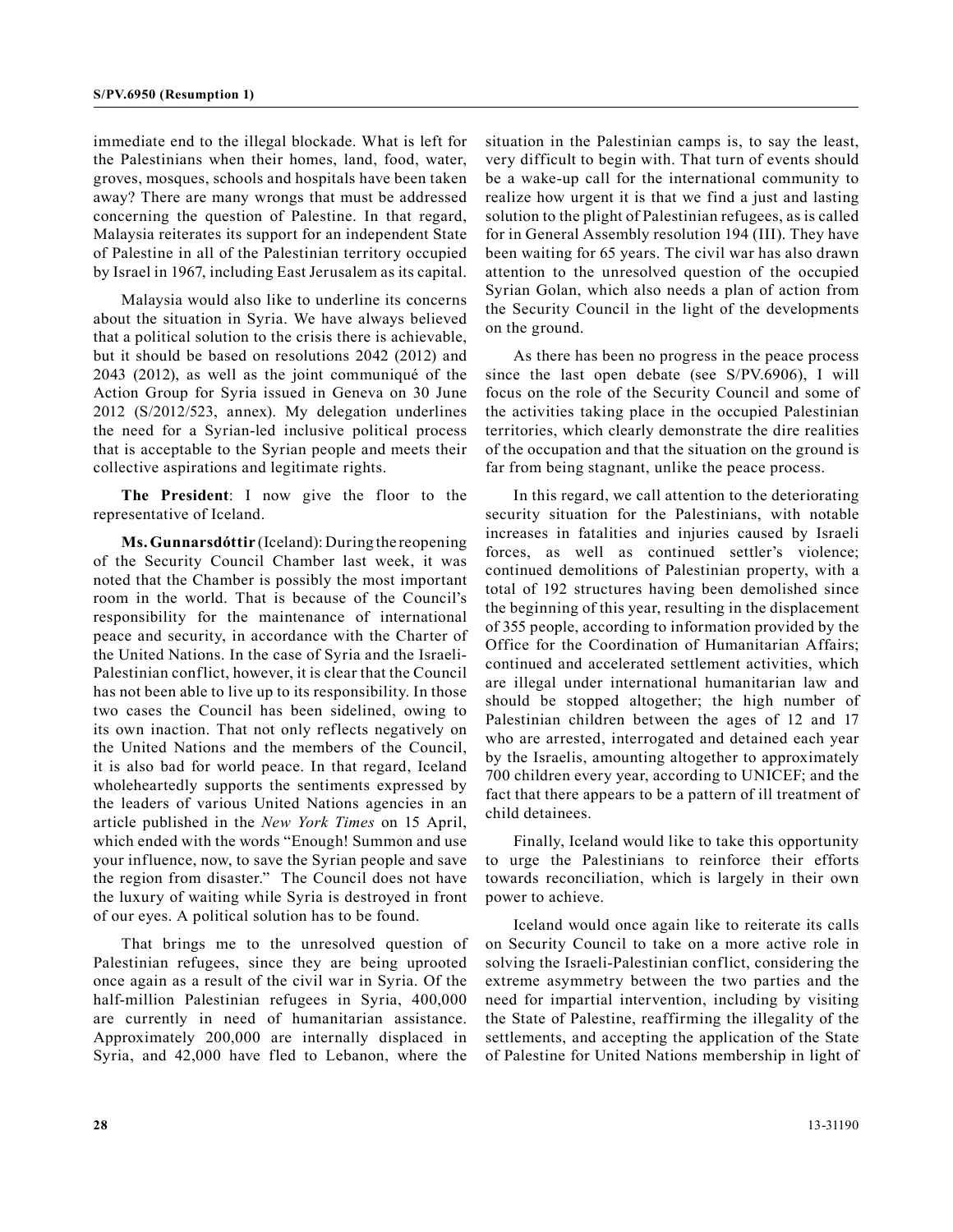immediate end to the illegal blockade. What is left for the Palestinians when their homes, land, food, water, groves, mosques, schools and hospitals have been taken away? There are many wrongs that must be addressed concerning the question of Palestine. In that regard, Malaysia reiterates its support for an independent State of Palestine in all of the Palestinian territory occupied by Israel in 1967, including East Jerusalem as its capital.

Malaysia would also like to underline its concerns about the situation in Syria. We have always believed that a political solution to the crisis there is achievable, but it should be based on resolutions 2042 (2012) and 2043 (2012), as well as the joint communiqué of the Action Group for Syria issued in Geneva on 30 June 2012 (S/2012/523, annex). My delegation underlines the need for a Syrian-led inclusive political process that is acceptable to the Syrian people and meets their collective aspirations and legitimate rights.

**The President**: I now give the floor to the representative of Iceland.

**Ms. Gunnarsdóttir** (Iceland): During the reopening of the Security Council Chamber last week, it was noted that the Chamber is possibly the most important room in the world. That is because of the Council's responsibility for the maintenance of international peace and security, in accordance with the Charter of the United Nations. In the case of Syria and the Israeli-Palestinian conflict, however, it is clear that the Council has not been able to live up to its responsibility. In those two cases the Council has been sidelined, owing to its own inaction. That not only reflects negatively on the United Nations and the members of the Council, it is also bad for world peace. In that regard, Iceland wholeheartedly supports the sentiments expressed by the leaders of various United Nations agencies in an article published in the *New York Times* on 15 April, which ended with the words "Enough! Summon and use your influence, now, to save the Syrian people and save the region from disaster." The Council does not have the luxury of waiting while Syria is destroyed in front of our eyes. A political solution has to be found.

That brings me to the unresolved question of Palestinian refugees, since they are being uprooted once again as a result of the civil war in Syria. Of the half-million Palestinian refugees in Syria, 400,000 are currently in need of humanitarian assistance. Approximately 200,000 are internally displaced in Syria, and 42,000 have fled to Lebanon, where the situation in the Palestinian camps is, to say the least, very difficult to begin with. That turn of events should be a wake-up call for the international community to realize how urgent it is that we find a just and lasting solution to the plight of Palestinian refugees, as is called for in General Assembly resolution 194 (III). They have been waiting for 65 years. The civil war has also drawn attention to the unresolved question of the occupied Syrian Golan, which also needs a plan of action from the Security Council in the light of the developments on the ground.

As there has been no progress in the peace process since the last open debate (see S/PV.6906), I will focus on the role of the Security Council and some of the activities taking place in the occupied Palestinian territories, which clearly demonstrate the dire realities of the occupation and that the situation on the ground is far from being stagnant, unlike the peace process.

In this regard, we call attention to the deteriorating security situation for the Palestinians, with notable increases in fatalities and injuries caused by Israeli forces, as well as continued settler's violence; continued demolitions of Palestinian property, with a total of 192 structures having been demolished since the beginning of this year, resulting in the displacement of 355 people, according to information provided by the Office for the Coordination of Humanitarian Affairs; continued and accelerated settlement activities, which are illegal under international humanitarian law and should be stopped altogether; the high number of Palestinian children between the ages of 12 and 17 who are arrested, interrogated and detained each year by the Israelis, amounting altogether to approximately 700 children every year, according to UNICEF; and the fact that there appears to be a pattern of ill treatment of child detainees.

Finally, Iceland would like to take this opportunity to urge the Palestinians to reinforce their efforts towards reconciliation, which is largely in their own power to achieve.

Iceland would once again like to reiterate its calls on Security Council to take on a more active role in solving the Israeli-Palestinian conflict, considering the extreme asymmetry between the two parties and the need for impartial intervention, including by visiting the State of Palestine, reaffirming the illegality of the settlements, and accepting the application of the State of Palestine for United Nations membership in light of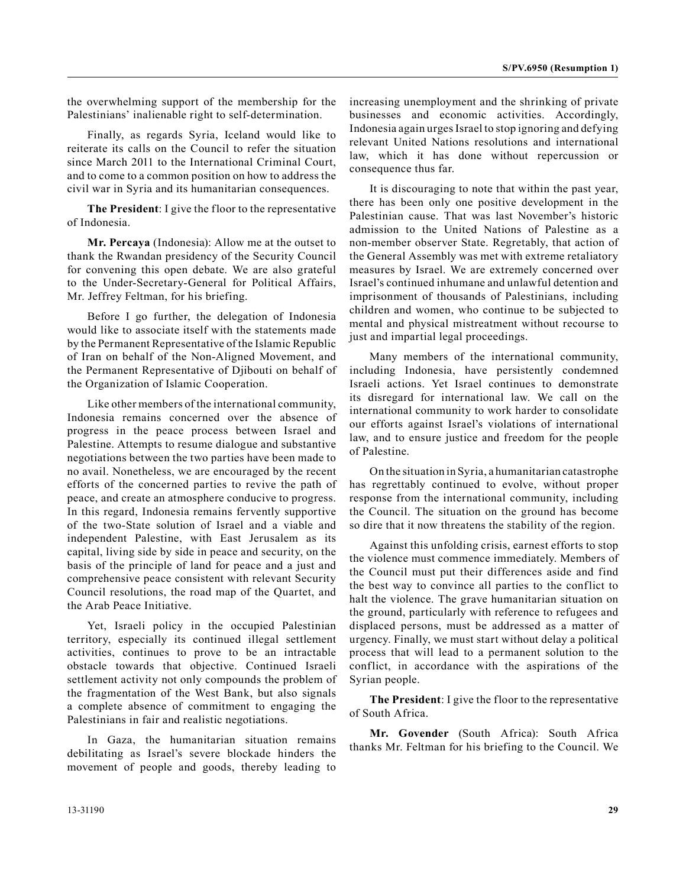the overwhelming support of the membership for the Palestinians' inalienable right to self-determination.

Finally, as regards Syria, Iceland would like to reiterate its calls on the Council to refer the situation since March 2011 to the International Criminal Court, and to come to a common position on how to address the civil war in Syria and its humanitarian consequences.

**The President**: I give the floor to the representative of Indonesia.

**Mr. Percaya** (Indonesia): Allow me at the outset to thank the Rwandan presidency of the Security Council for convening this open debate. We are also grateful to the Under-Secretary-General for Political Affairs, Mr. Jeffrey Feltman, for his briefing.

Before I go further, the delegation of Indonesia would like to associate itself with the statements made by the Permanent Representative of the Islamic Republic of Iran on behalf of the Non-Aligned Movement, and the Permanent Representative of Djibouti on behalf of the Organization of Islamic Cooperation.

Like other members of the international community, Indonesia remains concerned over the absence of progress in the peace process between Israel and Palestine. Attempts to resume dialogue and substantive negotiations between the two parties have been made to no avail. Nonetheless, we are encouraged by the recent efforts of the concerned parties to revive the path of peace, and create an atmosphere conducive to progress. In this regard, Indonesia remains fervently supportive of the two-State solution of Israel and a viable and independent Palestine, with East Jerusalem as its capital, living side by side in peace and security, on the basis of the principle of land for peace and a just and comprehensive peace consistent with relevant Security Council resolutions, the road map of the Quartet, and the Arab Peace Initiative.

Yet, Israeli policy in the occupied Palestinian territory, especially its continued illegal settlement activities, continues to prove to be an intractable obstacle towards that objective. Continued Israeli settlement activity not only compounds the problem of the fragmentation of the West Bank, but also signals a complete absence of commitment to engaging the Palestinians in fair and realistic negotiations.

In Gaza, the humanitarian situation remains debilitating as Israel's severe blockade hinders the movement of people and goods, thereby leading to increasing unemployment and the shrinking of private businesses and economic activities. Accordingly, Indonesia again urges Israel to stop ignoring and defying relevant United Nations resolutions and international law, which it has done without repercussion or consequence thus far.

It is discouraging to note that within the past year, there has been only one positive development in the Palestinian cause. That was last November's historic admission to the United Nations of Palestine as a non-member observer State. Regretably, that action of the General Assembly was met with extreme retaliatory measures by Israel. We are extremely concerned over Israel's continued inhumane and unlawful detention and imprisonment of thousands of Palestinians, including children and women, who continue to be subjected to mental and physical mistreatment without recourse to just and impartial legal proceedings.

Many members of the international community, including Indonesia, have persistently condemned Israeli actions. Yet Israel continues to demonstrate its disregard for international law. We call on the international community to work harder to consolidate our efforts against Israel's violations of international law, and to ensure justice and freedom for the people of Palestine.

On the situation in Syria, a humanitarian catastrophe has regrettably continued to evolve, without proper response from the international community, including the Council. The situation on the ground has become so dire that it now threatens the stability of the region.

Against this unfolding crisis, earnest efforts to stop the violence must commence immediately. Members of the Council must put their differences aside and find the best way to convince all parties to the conflict to halt the violence. The grave humanitarian situation on the ground, particularly with reference to refugees and displaced persons, must be addressed as a matter of urgency. Finally, we must start without delay a political process that will lead to a permanent solution to the conflict, in accordance with the aspirations of the Syrian people.

**The President**: I give the floor to the representative of South Africa.

**Mr. Govender** (South Africa): South Africa thanks Mr. Feltman for his briefing to the Council. We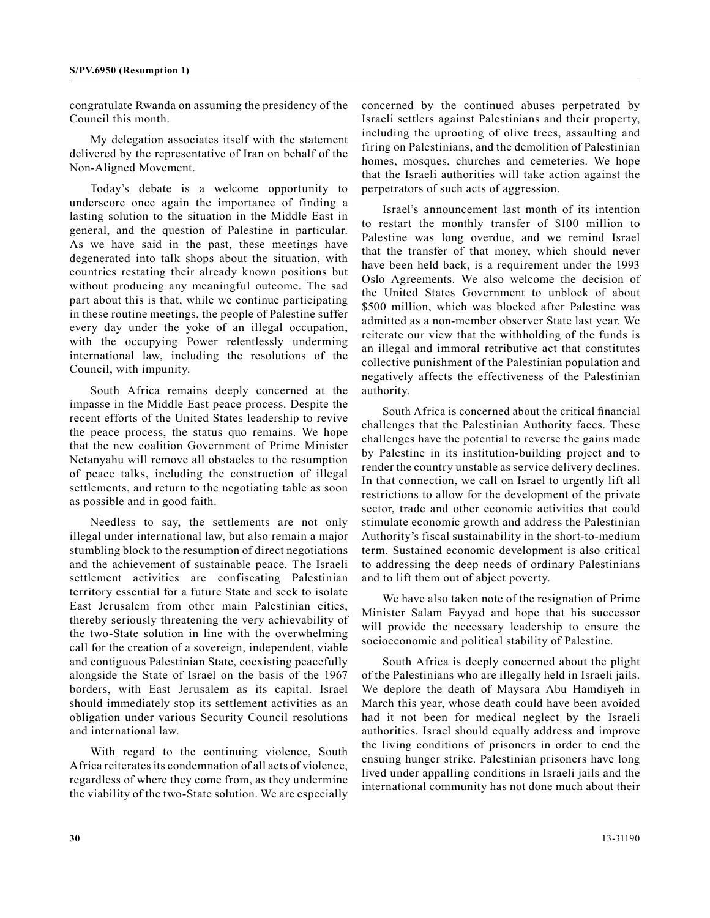congratulate Rwanda on assuming the presidency of the Council this month.

My delegation associates itself with the statement delivered by the representative of Iran on behalf of the Non-Aligned Movement.

Today's debate is a welcome opportunity to underscore once again the importance of finding a lasting solution to the situation in the Middle East in general, and the question of Palestine in particular. As we have said in the past, these meetings have degenerated into talk shops about the situation, with countries restating their already known positions but without producing any meaningful outcome. The sad part about this is that, while we continue participating in these routine meetings, the people of Palestine suffer every day under the yoke of an illegal occupation, with the occupying Power relentlessly undermining international law, including the resolutions of the Council, with impunity.

South Africa remains deeply concerned at the impasse in the Middle East peace process. Despite the recent efforts of the United States leadership to revive the peace process, the status quo remains. We hope that the new coalition Government of Prime Minister Netanyahu will remove all obstacles to the resumption of peace talks, including the construction of illegal settlements, and return to the negotiating table as soon as possible and in good faith.

Needless to say, the settlements are not only illegal under international law, but also remain a major stumbling block to the resumption of direct negotiations and the achievement of sustainable peace. The Israeli settlement activities are confiscating Palestinian territory essential for a future State and seek to isolate East Jerusalem from other main Palestinian cities, thereby seriously threatening the very achievability of the two-State solution in line with the overwhelming call for the creation of a sovereign, independent, viable and contiguous Palestinian State, coexisting peacefully alongside the State of Israel on the basis of the 1967 borders, with East Jerusalem as its capital. Israel should immediately stop its settlement activities as an obligation under various Security Council resolutions and international law.

With regard to the continuing violence, South Africa reiterates its condemnation of all acts of violence, regardless of where they come from, as they undermine the viability of the two-State solution. We are especially concerned by the continued abuses perpetrated by Israeli settlers against Palestinians and their property, including the uprooting of olive trees, assaulting and firing on Palestinians, and the demolition of Palestinian homes, mosques, churches and cemeteries. We hope that the Israeli authorities will take action against the perpetrators of such acts of aggression.

Israel's announcement last month of its intention to restart the monthly transfer of $100 million to Palestine was long overdue, and we remind Israel that the transfer of that money, which should never have been held back, is a requirement under the 1993 Oslo Agreements. We also welcome the decision of the United States Government to unblock of about $500 million, which was blocked after Palestine was admitted as a non-member observer State last year. We reiterate our view that the withholding of the funds is an illegal and immoral retributive act that constitutes collective punishment of the Palestinian population and negatively affects the effectiveness of the Palestinian authority.

South Africa is concerned about the critical financial challenges that the Palestinian Authority faces. These challenges have the potential to reverse the gains made by Palestine in its institution-building project and to render the country unstable as service delivery declines. In that connection, we call on Israel to urgently lift all restrictions to allow for the development of the private sector, trade and other economic activities that could stimulate economic growth and address the Palestinian Authority's fiscal sustainability in the short-to-medium term. Sustained economic development is also critical to addressing the deep needs of ordinary Palestinians and to lift them out of abject poverty.

We have also taken note of the resignation of Prime Minister Salam Fayyad and hope that his successor will provide the necessary leadership to ensure the socioeconomic and political stability of Palestine.

South Africa is deeply concerned about the plight of the Palestinians who are illegally held in Israeli jails. We deplore the death of Maysara Abu Hamdiyeh in March this year, whose death could have been avoided had it not been for medical neglect by the Israeli authorities. Israel should equally address and improve the living conditions of prisoners in order to end the ensuing hunger strike. Palestinian prisoners have long lived under appalling conditions in Israeli jails and the international community has not done much about their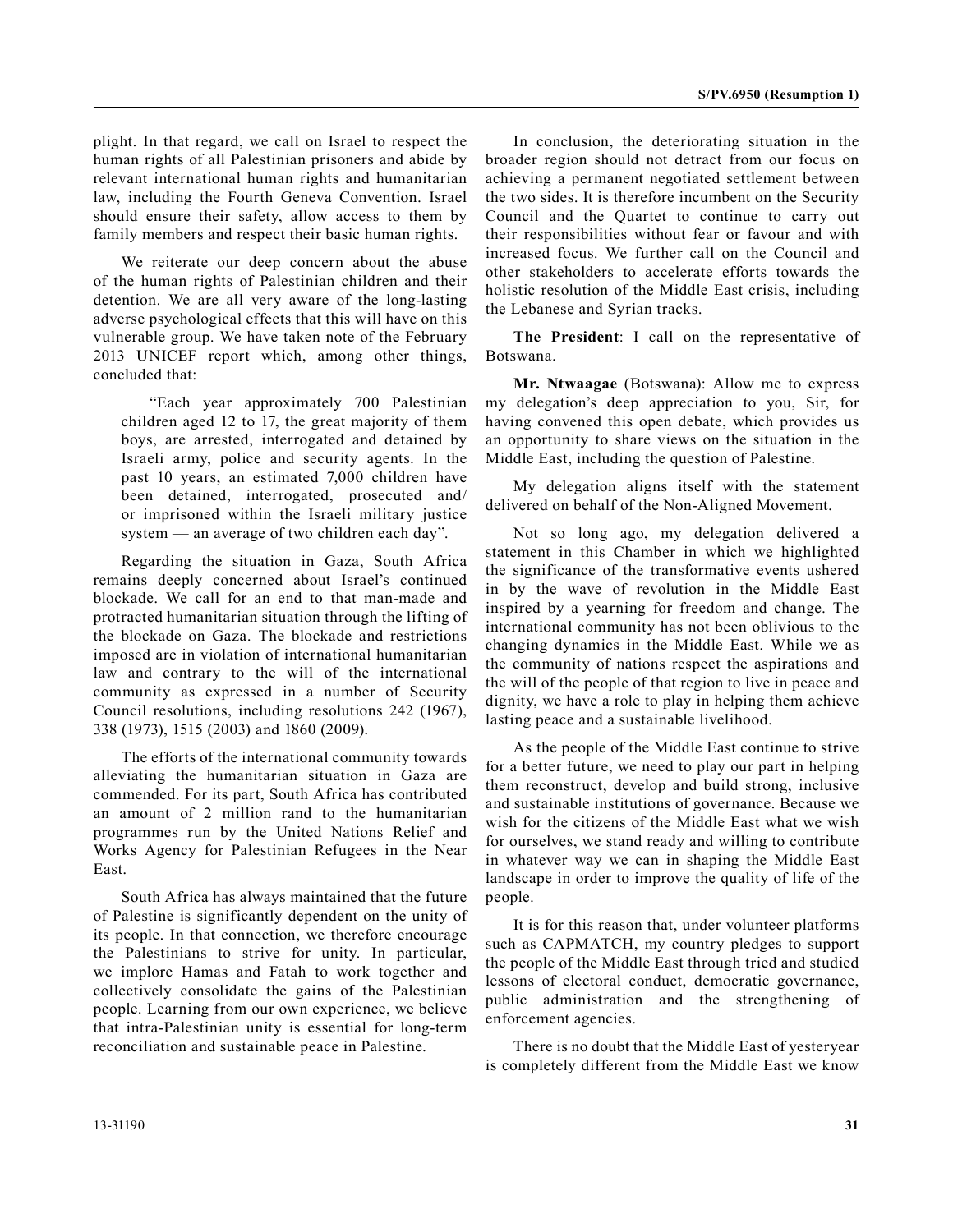plight. In that regard, we call on Israel to respect the human rights of all Palestinian prisoners and abide by relevant international human rights and humanitarian law, including the Fourth Geneva Convention. Israel should ensure their safety, allow access to them by family members and respect their basic human rights.

We reiterate our deep concern about the abuse of the human rights of Palestinian children and their detention. We are all very aware of the long-lasting adverse psychological effects that this will have on this vulnerable group. We have taken note of the February 2013 UNICEF report which, among other things, concluded that:

> "Each year approximately 700 Palestinian children aged 12 to 17, the great majority of them boys, are arrested, interrogated and detained by Israeli army, police and security agents. In the past 10 years, an estimated 7,000 children have been detained, interrogated, prosecuted and/or imprisoned within the Israeli military justice system — an average of two children each day".

Regarding the situation in Gaza, South Africa remains deeply concerned about Israel's continued blockade. We call for an end to that man-made and protracted humanitarian situation through the lifting of the blockade on Gaza. The blockade and restrictions imposed are in violation of international humanitarian law and contrary to the will of the international community as expressed in a number of Security Council resolutions, including resolutions 242 (1967), 338 (1973), 1515 (2003) and 1860 (2009).

The efforts of the international community towards alleviating the humanitarian situation in Gaza are commended. For its part, South Africa has contributed an amount of 2 million rand to the humanitarian programmes run by the United Nations Relief and Works Agency for Palestinian Refugees in the Near East.

South Africa has always maintained that the future of Palestine is significantly dependent on the unity of its people. In that connection, we therefore encourage the Palestinians to strive for unity. In particular, we implore Hamas and Fatah to work together and collectively consolidate the gains of the Palestinian people. Learning from our own experience, we believe that intra-Palestinian unity is essential for long-term reconciliation and sustainable peace in Palestine.

In conclusion, the deteriorating situation in the broader region should not detract from our focus on achieving a permanent negotiated settlement between the two sides. It is therefore incumbent on the Security Council and the Quartet to continue to carry out their responsibilities without fear or favour and with increased focus. We further call on the Council and other stakeholders to accelerate efforts towards the holistic resolution of the Middle East crisis, including the Lebanese and Syrian tracks.

**The President**: I call on the representative of Botswana.

**Mr. Ntwaagae** (Botswana): Allow me to express my delegation's deep appreciation to you, Sir, for having convened this open debate, which provides us an opportunity to share views on the situation in the Middle East, including the question of Palestine.

My delegation aligns itself with the statement delivered on behalf of the Non-Aligned Movement.

Not so long ago, my delegation delivered a statement in this Chamber in which we highlighted the significance of the transformative events ushered in by the wave of revolution in the Middle East inspired by a yearning for freedom and change. The international community has not been oblivious to the changing dynamics in the Middle East. While we as the community of nations respect the aspirations and the will of the people of that region to live in peace and dignity, we have a role to play in helping them achieve lasting peace and a sustainable livelihood.

As the people of the Middle East continue to strive for a better future, we need to play our part in helping them reconstruct, develop and build strong, inclusive and sustainable institutions of governance. Because we wish for the citizens of the Middle East what we wish for ourselves, we stand ready and willing to contribute in whatever way we can in shaping the Middle East landscape in order to improve the quality of life of the people.

It is for this reason that, under volunteer platforms such as CAPMATCH, my country pledges to support the people of the Middle East through tried and studied lessons of electoral conduct, democratic governance, public administration and the strengthening of enforcement agencies.

There is no doubt that the Middle East of yesteryear is completely different from the Middle East we know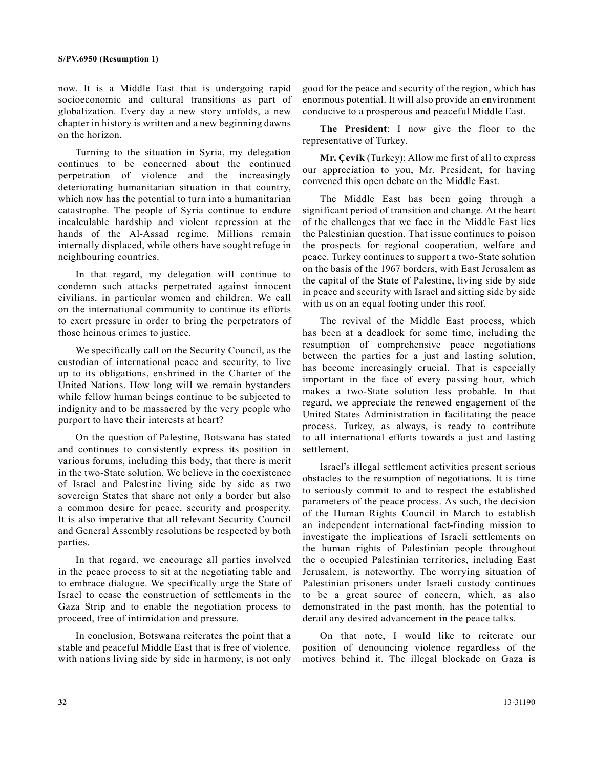now. It is a Middle East that is undergoing rapid socioeconomic and cultural transitions as part of globalization. Every day a new story unfolds, a new chapter in history is written and a new beginning dawns on the horizon.

Turning to the situation in Syria, my delegation continues to be concerned about the continued perpetration of violence and the increasingly deteriorating humanitarian situation in that country, which now has the potential to turn into a humanitarian catastrophe. The people of Syria continue to endure incalculable hardship and violent repression at the hands of the Al-Assad regime. Millions remain internally displaced, while others have sought refuge in neighbouring countries.

In that regard, my delegation will continue to condemn such attacks perpetrated against innocent civilians, in particular women and children. We call on the international community to continue its efforts to exert pressure in order to bring the perpetrators of those heinous crimes to justice.

We specifically call on the Security Council, as the custodian of international peace and security, to live up to its obligations, enshrined in the Charter of the United Nations. How long will we remain bystanders while fellow human beings continue to be subjected to indignity and to be massacred by the very people who purport to have their interests at heart?

On the question of Palestine, Botswana has stated and continues to consistently express its position in various forums, including this body, that there is merit in the two-State solution. We believe in the coexistence of Israel and Palestine living side by side as two sovereign States that share not only a border but also a common desire for peace, security and prosperity. It is also imperative that all relevant Security Council and General Assembly resolutions be respected by both parties.

In that regard, we encourage all parties involved in the peace process to sit at the negotiating table and to embrace dialogue. We specifically urge the State of Israel to cease the construction of settlements in the Gaza Strip and to enable the negotiation process to proceed, free of intimidation and pressure.

In conclusion, Botswana reiterates the point that a stable and peaceful Middle East that is free of violence, with nations living side by side in harmony, is not only good for the peace and security of the region, which has enormous potential. It will also provide an environment conducive to a prosperous and peaceful Middle East.

**The President**: I now give the floor to the representative of Turkey.

**Mr. Çevik** (Turkey): Allow me first of all to express our appreciation to you, Mr. President, for having convened this open debate on the Middle East.

The Middle East has been going through a significant period of transition and change. At the heart of the challenges that we face in the Middle East lies the Palestinian question. That issue continues to poison the prospects for regional cooperation, welfare and peace. Turkey continues to support a two-State solution on the basis of the 1967 borders, with East Jerusalem as the capital of the State of Palestine, living side by side in peace and security with Israel and sitting side by side with us on an equal footing under this roof.

The revival of the Middle East process, which has been at a deadlock for some time, including the resumption of comprehensive peace negotiations between the parties for a just and lasting solution, has become increasingly crucial. That is especially important in the face of every passing hour, which makes a two-State solution less probable. In that regard, we appreciate the renewed engagement of the United States Administration in facilitating the peace process. Turkey, as always, is ready to contribute to all international efforts towards a just and lasting settlement.

Israel's illegal settlement activities present serious obstacles to the resumption of negotiations. It is time to seriously commit to and to respect the established parameters of the peace process. As such, the decision of the Human Rights Council in March to establish an independent international fact-finding mission to investigate the implications of Israeli settlements on the human rights of Palestinian people throughout the o occupied Palestinian territories, including East Jerusalem, is noteworthy. The worrying situation of Palestinian prisoners under Israeli custody continues to be a great source of concern, which, as also demonstrated in the past month, has the potential to derail any desired advancement in the peace talks.

On that note, I would like to reiterate our position of denouncing violence regardless of the motives behind it. The illegal blockade on Gaza is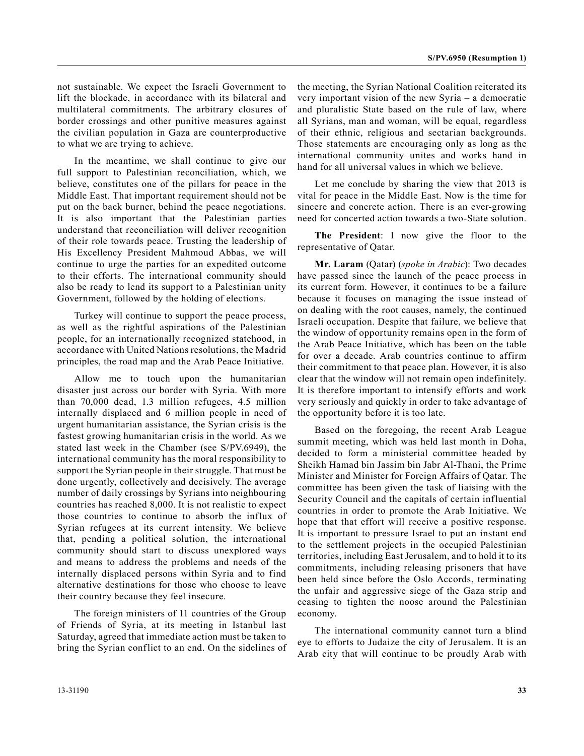not sustainable. We expect the Israeli Government to lift the blockade, in accordance with its bilateral and multilateral commitments. The arbitrary closures of border crossings and other punitive measures against the civilian population in Gaza are counterproductive to what we are trying to achieve.

In the meantime, we shall continue to give our full support to Palestinian reconciliation, which, we believe, constitutes one of the pillars for peace in the Middle East. That important requirement should not be put on the back burner, behind the peace negotiations. It is also important that the Palestinian parties understand that reconciliation will deliver recognition of their role towards peace. Trusting the leadership of His Excellency President Mahmoud Abbas, we will continue to urge the parties for an expedited outcome to their efforts. The international community should also be ready to lend its support to a Palestinian unity Government, followed by the holding of elections.

Turkey will continue to support the peace process, as well as the rightful aspirations of the Palestinian people, for an internationally recognized statehood, in accordance with United Nations resolutions, the Madrid principles, the road map and the Arab Peace Initiative.

Allow me to touch upon the humanitarian disaster just across our border with Syria. With more than 70,000 dead, 1.3 million refugees, 4.5 million internally displaced and 6 million people in need of urgent humanitarian assistance, the Syrian crisis is the fastest growing humanitarian crisis in the world. As we stated last week in the Chamber (see S/PV.6949), the international community has the moral responsibility to support the Syrian people in their struggle. That must be done urgently, collectively and decisively. The average number of daily crossings by Syrians into neighbouring countries has reached 8,000. It is not realistic to expect those countries to continue to absorb the influx of Syrian refugees at its current intensity. We believe that, pending a political solution, the international community should start to discuss unexplored ways and means to address the problems and needs of the internally displaced persons within Syria and to find alternative destinations for those who choose to leave their country because they feel insecure.

The foreign ministers of 11 countries of the Group of Friends of Syria, at its meeting in Istanbul last Saturday, agreed that immediate action must be taken to bring the Syrian conflict to an end. On the sidelines of the meeting, the Syrian National Coalition reiterated its very important vision of the new Syria – a democratic and pluralistic State based on the rule of law, where all Syrians, man and woman, will be equal, regardless of their ethnic, religious and sectarian backgrounds. Those statements are encouraging only as long as the international community unites and works hand in hand for all universal values in which we believe.

Let me conclude by sharing the view that 2013 is vital for peace in the Middle East. Now is the time for sincere and concrete action. There is an ever-growing need for concerted action towards a two-State solution.

**The President**: I now give the floor to the representative of Qatar.

**Mr. Laram** (Qatar) (*spoke in Arabic*): Two decades have passed since the launch of the peace process in its current form. However, it continues to be a failure because it focuses on managing the issue instead of on dealing with the root causes, namely, the continued Israeli occupation. Despite that failure, we believe that the window of opportunity remains open in the form of the Arab Peace Initiative, which has been on the table for over a decade. Arab countries continue to affirm their commitment to that peace plan. However, it is also clear that the window will not remain open indefinitely. It is therefore important to intensify efforts and work very seriously and quickly in order to take advantage of the opportunity before it is too late.

Based on the foregoing, the recent Arab League summit meeting, which was held last month in Doha, decided to form a ministerial committee headed by Sheikh Hamad bin Jassim bin Jabr Al-Thani, the Prime Minister and Minister for Foreign Affairs of Qatar. The committee has been given the task of liaising with the Security Council and the capitals of certain influential countries in order to promote the Arab Initiative. We hope that that effort will receive a positive response. It is important to pressure Israel to put an instant end to the settlement projects in the occupied Palestinian territories, including East Jerusalem, and to hold it to its commitments, including releasing prisoners that have been held since before the Oslo Accords, terminating the unfair and aggressive siege of the Gaza strip and ceasing to tighten the noose around the Palestinian economy.

The international community cannot turn a blind eye to efforts to Judaize the city of Jerusalem. It is an Arab city that will continue to be proudly Arab with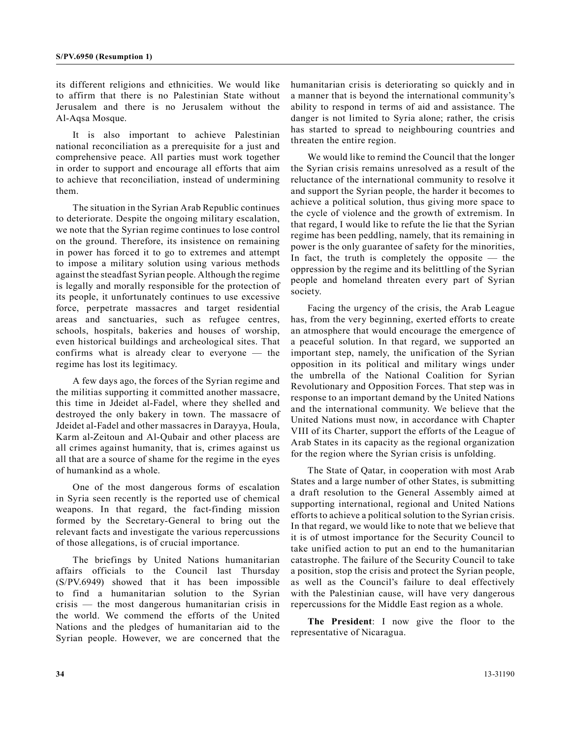its different religions and ethnicities. We would like to affirm that there is no Palestinian State without Jerusalem and there is no Jerusalem without the Al-Aqsa Mosque.

It is also important to achieve Palestinian national reconciliation as a prerequisite for a just and comprehensive peace. All parties must work together in order to support and encourage all efforts that aim to achieve that reconciliation, instead of undermining them.

The situation in the Syrian Arab Republic continues to deteriorate. Despite the ongoing military escalation, we note that the Syrian regime continues to lose control on the ground. Therefore, its insistence on remaining in power has forced it to go to extremes and attempt to impose a military solution using various methods against the steadfast Syrian people. Although the regime is legally and morally responsible for the protection of its people, it unfortunately continues to use excessive force, perpetrate massacres and target residential areas and sanctuaries, such as refugee centres, schools, hospitals, bakeries and houses of worship, even historical buildings and archeological sites. That confirms what is already clear to everyone — the regime has lost its legitimacy.

A few days ago, the forces of the Syrian regime and the militias supporting it committed another massacre, this time in Jdeidet al-Fadel, where they shelled and destroyed the only bakery in town. The massacre of Jdeidet al-Fadel and other massacres in Darayya, Houla, Karm al-Zeitoun and Al-Qubair and other placess are all crimes against humanity, that is, crimes against us all that are a source of shame for the regime in the eyes of humankind as a whole.

One of the most dangerous forms of escalation in Syria seen recently is the reported use of chemical weapons. In that regard, the fact-finding mission formed by the Secretary-General to bring out the relevant facts and investigate the various repercussions of those allegations, is of crucial importance.

The briefings by United Nations humanitarian affairs officials to the Council last Thursday (S/PV.6949) showed that it has been impossible to find a humanitarian solution to the Syrian crisis — the most dangerous humanitarian crisis in the world. We commend the efforts of the United Nations and the pledges of humanitarian aid to the Syrian people. However, we are concerned that the humanitarian crisis is deteriorating so quickly and in a manner that is beyond the international community's ability to respond in terms of aid and assistance. The danger is not limited to Syria alone; rather, the crisis has started to spread to neighbouring countries and threaten the entire region.

We would like to remind the Council that the longer the Syrian crisis remains unresolved as a result of the reluctance of the international community to resolve it and support the Syrian people, the harder it becomes to achieve a political solution, thus giving more space to the cycle of violence and the growth of extremism. In that regard, I would like to refute the lie that the Syrian regime has been peddling, namely, that its remaining in power is the only guarantee of safety for the minorities, In fact, the truth is completely the opposite — the oppression by the regime and its belittling of the Syrian people and homeland threaten every part of Syrian society.

Facing the urgency of the crisis, the Arab League has, from the very beginning, exerted efforts to create an atmosphere that would encourage the emergence of a peaceful solution. In that regard, we supported an important step, namely, the unification of the Syrian opposition in its political and military wings under the umbrella of the National Coalition for Syrian Revolutionary and Opposition Forces. That step was in response to an important demand by the United Nations and the international community. We believe that the United Nations must now, in accordance with Chapter VIII of its Charter, support the efforts of the League of Arab States in its capacity as the regional organization for the region where the Syrian crisis is unfolding.

The State of Qatar, in cooperation with most Arab States and a large number of other States, is submitting a draft resolution to the General Assembly aimed at supporting international, regional and United Nations efforts to achieve a political solution to the Syrian crisis. In that regard, we would like to note that we believe that it is of utmost importance for the Security Council to take unified action to put an end to the humanitarian catastrophe. The failure of the Security Council to take a position, stop the crisis and protect the Syrian people, as well as the Council's failure to deal effectively with the Palestinian cause, will have very dangerous repercussions for the Middle East region as a whole.

**The President**: I now give the floor to the representative of Nicaragua.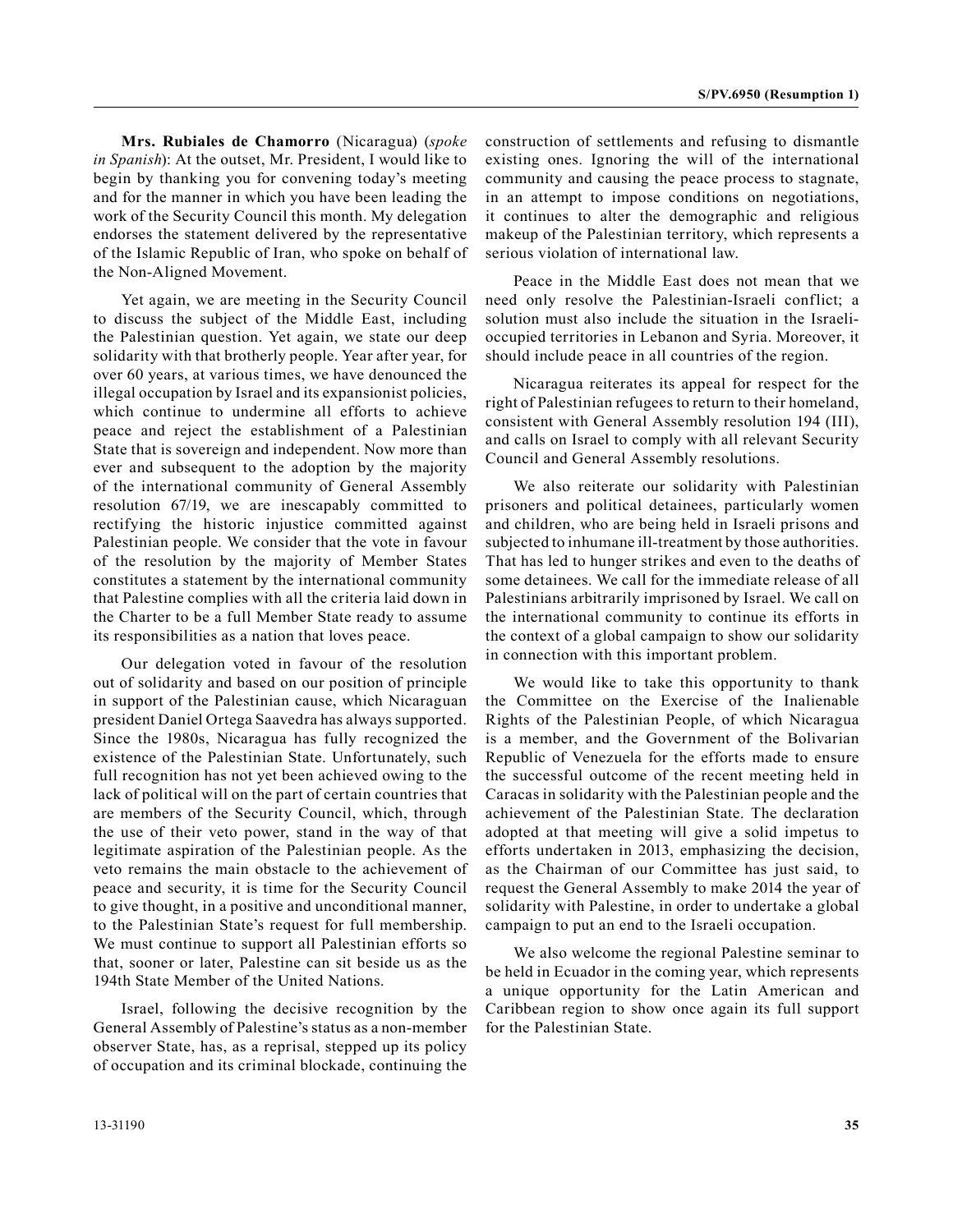**Mrs. Rubiales de Chamorro** (Nicaragua) (*spoke in Spanish*): At the outset, Mr. President, I would like to begin by thanking you for convening today's meeting and for the manner in which you have been leading the work of the Security Council this month. My delegation endorses the statement delivered by the representative of the Islamic Republic of Iran, who spoke on behalf of the Non-Aligned Movement.

Yet again, we are meeting in the Security Council to discuss the subject of the Middle East, including the Palestinian question. Yet again, we state our deep solidarity with that brotherly people. Year after year, for over 60 years, at various times, we have denounced the illegal occupation by Israel and its expansionist policies, which continue to undermine all efforts to achieve peace and reject the establishment of a Palestinian State that is sovereign and independent. Now more than ever and subsequent to the adoption by the majority of the international community of General Assembly resolution 67/19, we are inescapably committed to rectifying the historic injustice committed against Palestinian people. We consider that the vote in favour of the resolution by the majority of Member States constitutes a statement by the international community that Palestine complies with all the criteria laid down in the Charter to be a full Member State ready to assume its responsibilities as a nation that loves peace.

Our delegation voted in favour of the resolution out of solidarity and based on our position of principle in support of the Palestinian cause, which Nicaraguan president Daniel Ortega Saavedra has always supported. Since the 1980s, Nicaragua has fully recognized the existence of the Palestinian State. Unfortunately, such full recognition has not yet been achieved owing to the lack of political will on the part of certain countries that are members of the Security Council, which, through the use of their veto power, stand in the way of that legitimate aspiration of the Palestinian people. As the veto remains the main obstacle to the achievement of peace and security, it is time for the Security Council to give thought, in a positive and unconditional manner, to the Palestinian State's request for full membership. We must continue to support all Palestinian efforts so that, sooner or later, Palestine can sit beside us as the 194th State Member of the United Nations.

Israel, following the decisive recognition by the General Assembly of Palestine's status as a non-member observer State, has, as a reprisal, stepped up its policy of occupation and its criminal blockade, continuing the construction of settlements and refusing to dismantle existing ones. Ignoring the will of the international community and causing the peace process to stagnate, in an attempt to impose conditions on negotiations, it continues to alter the demographic and religious makeup of the Palestinian territory, which represents a serious violation of international law.

Peace in the Middle East does not mean that we need only resolve the Palestinian-Israeli conflict; a solution must also include the situation in the Israeli-occupied territories in Lebanon and Syria. Moreover, it should include peace in all countries of the region.

Nicaragua reiterates its appeal for respect for the right of Palestinian refugees to return to their homeland, consistent with General Assembly resolution 194 (III), and calls on Israel to comply with all relevant Security Council and General Assembly resolutions.

We also reiterate our solidarity with Palestinian prisoners and political detainees, particularly women and children, who are being held in Israeli prisons and subjected to inhumane ill-treatment by those authorities. That has led to hunger strikes and even to the deaths of some detainees. We call for the immediate release of all Palestinians arbitrarily imprisoned by Israel. We call on the international community to continue its efforts in the context of a global campaign to show our solidarity in connection with this important problem.

We would like to take this opportunity to thank the Committee on the Exercise of the Inalienable Rights of the Palestinian People, of which Nicaragua is a member, and the Government of the Bolivarian Republic of Venezuela for the efforts made to ensure the successful outcome of the recent meeting held in Caracas in solidarity with the Palestinian people and the achievement of the Palestinian State. The declaration adopted at that meeting will give a solid impetus to efforts undertaken in 2013, emphasizing the decision, as the Chairman of our Committee has just said, to request the General Assembly to make 2014 the year of solidarity with Palestine, in order to undertake a global campaign to put an end to the Israeli occupation.

We also welcome the regional Palestine seminar to be held in Ecuador in the coming year, which represents a unique opportunity for the Latin American and Caribbean region to show once again its full support for the Palestinian State.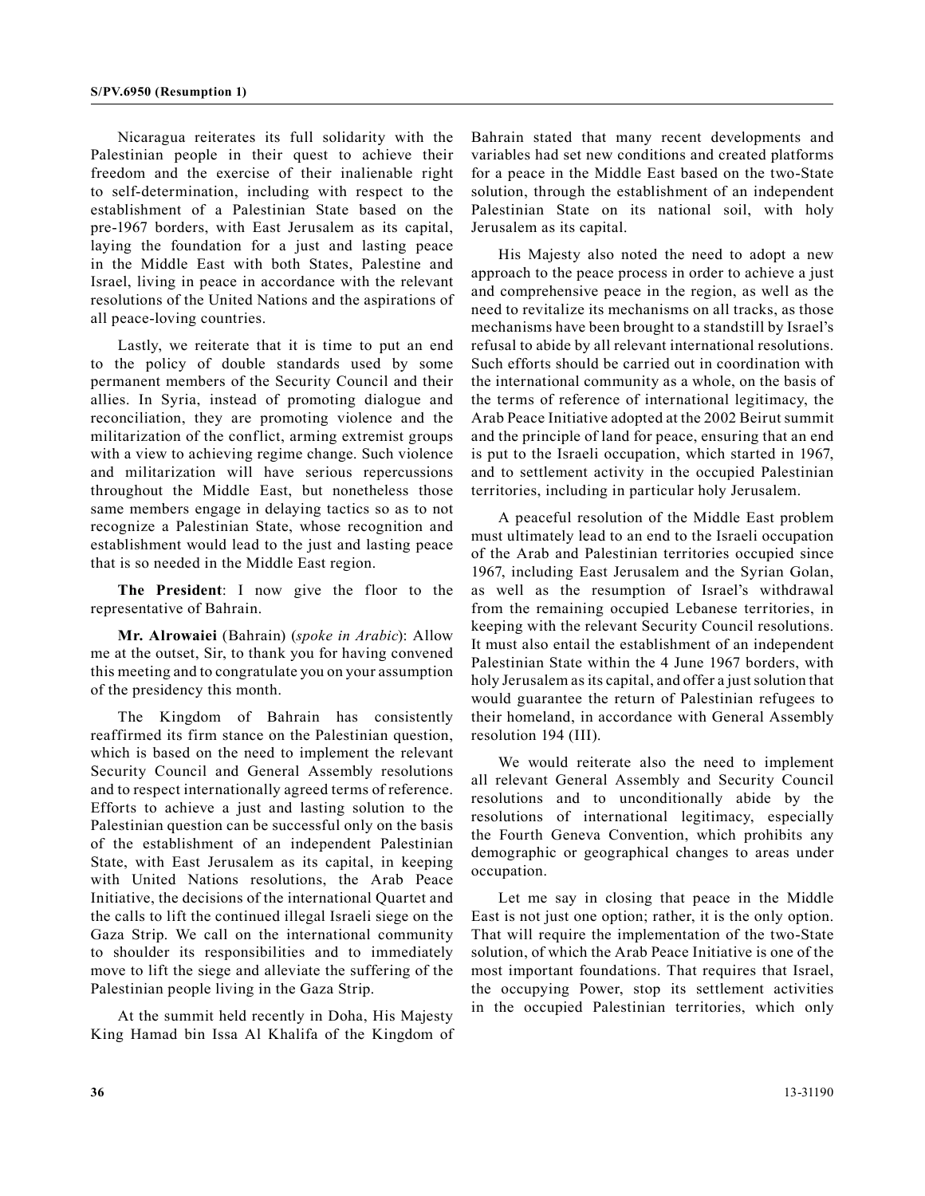Nicaragua reiterates its full solidarity with the Palestinian people in their quest to achieve their freedom and the exercise of their inalienable right to self-determination, including with respect to the establishment of a Palestinian State based on the pre-1967 borders, with East Jerusalem as its capital, laying the foundation for a just and lasting peace in the Middle East with both States, Palestine and Israel, living in peace in accordance with the relevant resolutions of the United Nations and the aspirations of all peace-loving countries.

Lastly, we reiterate that it is time to put an end to the policy of double standards used by some permanent members of the Security Council and their allies. In Syria, instead of promoting dialogue and reconciliation, they are promoting violence and the militarization of the conflict, arming extremist groups with a view to achieving regime change. Such violence and militarization will have serious repercussions throughout the Middle East, but nonetheless those same members engage in delaying tactics so as to not recognize a Palestinian State, whose recognition and establishment would lead to the just and lasting peace that is so needed in the Middle East region.

**The President**: I now give the floor to the representative of Bahrain.

**Mr. Alrowaiei** (Bahrain) (*spoke in Arabic*): Allow me at the outset, Sir, to thank you for having convened this meeting and to congratulate you on your assumption of the presidency this month.

The Kingdom of Bahrain has consistently reaffirmed its firm stance on the Palestinian question, which is based on the need to implement the relevant Security Council and General Assembly resolutions and to respect internationally agreed terms of reference. Efforts to achieve a just and lasting solution to the Palestinian question can be successful only on the basis of the establishment of an independent Palestinian State, with East Jerusalem as its capital, in keeping with United Nations resolutions, the Arab Peace Initiative, the decisions of the international Quartet and the calls to lift the continued illegal Israeli siege on the Gaza Strip. We call on the international community to shoulder its responsibilities and to immediately move to lift the siege and alleviate the suffering of the Palestinian people living in the Gaza Strip.

At the summit held recently in Doha, His Majesty King Hamad bin Issa Al Khalifa of the Kingdom of Bahrain stated that many recent developments and variables had set new conditions and created platforms for a peace in the Middle East based on the two-State solution, through the establishment of an independent Palestinian State on its national soil, with holy Jerusalem as its capital.

His Majesty also noted the need to adopt a new approach to the peace process in order to achieve a just and comprehensive peace in the region, as well as the need to revitalize its mechanisms on all tracks, as those mechanisms have been brought to a standstill by Israel's refusal to abide by all relevant international resolutions. Such efforts should be carried out in coordination with the international community as a whole, on the basis of the terms of reference of international legitimacy, the Arab Peace Initiative adopted at the 2002 Beirut summit and the principle of land for peace, ensuring that an end is put to the Israeli occupation, which started in 1967, and to settlement activity in the occupied Palestinian territories, including in particular holy Jerusalem.

A peaceful resolution of the Middle East problem must ultimately lead to an end to the Israeli occupation of the Arab and Palestinian territories occupied since 1967, including East Jerusalem and the Syrian Golan, as well as the resumption of Israel's withdrawal from the remaining occupied Lebanese territories, in keeping with the relevant Security Council resolutions. It must also entail the establishment of an independent Palestinian State within the 4 June 1967 borders, with holy Jerusalem as its capital, and offer a just solution that would guarantee the return of Palestinian refugees to their homeland, in accordance with General Assembly resolution 194 (III).

We would reiterate also the need to implement all relevant General Assembly and Security Council resolutions and to unconditionally abide by the resolutions of international legitimacy, especially the Fourth Geneva Convention, which prohibits any demographic or geographical changes to areas under occupation.

Let me say in closing that peace in the Middle East is not just one option; rather, it is the only option. That will require the implementation of the two-State solution, of which the Arab Peace Initiative is one of the most important foundations. That requires that Israel, the occupying Power, stop its settlement activities in the occupied Palestinian territories, which only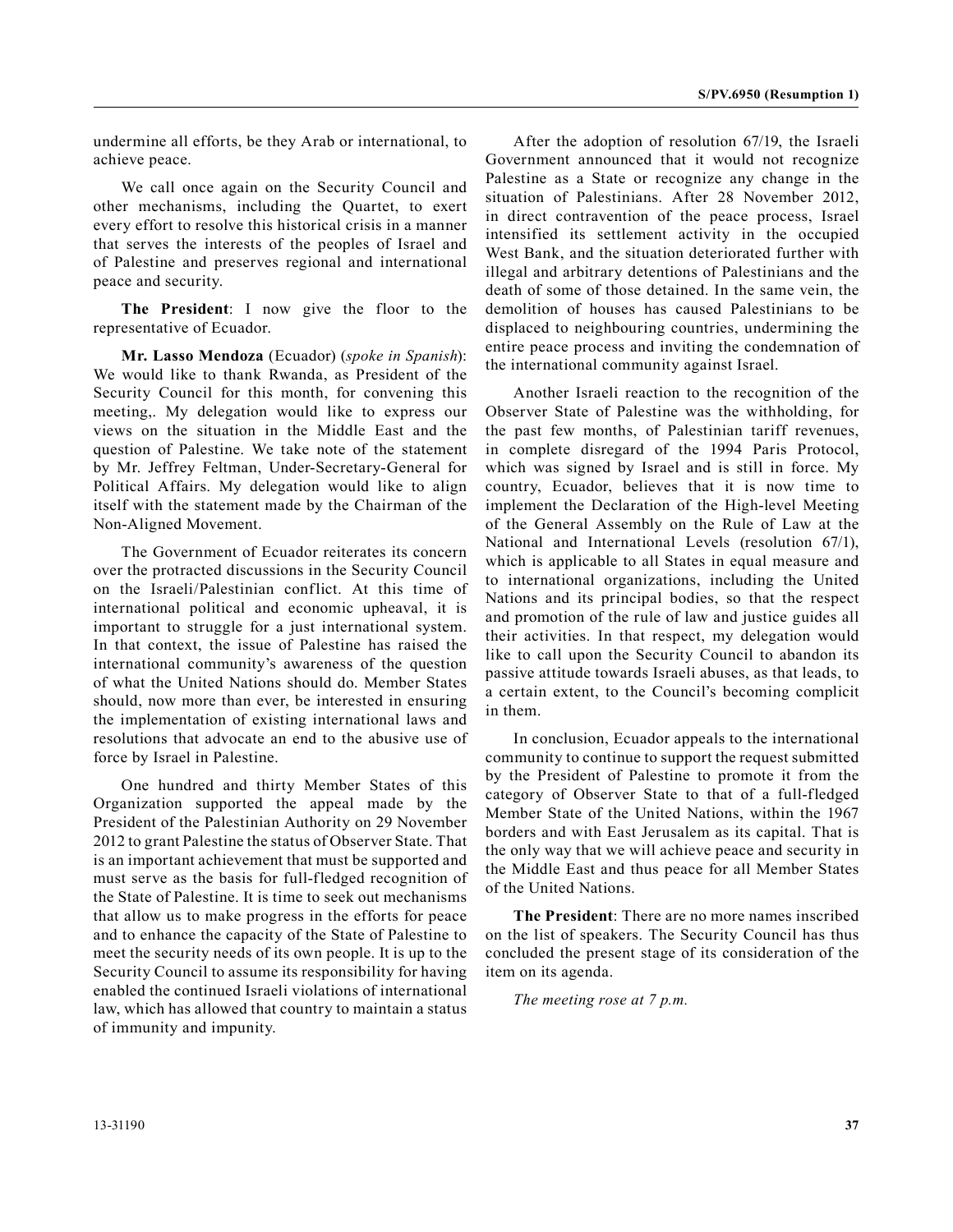undermine all efforts, be they Arab or international, to achieve peace.

We call once again on the Security Council and other mechanisms, including the Quartet, to exert every effort to resolve this historical crisis in a manner that serves the interests of the peoples of Israel and of Palestine and preserves regional and international peace and security.

**The President**: I now give the floor to the representative of Ecuador.

**Mr. Lasso Mendoza** (Ecuador) (*spoke in Spanish*): We would like to thank Rwanda, as President of the Security Council for this month, for convening this meeting,. My delegation would like to express our views on the situation in the Middle East and the question of Palestine. We take note of the statement by Mr. Jeffrey Feltman, Under-Secretary-General for Political Affairs. My delegation would like to align itself with the statement made by the Chairman of the Non-Aligned Movement.

The Government of Ecuador reiterates its concern over the protracted discussions in the Security Council on the Israeli/Palestinian conflict. At this time of international political and economic upheaval, it is important to struggle for a just international system. In that context, the issue of Palestine has raised the international community's awareness of the question of what the United Nations should do. Member States should, now more than ever, be interested in ensuring the implementation of existing international laws and resolutions that advocate an end to the abusive use of force by Israel in Palestine.

One hundred and thirty Member States of this Organization supported the appeal made by the President of the Palestinian Authority on 29 November 2012 to grant Palestine the status of Observer State. That is an important achievement that must be supported and must serve as the basis for full-fledged recognition of the State of Palestine. It is time to seek out mechanisms that allow us to make progress in the efforts for peace and to enhance the capacity of the State of Palestine to meet the security needs of its own people. It is up to the Security Council to assume its responsibility for having enabled the continued Israeli violations of international law, which has allowed that country to maintain a status of immunity and impunity.

After the adoption of resolution 67/19, the Israeli Government announced that it would not recognize Palestine as a State or recognize any change in the situation of Palestinians. After 28 November 2012, in direct contravention of the peace process, Israel intensified its settlement activity in the occupied West Bank, and the situation deteriorated further with illegal and arbitrary detentions of Palestinians and the death of some of those detained. In the same vein, the demolition of houses has caused Palestinians to be displaced to neighbouring countries, undermining the entire peace process and inviting the condemnation of the international community against Israel.

Another Israeli reaction to the recognition of the Observer State of Palestine was the withholding, for the past few months, of Palestinian tariff revenues, in complete disregard of the 1994 Paris Protocol, which was signed by Israel and is still in force. My country, Ecuador, believes that it is now time to implement the Declaration of the High-level Meeting of the General Assembly on the Rule of Law at the National and International Levels (resolution 67/1), which is applicable to all States in equal measure and to international organizations, including the United Nations and its principal bodies, so that the respect and promotion of the rule of law and justice guides all their activities. In that respect, my delegation would like to call upon the Security Council to abandon its passive attitude towards Israeli abuses, as that leads, to a certain extent, to the Council's becoming complicit in them.

In conclusion, Ecuador appeals to the international community to continue to support the request submitted by the President of Palestine to promote it from the category of Observer State to that of a full-fledged Member State of the United Nations, within the 1967 borders and with East Jerusalem as its capital. That is the only way that we will achieve peace and security in the Middle East and thus peace for all Member States of the United Nations.

**The President**: There are no more names inscribed on the list of speakers. The Security Council has thus concluded the present stage of its consideration of the item on its agenda.

*The meeting rose at 7 p.m.*